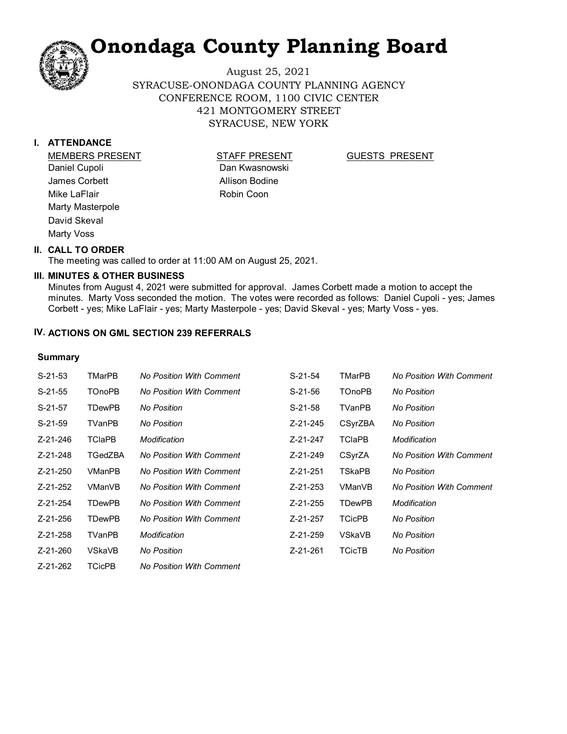# Onondaga County Planning Board

August 25, 2021
SYRACUSE-ONONDAGA COUNTY PLANNING AGENCY
CONFERENCE ROOM, 1100 CIVIC CENTER
421 MONTGOMERY STREET
SYRACUSE, NEW YORK

## I. ATTENDANCE

| MEMBERS PRESENT | STAFF PRESENT | GUESTS PRESENT |
|---|---|---|
| Daniel Cupoli | Dan Kwasnowski | |
| James Corbett | Allison Bodine | |
| Mike LaFlair | Robin Coon | |
| Marty Masterpole | | |
| David Skeval | | |
| Marty Voss | | |

## II. CALL TO ORDER

The meeting was called to order at 11:00 AM on August 25, 2021.

## III. MINUTES & OTHER BUSINESS

Minutes from August 4, 2021 were submitted for approval. James Corbett made a motion to accept the minutes. Marty Voss seconded the motion. The votes were recorded as follows: Daniel Cupoli - yes; James Corbett - yes; Mike LaFlair - yes; Marty Masterpole - yes; David Skeval - yes; Marty Voss - yes.

## IV. ACTIONS ON GML SECTION 239 REFERRALS

### Summary

| | | | | | |
|---|---|---|---|---|---|
| S-21-53 | TMarPB | *No Position With Comment* | S-21-54 | TMarPB | *No Position With Comment* |
| S-21-55 | TOnoPB | *No Position With Comment* | S-21-56 | TOnoPB | *No Position* |
| S-21-57 | TDewPB | *No Position* | S-21-58 | TVanPB | *No Position* |
| S-21-59 | TVanPB | *No Position* | Z-21-245 | CSyrZBA | *No Position* |
| Z-21-246 | TClaPB | *Modification* | Z-21-247 | TClaPB | *Modification* |
| Z-21-248 | TGedZBA | *No Position With Comment* | Z-21-249 | CSyrZA | *No Position With Comment* |
| Z-21-250 | VManPB | *No Position With Comment* | Z-21-251 | TSkaPB | *No Position* |
| Z-21-252 | VManVB | *No Position With Comment* | Z-21-253 | VManVB | *No Position With Comment* |
| Z-21-254 | TDewPB | *No Position With Comment* | Z-21-255 | TDewPB | *Modification* |
| Z-21-256 | TDewPB | *No Position With Comment* | Z-21-257 | TCicPB | *No Position* |
| Z-21-258 | TVanPB | *Modification* | Z-21-259 | VSkaVB | *No Position* |
| Z-21-260 | VSkaVB | *No Position* | Z-21-261 | TCicTB | *No Position* |
| Z-21-262 | TCicPB | *No Position With Comment* | | | |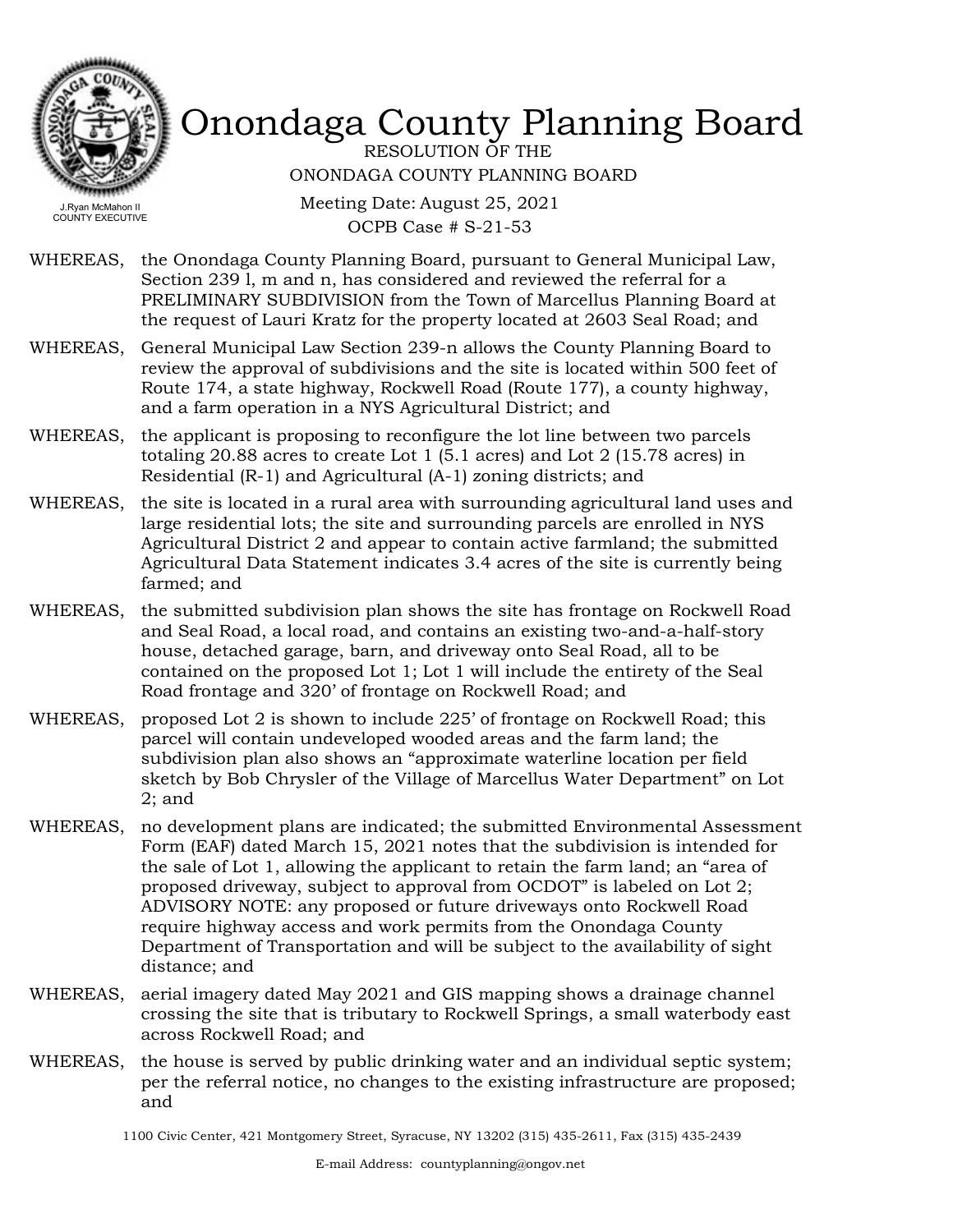# Onondaga County Planning Board

RESOLUTION OF THE
ONONDAGA COUNTY PLANNING BOARD

Meeting Date: August 25, 2021
OCPB Case # S-21-53

J.Ryan McMahon II
COUNTY EXECUTIVE

WHEREAS, the Onondaga County Planning Board, pursuant to General Municipal Law, Section 239 l, m and n, has considered and reviewed the referral for a PRELIMINARY SUBDIVISION from the Town of Marcellus Planning Board at the request of Lauri Kratz for the property located at 2603 Seal Road; and

WHEREAS, General Municipal Law Section 239-n allows the County Planning Board to review the approval of subdivisions and the site is located within 500 feet of Route 174, a state highway, Rockwell Road (Route 177), a county highway, and a farm operation in a NYS Agricultural District; and

WHEREAS, the applicant is proposing to reconfigure the lot line between two parcels totaling 20.88 acres to create Lot 1 (5.1 acres) and Lot 2 (15.78 acres) in Residential (R-1) and Agricultural (A-1) zoning districts; and

WHEREAS, the site is located in a rural area with surrounding agricultural land uses and large residential lots; the site and surrounding parcels are enrolled in NYS Agricultural District 2 and appear to contain active farmland; the submitted Agricultural Data Statement indicates 3.4 acres of the site is currently being farmed; and

WHEREAS, the submitted subdivision plan shows the site has frontage on Rockwell Road and Seal Road, a local road, and contains an existing two-and-a-half-story house, detached garage, barn, and driveway onto Seal Road, all to be contained on the proposed Lot 1; Lot 1 will include the entirety of the Seal Road frontage and 320' of frontage on Rockwell Road; and

WHEREAS, proposed Lot 2 is shown to include 225' of frontage on Rockwell Road; this parcel will contain undeveloped wooded areas and the farm land; the subdivision plan also shows an "approximate waterline location per field sketch by Bob Chrysler of the Village of Marcellus Water Department" on Lot 2; and

WHEREAS, no development plans are indicated; the submitted Environmental Assessment Form (EAF) dated March 15, 2021 notes that the subdivision is intended for the sale of Lot 1, allowing the applicant to retain the farm land; an "area of proposed driveway, subject to approval from OCDOT" is labeled on Lot 2; ADVISORY NOTE: any proposed or future driveways onto Rockwell Road require highway access and work permits from the Onondaga County Department of Transportation and will be subject to the availability of sight distance; and

WHEREAS, aerial imagery dated May 2021 and GIS mapping shows a drainage channel crossing the site that is tributary to Rockwell Springs, a small waterbody east across Rockwell Road; and

WHEREAS, the house is served by public drinking water and an individual septic system; per the referral notice, no changes to the existing infrastructure are proposed; and

1100 Civic Center, 421 Montgomery Street, Syracuse, NY 13202 (315) 435-2611, Fax (315) 435-2439

E-mail Address: countyplanning@ongov.net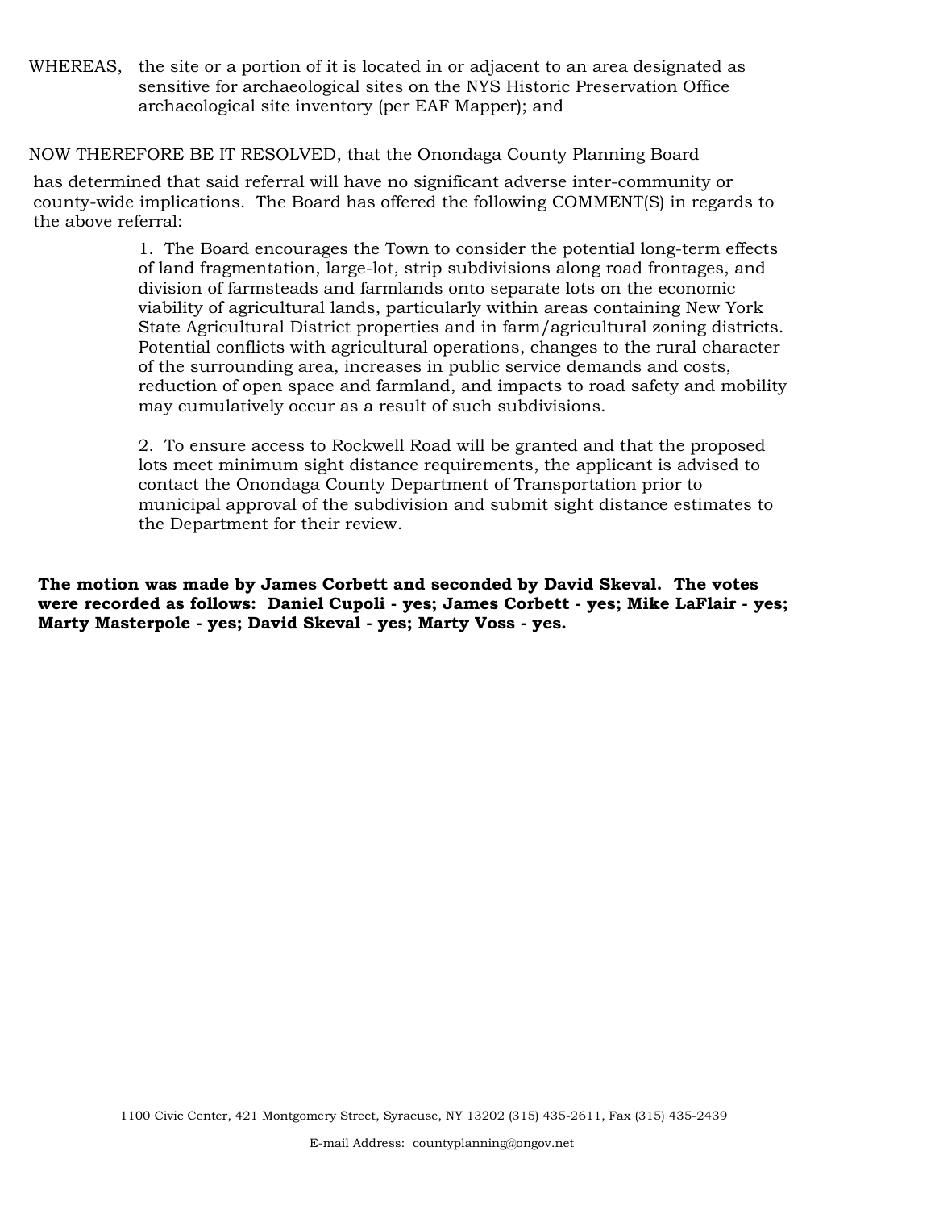WHEREAS, the site or a portion of it is located in or adjacent to an area designated as sensitive for archaeological sites on the NYS Historic Preservation Office archaeological site inventory (per EAF Mapper); and

NOW THEREFORE BE IT RESOLVED, that the Onondaga County Planning Board has determined that said referral will have no significant adverse inter-community or county-wide implications. The Board has offered the following COMMENT(S) in regards to the above referral:

1. The Board encourages the Town to consider the potential long-term effects of land fragmentation, large-lot, strip subdivisions along road frontages, and division of farmsteads and farmlands onto separate lots on the economic viability of agricultural lands, particularly within areas containing New York State Agricultural District properties and in farm/agricultural zoning districts. Potential conflicts with agricultural operations, changes to the rural character of the surrounding area, increases in public service demands and costs, reduction of open space and farmland, and impacts to road safety and mobility may cumulatively occur as a result of such subdivisions.

2. To ensure access to Rockwell Road will be granted and that the proposed lots meet minimum sight distance requirements, the applicant is advised to contact the Onondaga County Department of Transportation prior to municipal approval of the subdivision and submit sight distance estimates to the Department for their review.

**The motion was made by James Corbett and seconded by David Skeval. The votes were recorded as follows: Daniel Cupoli - yes; James Corbett - yes; Mike LaFlair - yes; Marty Masterpole - yes; David Skeval - yes; Marty Voss - yes.**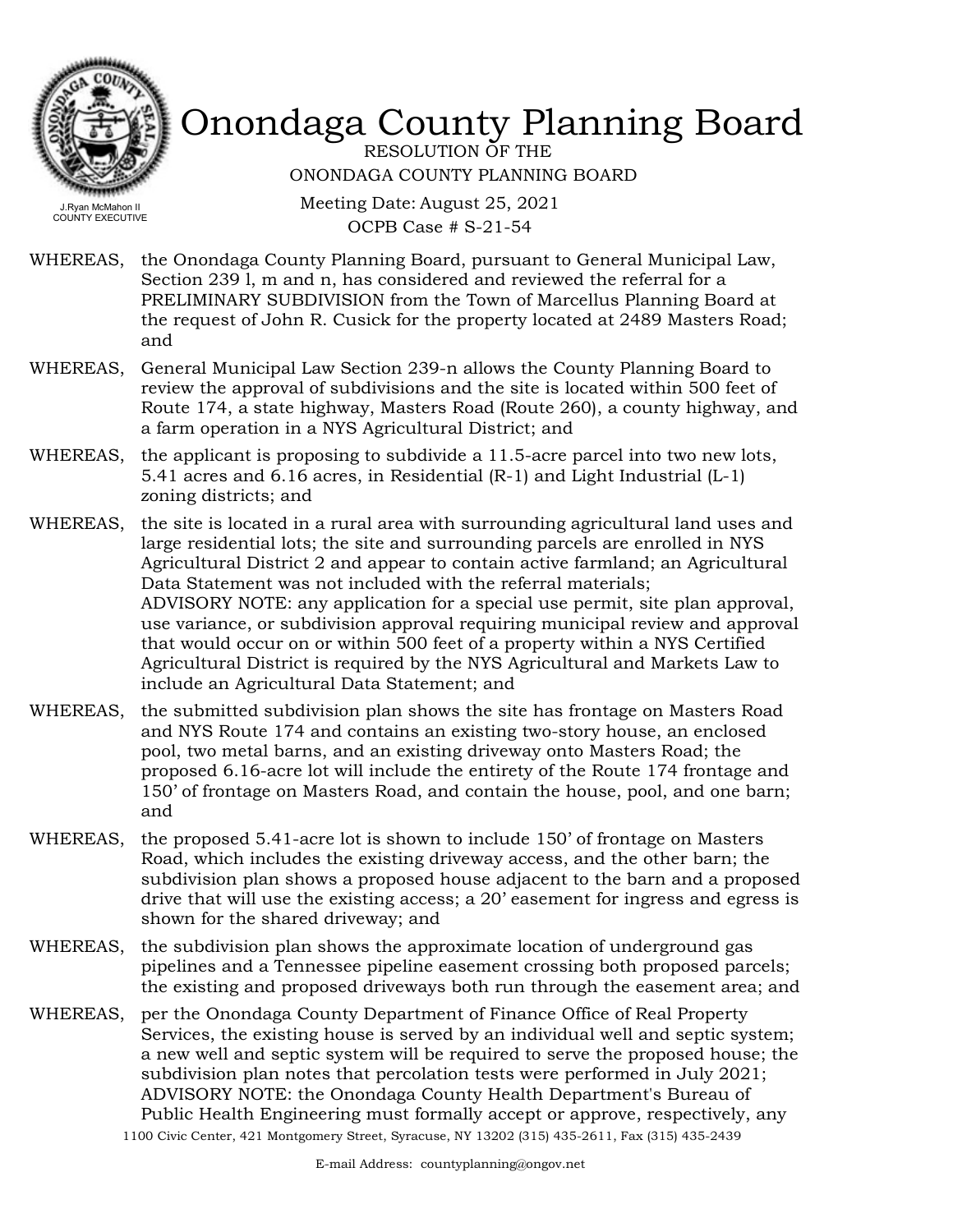# Onondaga County Planning Board

RESOLUTION OF THE
ONONDAGA COUNTY PLANNING BOARD

Meeting Date: August 25, 2021
OCPB Case # S-21-54

J.Ryan McMahon II
COUNTY EXECUTIVE

WHEREAS, the Onondaga County Planning Board, pursuant to General Municipal Law, Section 239 l, m and n, has considered and reviewed the referral for a PRELIMINARY SUBDIVISION from the Town of Marcellus Planning Board at the request of John R. Cusick for the property located at 2489 Masters Road; and

WHEREAS, General Municipal Law Section 239-n allows the County Planning Board to review the approval of subdivisions and the site is located within 500 feet of Route 174, a state highway, Masters Road (Route 260), a county highway, and a farm operation in a NYS Agricultural District; and

WHEREAS, the applicant is proposing to subdivide a 11.5-acre parcel into two new lots, 5.41 acres and 6.16 acres, in Residential (R-1) and Light Industrial (L-1) zoning districts; and

WHEREAS, the site is located in a rural area with surrounding agricultural land uses and large residential lots; the site and surrounding parcels are enrolled in NYS Agricultural District 2 and appear to contain active farmland; an Agricultural Data Statement was not included with the referral materials;
ADVISORY NOTE: any application for a special use permit, site plan approval, use variance, or subdivision approval requiring municipal review and approval that would occur on or within 500 feet of a property within a NYS Certified Agricultural District is required by the NYS Agricultural and Markets Law to include an Agricultural Data Statement; and

WHEREAS, the submitted subdivision plan shows the site has frontage on Masters Road and NYS Route 174 and contains an existing two-story house, an enclosed pool, two metal barns, and an existing driveway onto Masters Road; the proposed 6.16-acre lot will include the entirety of the Route 174 frontage and 150' of frontage on Masters Road, and contain the house, pool, and one barn; and

WHEREAS, the proposed 5.41-acre lot is shown to include 150' of frontage on Masters Road, which includes the existing driveway access, and the other barn; the subdivision plan shows a proposed house adjacent to the barn and a proposed drive that will use the existing access; a 20' easement for ingress and egress is shown for the shared driveway; and

WHEREAS, the subdivision plan shows the approximate location of underground gas pipelines and a Tennessee pipeline easement crossing both proposed parcels; the existing and proposed driveways both run through the easement area; and

WHEREAS, per the Onondaga County Department of Finance Office of Real Property Services, the existing house is served by an individual well and septic system; a new well and septic system will be required to serve the proposed house; the subdivision plan notes that percolation tests were performed in July 2021;
ADVISORY NOTE: the Onondaga County Health Department's Bureau of Public Health Engineering must formally accept or approve, respectively, any

1100 Civic Center, 421 Montgomery Street, Syracuse, NY 13202 (315) 435-2611, Fax (315) 435-2439

E-mail Address: countyplanning@ongov.net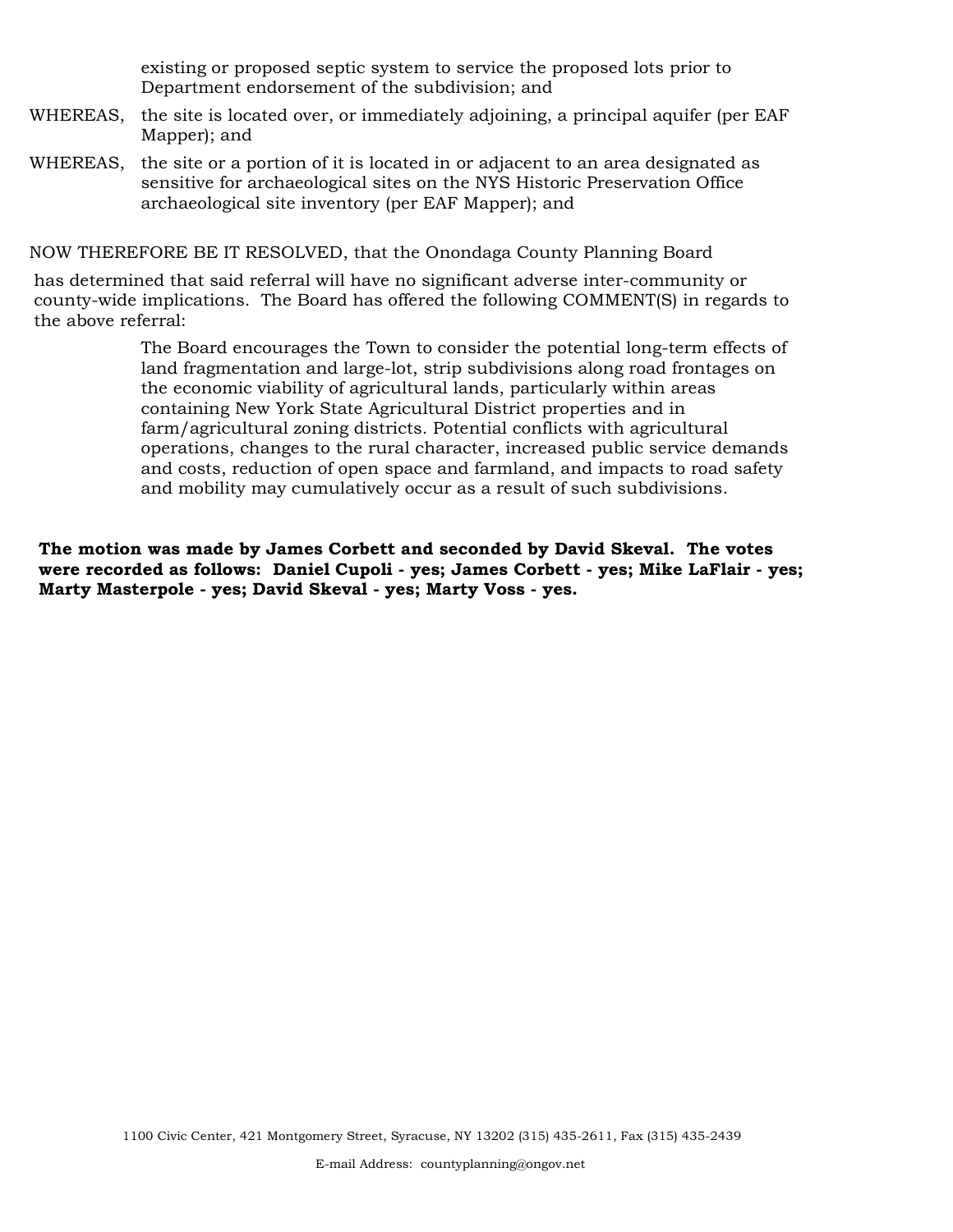existing or proposed septic system to service the proposed lots prior to Department endorsement of the subdivision; and

WHEREAS, the site is located over, or immediately adjoining, a principal aquifer (per EAF Mapper); and

WHEREAS, the site or a portion of it is located in or adjacent to an area designated as sensitive for archaeological sites on the NYS Historic Preservation Office archaeological site inventory (per EAF Mapper); and

NOW THEREFORE BE IT RESOLVED, that the Onondaga County Planning Board

has determined that said referral will have no significant adverse inter-community or county-wide implications. The Board has offered the following COMMENT(S) in regards to the above referral:

The Board encourages the Town to consider the potential long-term effects of land fragmentation and large-lot, strip subdivisions along road frontages on the economic viability of agricultural lands, particularly within areas containing New York State Agricultural District properties and in farm/agricultural zoning districts. Potential conflicts with agricultural operations, changes to the rural character, increased public service demands and costs, reduction of open space and farmland, and impacts to road safety and mobility may cumulatively occur as a result of such subdivisions.

**The motion was made by James Corbett and seconded by David Skeval. The votes were recorded as follows: Daniel Cupoli - yes; James Corbett - yes; Mike LaFlair - yes; Marty Masterpole - yes; David Skeval - yes; Marty Voss - yes.**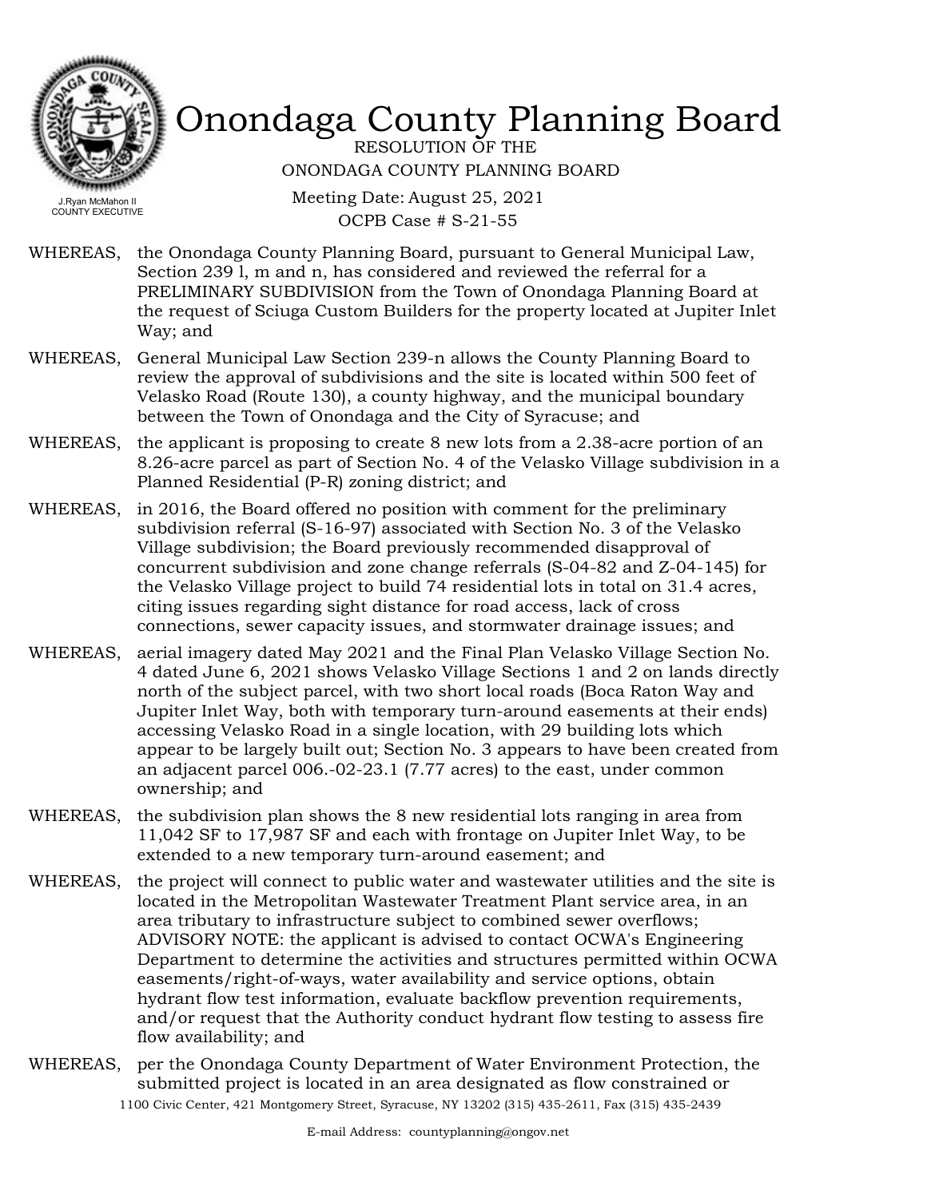# Onondaga County Planning Board

RESOLUTION OF THE
ONONDAGA COUNTY PLANNING BOARD

Meeting Date: August 25, 2021
OCPB Case # S-21-55

J.Ryan McMahon II
COUNTY EXECUTIVE

WHEREAS, the Onondaga County Planning Board, pursuant to General Municipal Law, Section 239 l, m and n, has considered and reviewed the referral for a PRELIMINARY SUBDIVISION from the Town of Onondaga Planning Board at the request of Sciuga Custom Builders for the property located at Jupiter Inlet Way; and

WHEREAS, General Municipal Law Section 239-n allows the County Planning Board to review the approval of subdivisions and the site is located within 500 feet of Velasko Road (Route 130), a county highway, and the municipal boundary between the Town of Onondaga and the City of Syracuse; and

WHEREAS, the applicant is proposing to create 8 new lots from a 2.38-acre portion of an 8.26-acre parcel as part of Section No. 4 of the Velasko Village subdivision in a Planned Residential (P-R) zoning district; and

WHEREAS, in 2016, the Board offered no position with comment for the preliminary subdivision referral (S-16-97) associated with Section No. 3 of the Velasko Village subdivision; the Board previously recommended disapproval of concurrent subdivision and zone change referrals (S-04-82 and Z-04-145) for the Velasko Village project to build 74 residential lots in total on 31.4 acres, citing issues regarding sight distance for road access, lack of cross connections, sewer capacity issues, and stormwater drainage issues; and

WHEREAS, aerial imagery dated May 2021 and the Final Plan Velasko Village Section No. 4 dated June 6, 2021 shows Velasko Village Sections 1 and 2 on lands directly north of the subject parcel, with two short local roads (Boca Raton Way and Jupiter Inlet Way, both with temporary turn-around easements at their ends) accessing Velasko Road in a single location, with 29 building lots which appear to be largely built out; Section No. 3 appears to have been created from an adjacent parcel 006.-02-23.1 (7.77 acres) to the east, under common ownership; and

WHEREAS, the subdivision plan shows the 8 new residential lots ranging in area from 11,042 SF to 17,987 SF and each with frontage on Jupiter Inlet Way, to be extended to a new temporary turn-around easement; and

WHEREAS, the project will connect to public water and wastewater utilities and the site is located in the Metropolitan Wastewater Treatment Plant service area, in an area tributary to infrastructure subject to combined sewer overflows; ADVISORY NOTE: the applicant is advised to contact OCWA's Engineering Department to determine the activities and structures permitted within OCWA easements/right-of-ways, water availability and service options, obtain hydrant flow test information, evaluate backflow prevention requirements, and/or request that the Authority conduct hydrant flow testing to assess fire flow availability; and

WHEREAS, per the Onondaga County Department of Water Environment Protection, the submitted project is located in an area designated as flow constrained or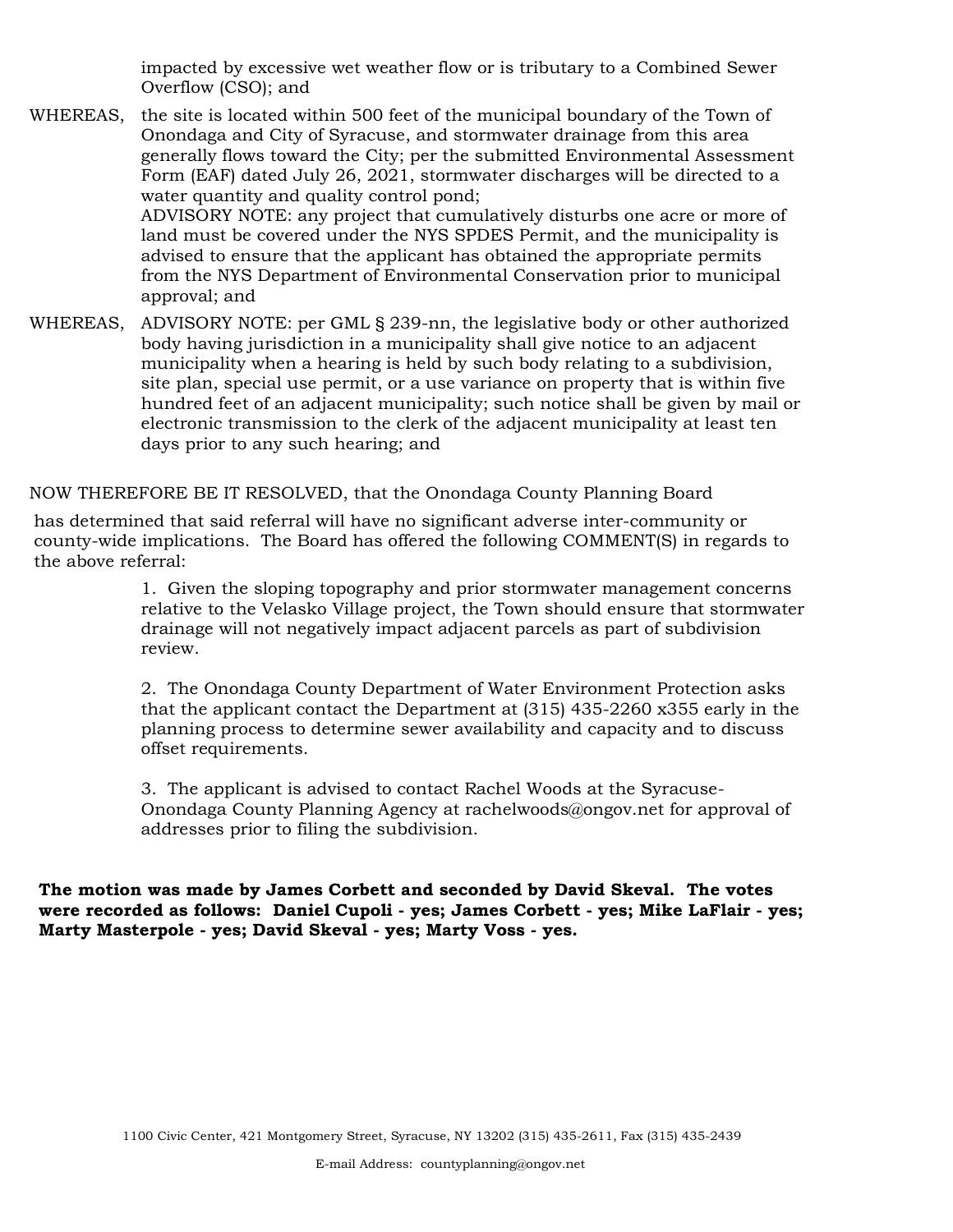impacted by excessive wet weather flow or is tributary to a Combined Sewer Overflow (CSO); and

WHEREAS, the site is located within 500 feet of the municipal boundary of the Town of Onondaga and City of Syracuse, and stormwater drainage from this area generally flows toward the City; per the submitted Environmental Assessment Form (EAF) dated July 26, 2021, stormwater discharges will be directed to a water quantity and quality control pond;
ADVISORY NOTE: any project that cumulatively disturbs one acre or more of land must be covered under the NYS SPDES Permit, and the municipality is advised to ensure that the applicant has obtained the appropriate permits from the NYS Department of Environmental Conservation prior to municipal approval; and

WHEREAS, ADVISORY NOTE: per GML § 239-nn, the legislative body or other authorized body having jurisdiction in a municipality shall give notice to an adjacent municipality when a hearing is held by such body relating to a subdivision, site plan, special use permit, or a use variance on property that is within five hundred feet of an adjacent municipality; such notice shall be given by mail or electronic transmission to the clerk of the adjacent municipality at least ten days prior to any such hearing; and

NOW THEREFORE BE IT RESOLVED, that the Onondaga County Planning Board has determined that said referral will have no significant adverse inter-community or county-wide implications. The Board has offered the following COMMENT(S) in regards to the above referral:

1. Given the sloping topography and prior stormwater management concerns relative to the Velasko Village project, the Town should ensure that stormwater drainage will not negatively impact adjacent parcels as part of subdivision review.

2. The Onondaga County Department of Water Environment Protection asks that the applicant contact the Department at (315) 435-2260 x355 early in the planning process to determine sewer availability and capacity and to discuss offset requirements.

3. The applicant is advised to contact Rachel Woods at the Syracuse-Onondaga County Planning Agency at rachelwoods@ongov.net for approval of addresses prior to filing the subdivision.

**The motion was made by James Corbett and seconded by David Skeval. The votes were recorded as follows: Daniel Cupoli - yes; James Corbett - yes; Mike LaFlair - yes; Marty Masterpole - yes; David Skeval - yes; Marty Voss - yes.**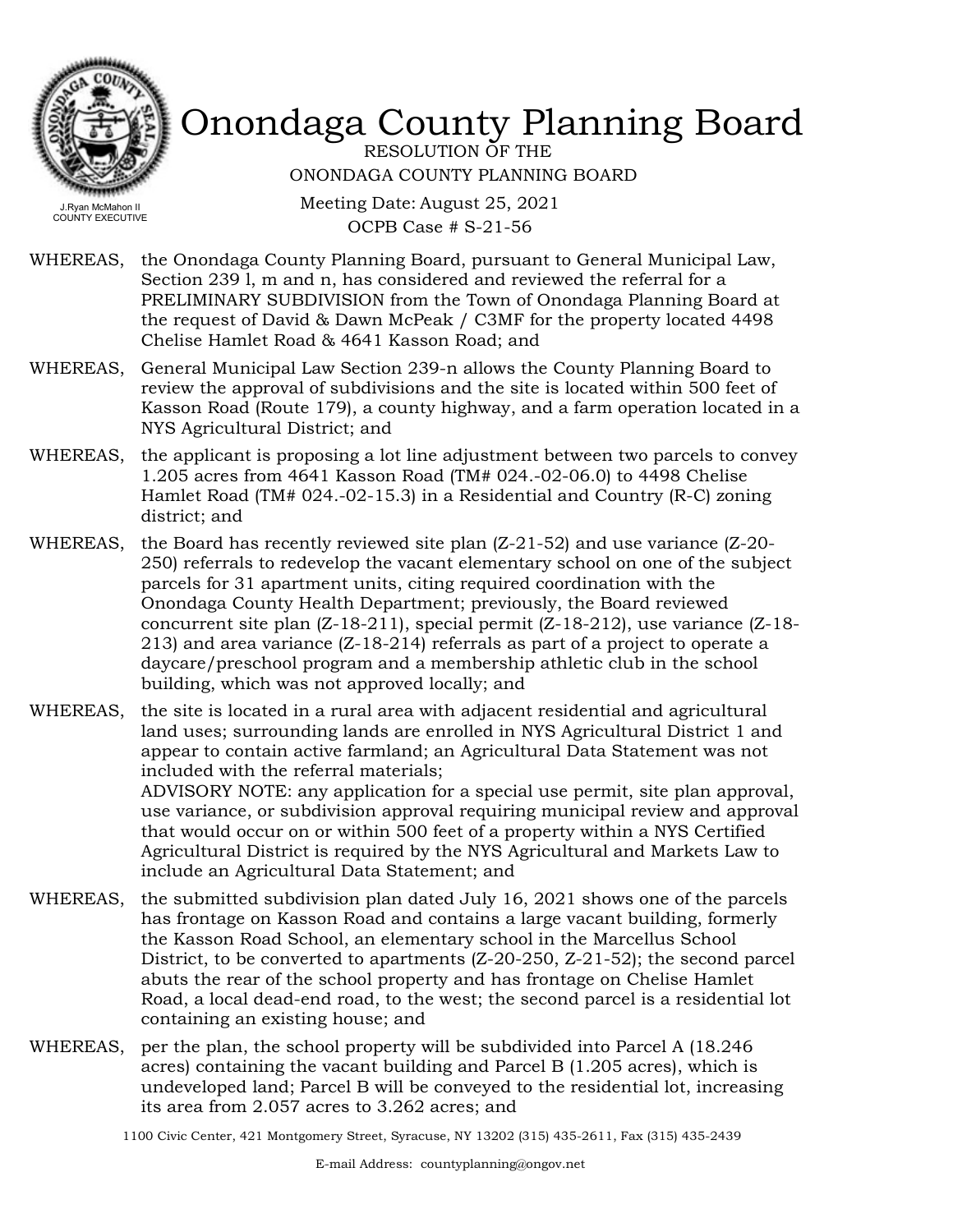# Onondaga County Planning Board

RESOLUTION OF THE
ONONDAGA COUNTY PLANNING BOARD

Meeting Date: August 25, 2021
OCPB Case # S-21-56

J.Ryan McMahon II
COUNTY EXECUTIVE

WHEREAS, the Onondaga County Planning Board, pursuant to General Municipal Law, Section 239 l, m and n, has considered and reviewed the referral for a PRELIMINARY SUBDIVISION from the Town of Onondaga Planning Board at the request of David & Dawn McPeak / C3MF for the property located 4498 Chelise Hamlet Road & 4641 Kasson Road; and

WHEREAS, General Municipal Law Section 239-n allows the County Planning Board to review the approval of subdivisions and the site is located within 500 feet of Kasson Road (Route 179), a county highway, and a farm operation located in a NYS Agricultural District; and

WHEREAS, the applicant is proposing a lot line adjustment between two parcels to convey 1.205 acres from 4641 Kasson Road (TM# 024.-02-06.0) to 4498 Chelise Hamlet Road (TM# 024.-02-15.3) in a Residential and Country (R-C) zoning district; and

WHEREAS, the Board has recently reviewed site plan (Z-21-52) and use variance (Z-20-250) referrals to redevelop the vacant elementary school on one of the subject parcels for 31 apartment units, citing required coordination with the Onondaga County Health Department; previously, the Board reviewed concurrent site plan (Z-18-211), special permit (Z-18-212), use variance (Z-18-213) and area variance (Z-18-214) referrals as part of a project to operate a daycare/preschool program and a membership athletic club in the school building, which was not approved locally; and

WHEREAS, the site is located in a rural area with adjacent residential and agricultural land uses; surrounding lands are enrolled in NYS Agricultural District 1 and appear to contain active farmland; an Agricultural Data Statement was not included with the referral materials;
ADVISORY NOTE: any application for a special use permit, site plan approval, use variance, or subdivision approval requiring municipal review and approval that would occur on or within 500 feet of a property within a NYS Certified Agricultural District is required by the NYS Agricultural and Markets Law to include an Agricultural Data Statement; and

WHEREAS, the submitted subdivision plan dated July 16, 2021 shows one of the parcels has frontage on Kasson Road and contains a large vacant building, formerly the Kasson Road School, an elementary school in the Marcellus School District, to be converted to apartments (Z-20-250, Z-21-52); the second parcel abuts the rear of the school property and has frontage on Chelise Hamlet Road, a local dead-end road, to the west; the second parcel is a residential lot containing an existing house; and

WHEREAS, per the plan, the school property will be subdivided into Parcel A (18.246 acres) containing the vacant building and Parcel B (1.205 acres), which is undeveloped land; Parcel B will be conveyed to the residential lot, increasing its area from 2.057 acres to 3.262 acres; and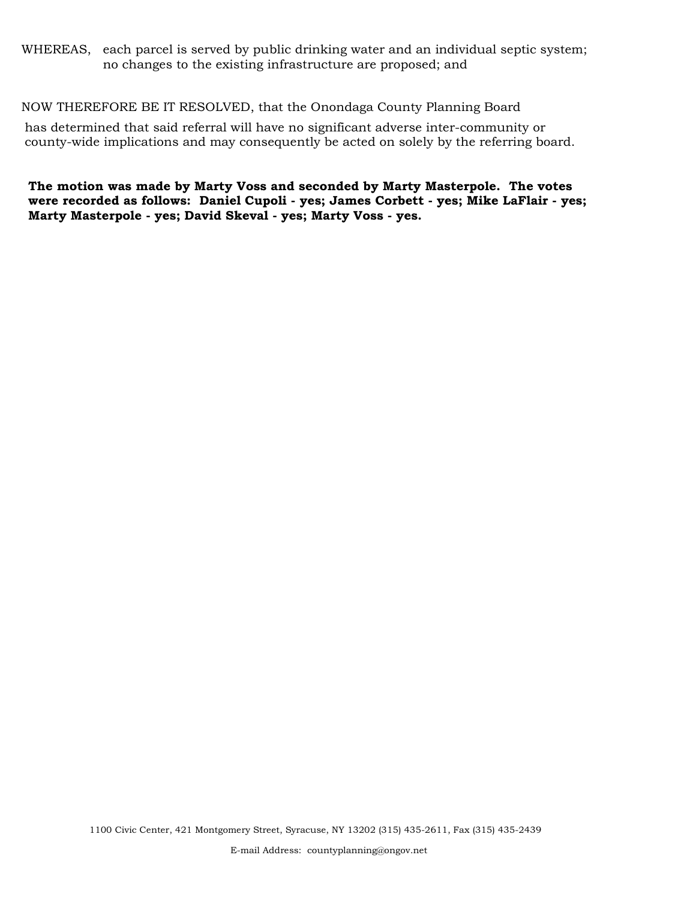WHEREAS, each parcel is served by public drinking water and an individual septic system; no changes to the existing infrastructure are proposed; and

NOW THEREFORE BE IT RESOLVED, that the Onondaga County Planning Board has determined that said referral will have no significant adverse inter-community or county-wide implications and may consequently be acted on solely by the referring board.

**The motion was made by Marty Voss and seconded by Marty Masterpole. The votes were recorded as follows: Daniel Cupoli - yes; James Corbett - yes; Mike LaFlair - yes; Marty Masterpole - yes; David Skeval - yes; Marty Voss - yes.**

1100 Civic Center, 421 Montgomery Street, Syracuse, NY 13202 (315) 435-2611, Fax (315) 435-2439

E-mail Address: countyplanning@ongov.net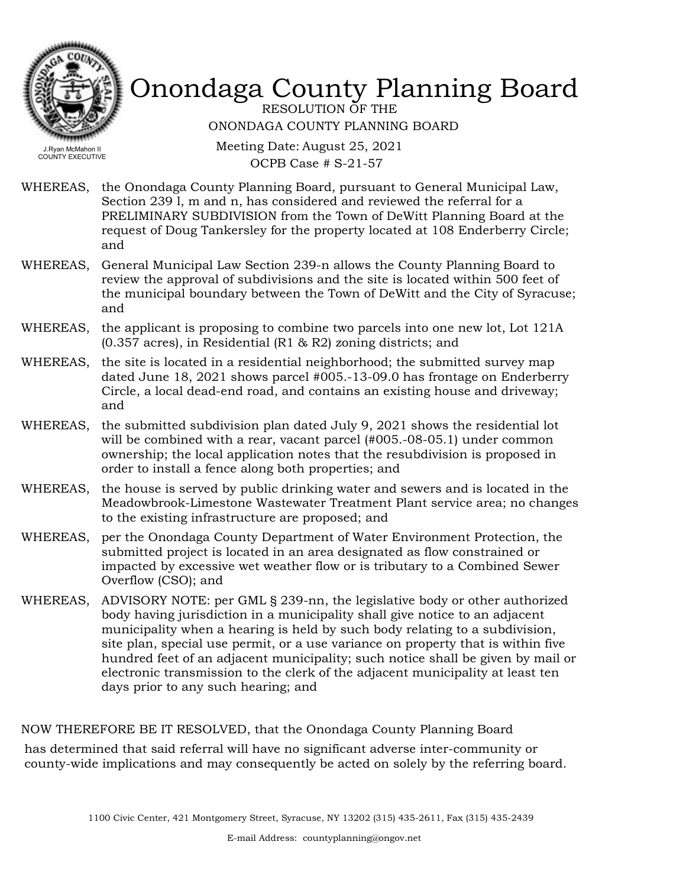# Onondaga County Planning Board

J.Ryan McMahon II
COUNTY EXECUTIVE

RESOLUTION OF THE
ONONDAGA COUNTY PLANNING BOARD

Meeting Date: August 25, 2021
OCPB Case # S-21-57

WHEREAS, the Onondaga County Planning Board, pursuant to General Municipal Law, Section 239 l, m and n, has considered and reviewed the referral for a PRELIMINARY SUBDIVISION from the Town of DeWitt Planning Board at the request of Doug Tankersley for the property located at 108 Enderberry Circle; and

WHEREAS, General Municipal Law Section 239-n allows the County Planning Board to review the approval of subdivisions and the site is located within 500 feet of the municipal boundary between the Town of DeWitt and the City of Syracuse; and

WHEREAS, the applicant is proposing to combine two parcels into one new lot, Lot 121A (0.357 acres), in Residential (R1 & R2) zoning districts; and

WHEREAS, the site is located in a residential neighborhood; the submitted survey map dated June 18, 2021 shows parcel #005.-13-09.0 has frontage on Enderberry Circle, a local dead-end road, and contains an existing house and driveway; and

WHEREAS, the submitted subdivision plan dated July 9, 2021 shows the residential lot will be combined with a rear, vacant parcel (#005.-08-05.1) under common ownership; the local application notes that the resubdivision is proposed in order to install a fence along both properties; and

WHEREAS, the house is served by public drinking water and sewers and is located in the Meadowbrook-Limestone Wastewater Treatment Plant service area; no changes to the existing infrastructure are proposed; and

WHEREAS, per the Onondaga County Department of Water Environment Protection, the submitted project is located in an area designated as flow constrained or impacted by excessive wet weather flow or is tributary to a Combined Sewer Overflow (CSO); and

WHEREAS, ADVISORY NOTE: per GML § 239-nn, the legislative body or other authorized body having jurisdiction in a municipality shall give notice to an adjacent municipality when a hearing is held by such body relating to a subdivision, site plan, special use permit, or a use variance on property that is within five hundred feet of an adjacent municipality; such notice shall be given by mail or electronic transmission to the clerk of the adjacent municipality at least ten days prior to any such hearing; and

NOW THEREFORE BE IT RESOLVED, that the Onondaga County Planning Board has determined that said referral will have no significant adverse inter-community or county-wide implications and may consequently be acted on solely by the referring board.

1100 Civic Center, 421 Montgomery Street, Syracuse, NY 13202 (315) 435-2611, Fax (315) 435-2439

E-mail Address: countyplanning@ongov.net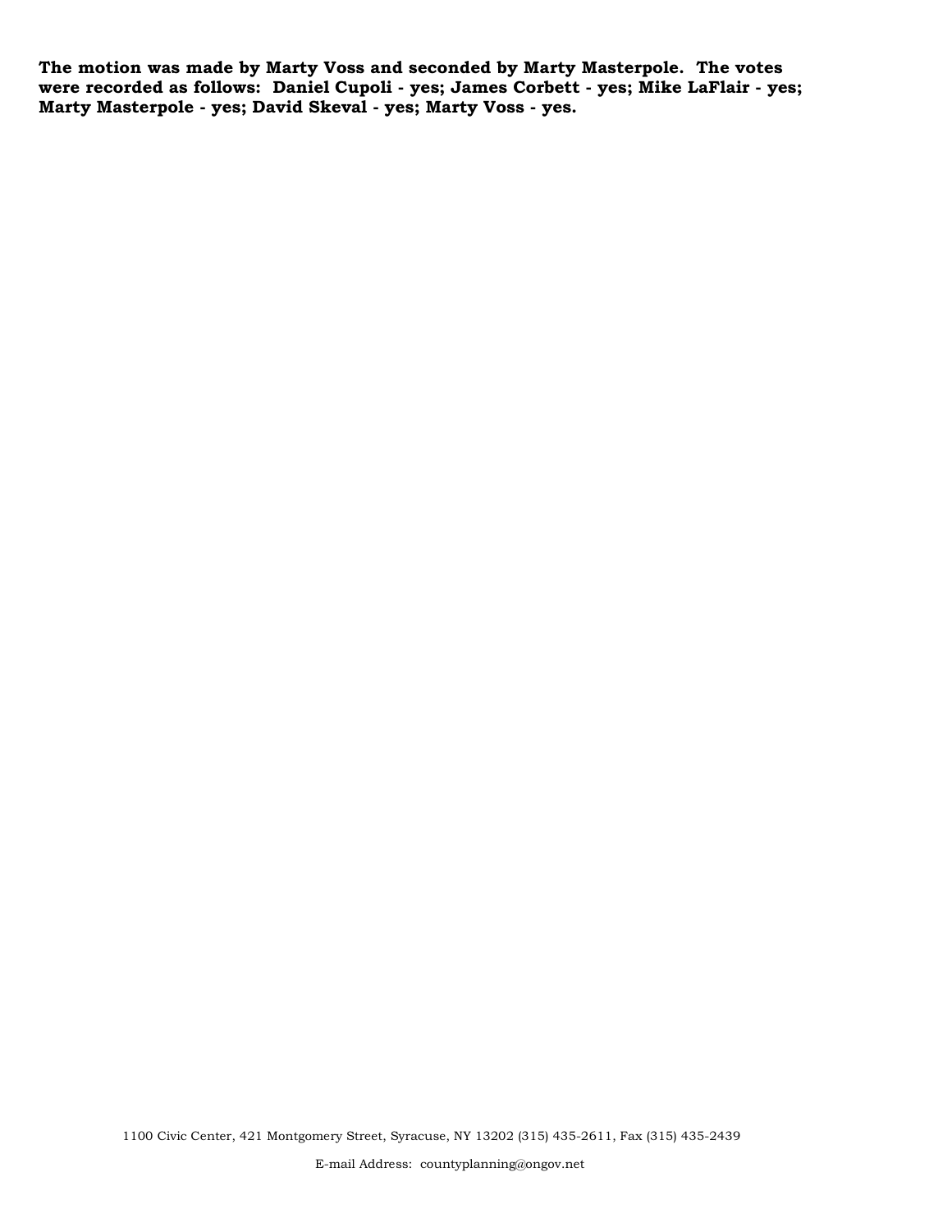**The motion was made by Marty Voss and seconded by Marty Masterpole. The votes were recorded as follows: Daniel Cupoli - yes; James Corbett - yes; Mike LaFlair - yes; Marty Masterpole - yes; David Skeval - yes; Marty Voss - yes.**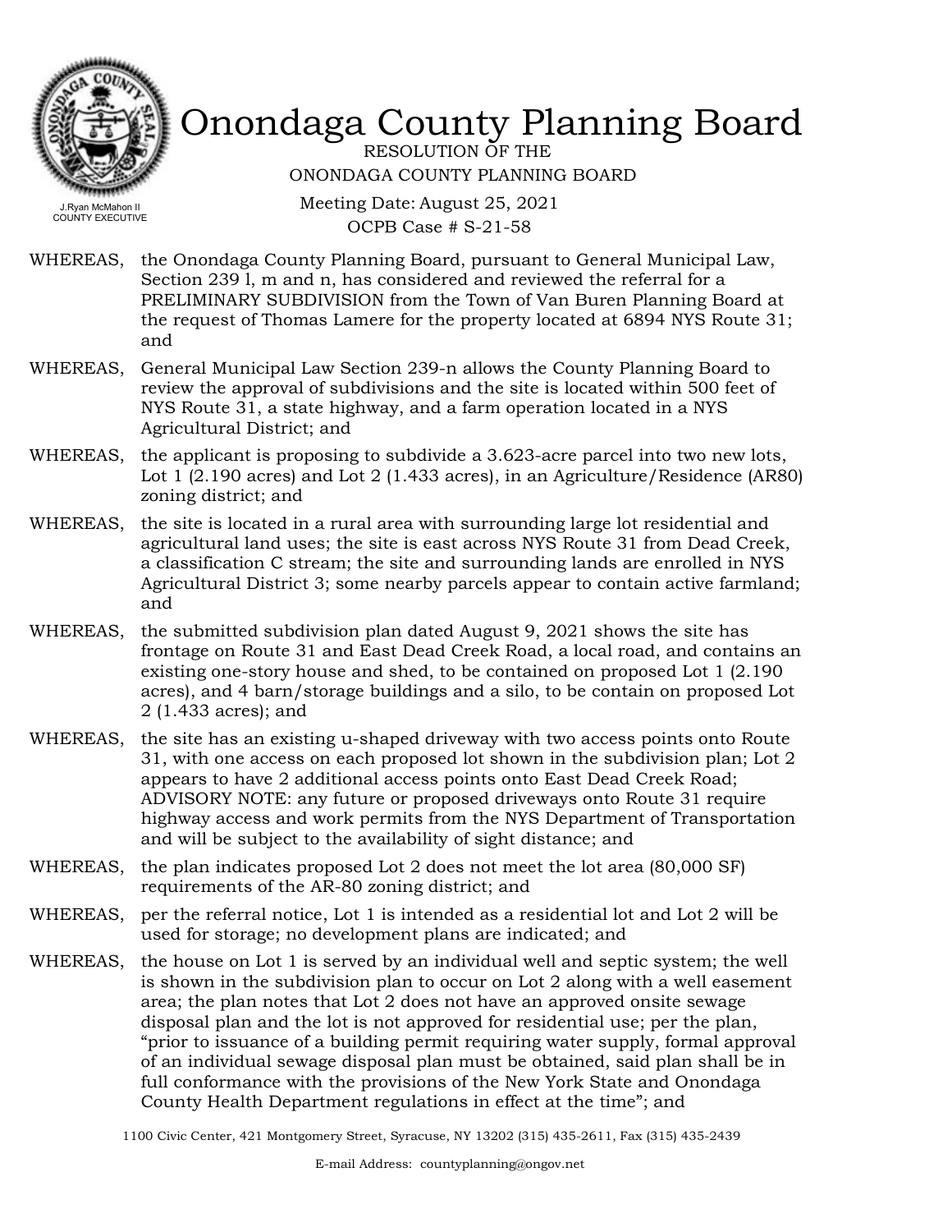# Onondaga County Planning Board

J.Ryan McMahon II
COUNTY EXECUTIVE

RESOLUTION OF THE
ONONDAGA COUNTY PLANNING BOARD

Meeting Date: August 25, 2021
OCPB Case # S-21-58

WHEREAS, the Onondaga County Planning Board, pursuant to General Municipal Law, Section 239 l, m and n, has considered and reviewed the referral for a PRELIMINARY SUBDIVISION from the Town of Van Buren Planning Board at the request of Thomas Lamere for the property located at 6894 NYS Route 31; and

WHEREAS, General Municipal Law Section 239-n allows the County Planning Board to review the approval of subdivisions and the site is located within 500 feet of NYS Route 31, a state highway, and a farm operation located in a NYS Agricultural District; and

WHEREAS, the applicant is proposing to subdivide a 3.623-acre parcel into two new lots, Lot 1 (2.190 acres) and Lot 2 (1.433 acres), in an Agriculture/Residence (AR80) zoning district; and

WHEREAS, the site is located in a rural area with surrounding large lot residential and agricultural land uses; the site is east across NYS Route 31 from Dead Creek, a classification C stream; the site and surrounding lands are enrolled in NYS Agricultural District 3; some nearby parcels appear to contain active farmland; and

WHEREAS, the submitted subdivision plan dated August 9, 2021 shows the site has frontage on Route 31 and East Dead Creek Road, a local road, and contains an existing one-story house and shed, to be contained on proposed Lot 1 (2.190 acres), and 4 barn/storage buildings and a silo, to be contain on proposed Lot 2 (1.433 acres); and

WHEREAS, the site has an existing u-shaped driveway with two access points onto Route 31, with one access on each proposed lot shown in the subdivision plan; Lot 2 appears to have 2 additional access points onto East Dead Creek Road; ADVISORY NOTE: any future or proposed driveways onto Route 31 require highway access and work permits from the NYS Department of Transportation and will be subject to the availability of sight distance; and

WHEREAS, the plan indicates proposed Lot 2 does not meet the lot area (80,000 SF) requirements of the AR-80 zoning district; and

WHEREAS, per the referral notice, Lot 1 is intended as a residential lot and Lot 2 will be used for storage; no development plans are indicated; and

WHEREAS, the house on Lot 1 is served by an individual well and septic system; the well is shown in the subdivision plan to occur on Lot 2 along with a well easement area; the plan notes that Lot 2 does not have an approved onsite sewage disposal plan and the lot is not approved for residential use; per the plan, "prior to issuance of a building permit requiring water supply, formal approval of an individual sewage disposal plan must be obtained, said plan shall be in full conformance with the provisions of the New York State and Onondaga County Health Department regulations in effect at the time"; and

1100 Civic Center, 421 Montgomery Street, Syracuse, NY 13202 (315) 435-2611, Fax (315) 435-2439

E-mail Address: countyplanning@ongov.net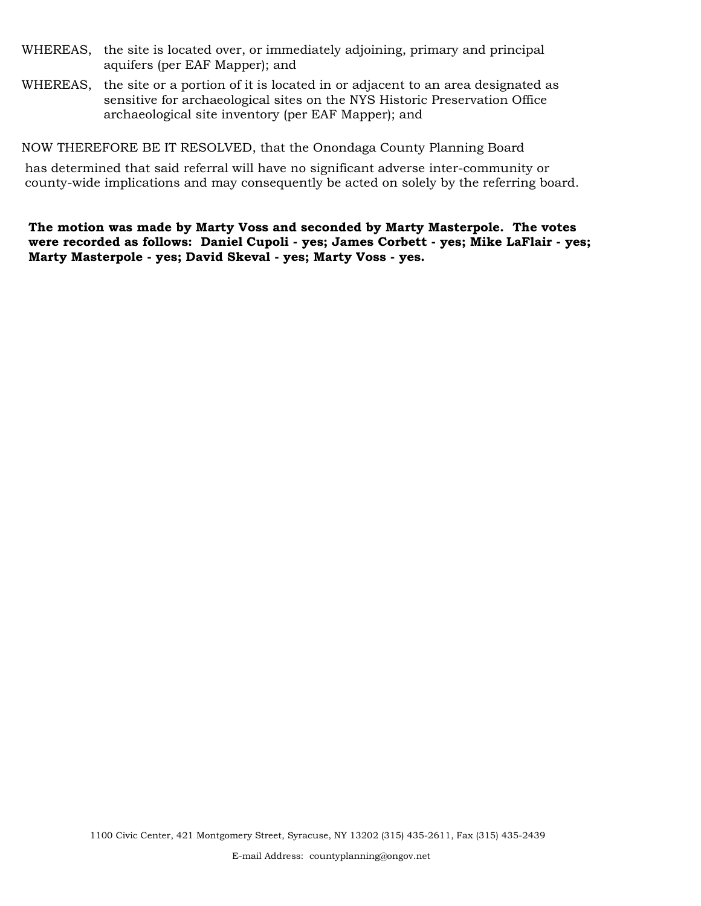WHEREAS, the site is located over, or immediately adjoining, primary and principal aquifers (per EAF Mapper); and

WHEREAS, the site or a portion of it is located in or adjacent to an area designated as sensitive for archaeological sites on the NYS Historic Preservation Office archaeological site inventory (per EAF Mapper); and

NOW THEREFORE BE IT RESOLVED, that the Onondaga County Planning Board has determined that said referral will have no significant adverse inter-community or county-wide implications and may consequently be acted on solely by the referring board.

**The motion was made by Marty Voss and seconded by Marty Masterpole. The votes were recorded as follows: Daniel Cupoli - yes; James Corbett - yes; Mike LaFlair - yes; Marty Masterpole - yes; David Skeval - yes; Marty Voss - yes.**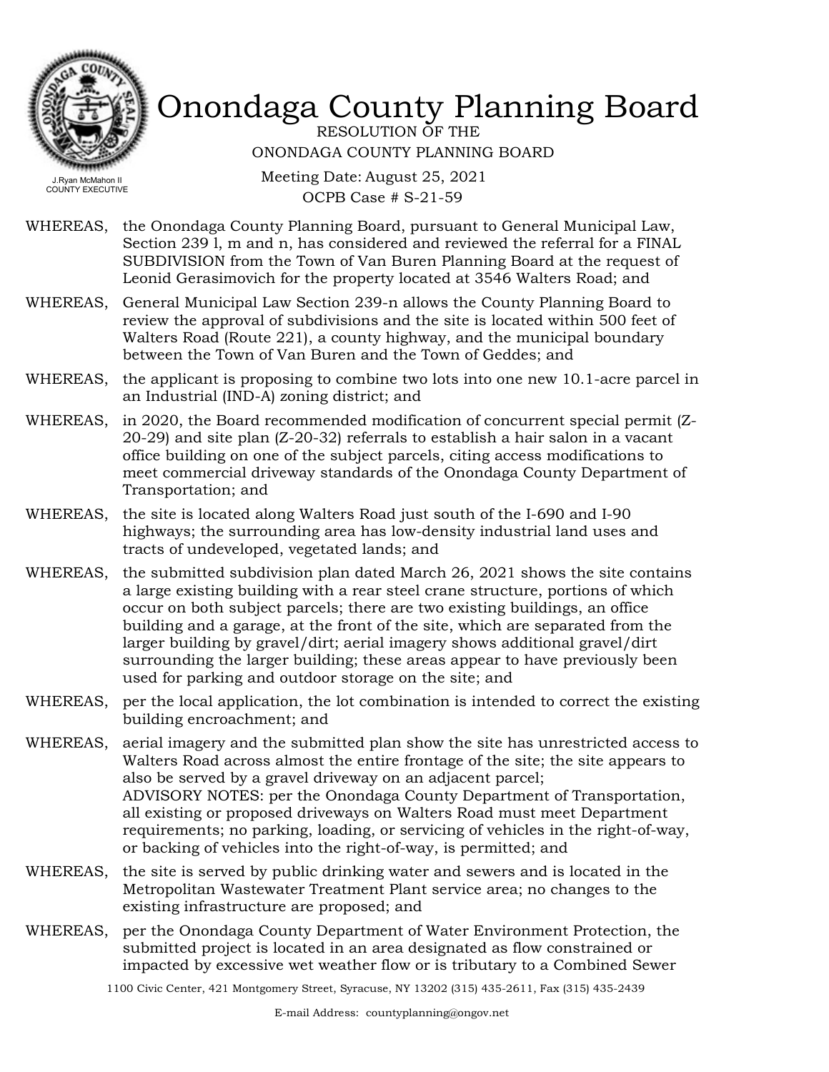# Onondaga County Planning Board

RESOLUTION OF THE
ONONDAGA COUNTY PLANNING BOARD

J.Ryan McMahon II
COUNTY EXECUTIVE

Meeting Date: August 25, 2021
OCPB Case # S-21-59

WHEREAS, the Onondaga County Planning Board, pursuant to General Municipal Law, Section 239 l, m and n, has considered and reviewed the referral for a FINAL SUBDIVISION from the Town of Van Buren Planning Board at the request of Leonid Gerasimovich for the property located at 3546 Walters Road; and

WHEREAS, General Municipal Law Section 239-n allows the County Planning Board to review the approval of subdivisions and the site is located within 500 feet of Walters Road (Route 221), a county highway, and the municipal boundary between the Town of Van Buren and the Town of Geddes; and

WHEREAS, the applicant is proposing to combine two lots into one new 10.1-acre parcel in an Industrial (IND-A) zoning district; and

WHEREAS, in 2020, the Board recommended modification of concurrent special permit (Z-20-29) and site plan (Z-20-32) referrals to establish a hair salon in a vacant office building on one of the subject parcels, citing access modifications to meet commercial driveway standards of the Onondaga County Department of Transportation; and

WHEREAS, the site is located along Walters Road just south of the I-690 and I-90 highways; the surrounding area has low-density industrial land uses and tracts of undeveloped, vegetated lands; and

WHEREAS, the submitted subdivision plan dated March 26, 2021 shows the site contains a large existing building with a rear steel crane structure, portions of which occur on both subject parcels; there are two existing buildings, an office building and a garage, at the front of the site, which are separated from the larger building by gravel/dirt; aerial imagery shows additional gravel/dirt surrounding the larger building; these areas appear to have previously been used for parking and outdoor storage on the site; and

WHEREAS, per the local application, the lot combination is intended to correct the existing building encroachment; and

WHEREAS, aerial imagery and the submitted plan show the site has unrestricted access to Walters Road across almost the entire frontage of the site; the site appears to also be served by a gravel driveway on an adjacent parcel;
ADVISORY NOTES: per the Onondaga County Department of Transportation, all existing or proposed driveways on Walters Road must meet Department requirements; no parking, loading, or servicing of vehicles in the right-of-way, or backing of vehicles into the right-of-way, is permitted; and

WHEREAS, the site is served by public drinking water and sewers and is located in the Metropolitan Wastewater Treatment Plant service area; no changes to the existing infrastructure are proposed; and

WHEREAS, per the Onondaga County Department of Water Environment Protection, the submitted project is located in an area designated as flow constrained or impacted by excessive wet weather flow or is tributary to a Combined Sewer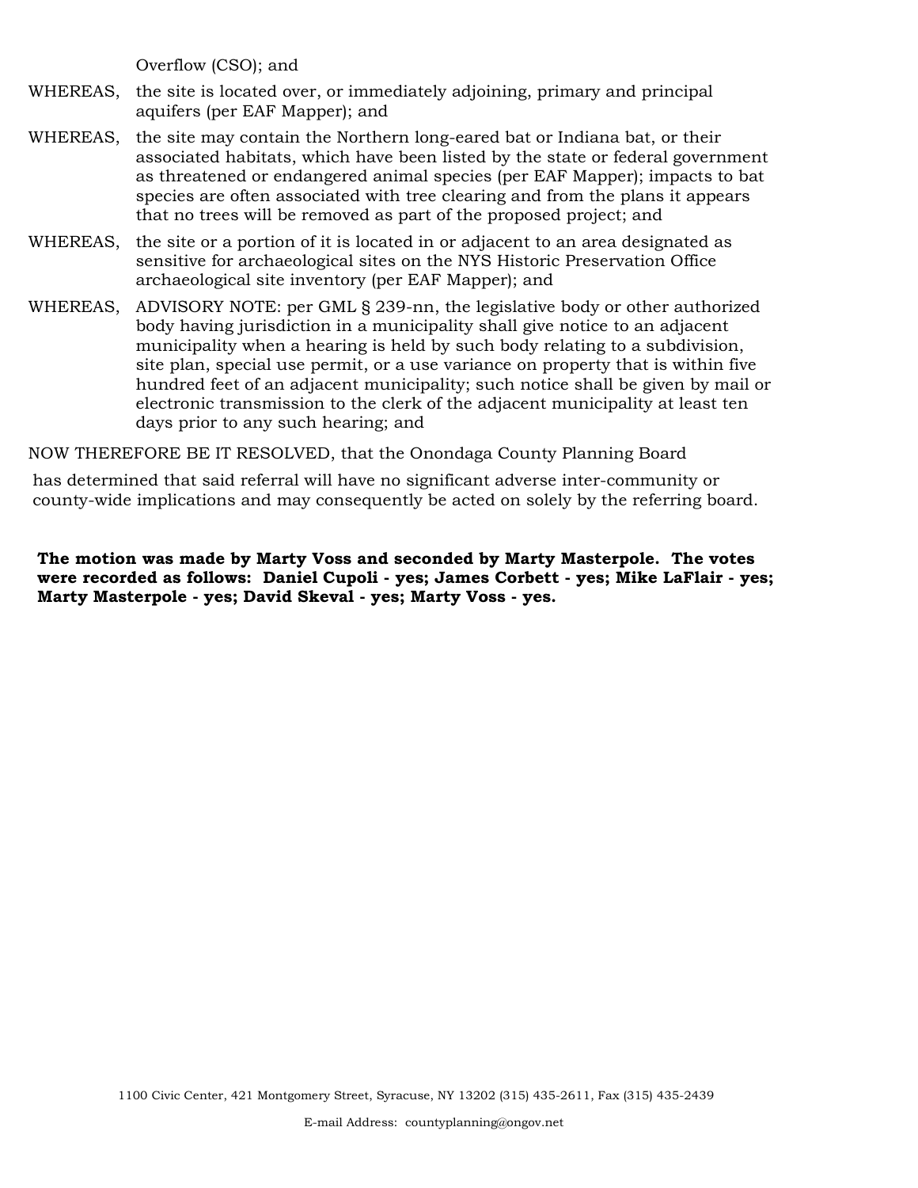Overflow (CSO); and

WHEREAS, the site is located over, or immediately adjoining, primary and principal aquifers (per EAF Mapper); and

WHEREAS, the site may contain the Northern long-eared bat or Indiana bat, or their associated habitats, which have been listed by the state or federal government as threatened or endangered animal species (per EAF Mapper); impacts to bat species are often associated with tree clearing and from the plans it appears that no trees will be removed as part of the proposed project; and

WHEREAS, the site or a portion of it is located in or adjacent to an area designated as sensitive for archaeological sites on the NYS Historic Preservation Office archaeological site inventory (per EAF Mapper); and

WHEREAS, ADVISORY NOTE: per GML § 239-nn, the legislative body or other authorized body having jurisdiction in a municipality shall give notice to an adjacent municipality when a hearing is held by such body relating to a subdivision, site plan, special use permit, or a use variance on property that is within five hundred feet of an adjacent municipality; such notice shall be given by mail or electronic transmission to the clerk of the adjacent municipality at least ten days prior to any such hearing; and

NOW THEREFORE BE IT RESOLVED, that the Onondaga County Planning Board

has determined that said referral will have no significant adverse inter-community or county-wide implications and may consequently be acted on solely by the referring board.

**The motion was made by Marty Voss and seconded by Marty Masterpole. The votes were recorded as follows: Daniel Cupoli - yes; James Corbett - yes; Mike LaFlair - yes; Marty Masterpole - yes; David Skeval - yes; Marty Voss - yes.**

1100 Civic Center, 421 Montgomery Street, Syracuse, NY 13202 (315) 435-2611, Fax (315) 435-2439

E-mail Address: countyplanning@ongov.net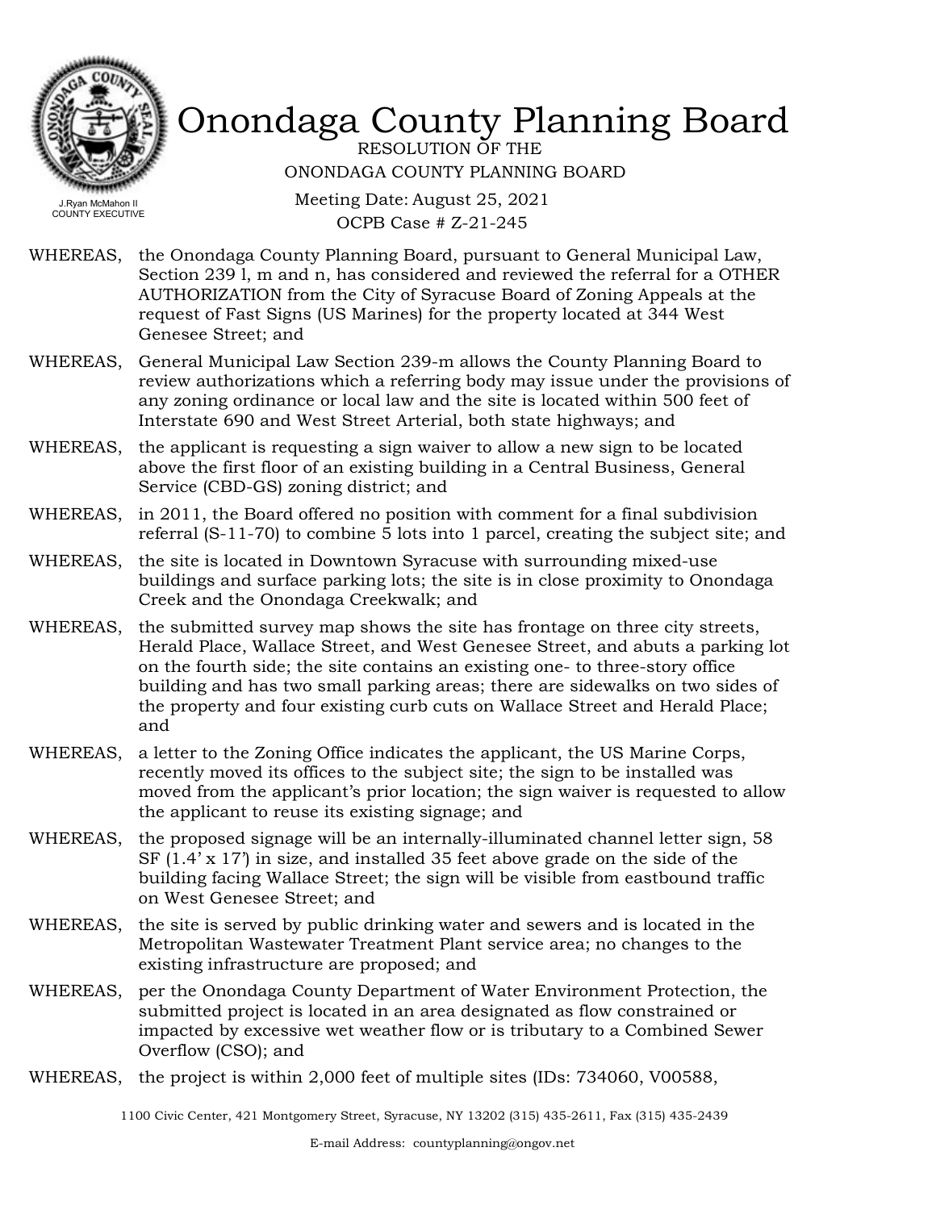# Onondaga County Planning Board

RESOLUTION OF THE
ONONDAGA COUNTY PLANNING BOARD

Meeting Date: August 25, 2021
OCPB Case # Z-21-245

J.Ryan McMahon II
COUNTY EXECUTIVE

WHEREAS, the Onondaga County Planning Board, pursuant to General Municipal Law, Section 239 l, m and n, has considered and reviewed the referral for a OTHER AUTHORIZATION from the City of Syracuse Board of Zoning Appeals at the request of Fast Signs (US Marines) for the property located at 344 West Genesee Street; and

WHEREAS, General Municipal Law Section 239-m allows the County Planning Board to review authorizations which a referring body may issue under the provisions of any zoning ordinance or local law and the site is located within 500 feet of Interstate 690 and West Street Arterial, both state highways; and

WHEREAS, the applicant is requesting a sign waiver to allow a new sign to be located above the first floor of an existing building in a Central Business, General Service (CBD-GS) zoning district; and

WHEREAS, in 2011, the Board offered no position with comment for a final subdivision referral (S-11-70) to combine 5 lots into 1 parcel, creating the subject site; and

WHEREAS, the site is located in Downtown Syracuse with surrounding mixed-use buildings and surface parking lots; the site is in close proximity to Onondaga Creek and the Onondaga Creekwalk; and

WHEREAS, the submitted survey map shows the site has frontage on three city streets, Herald Place, Wallace Street, and West Genesee Street, and abuts a parking lot on the fourth side; the site contains an existing one- to three-story office building and has two small parking areas; there are sidewalks on two sides of the property and four existing curb cuts on Wallace Street and Herald Place; and

WHEREAS, a letter to the Zoning Office indicates the applicant, the US Marine Corps, recently moved its offices to the subject site; the sign to be installed was moved from the applicant's prior location; the sign waiver is requested to allow the applicant to reuse its existing signage; and

WHEREAS, the proposed signage will be an internally-illuminated channel letter sign, 58 SF (1.4' x 17') in size, and installed 35 feet above grade on the side of the building facing Wallace Street; the sign will be visible from eastbound traffic on West Genesee Street; and

WHEREAS, the site is served by public drinking water and sewers and is located in the Metropolitan Wastewater Treatment Plant service area; no changes to the existing infrastructure are proposed; and

WHEREAS, per the Onondaga County Department of Water Environment Protection, the submitted project is located in an area designated as flow constrained or impacted by excessive wet weather flow or is tributary to a Combined Sewer Overflow (CSO); and

WHEREAS, the project is within 2,000 feet of multiple sites (IDs: 734060, V00588,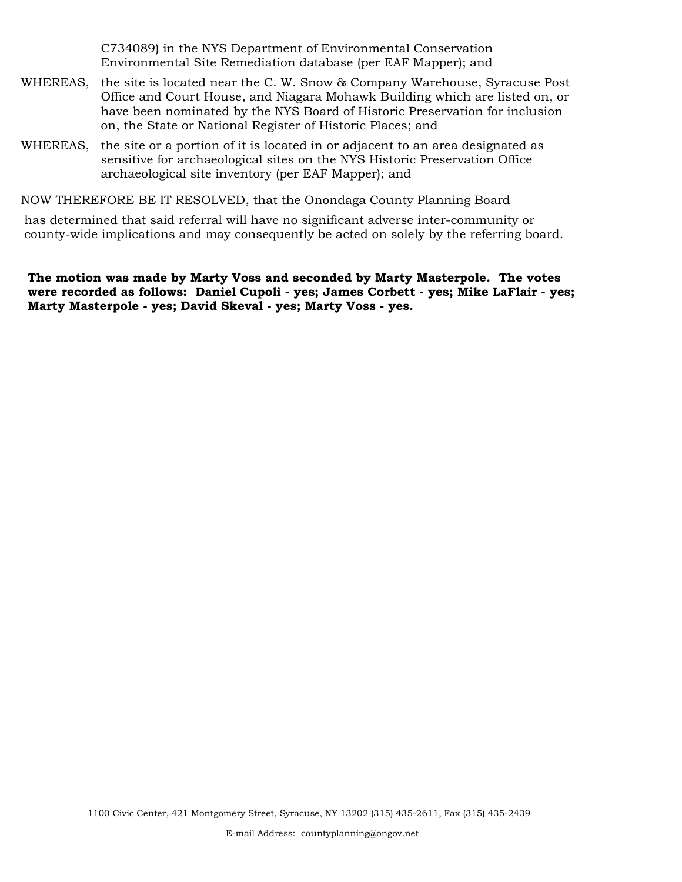C734089) in the NYS Department of Environmental Conservation Environmental Site Remediation database (per EAF Mapper); and

WHEREAS, the site is located near the C. W. Snow & Company Warehouse, Syracuse Post Office and Court House, and Niagara Mohawk Building which are listed on, or have been nominated by the NYS Board of Historic Preservation for inclusion on, the State or National Register of Historic Places; and

WHEREAS, the site or a portion of it is located in or adjacent to an area designated as sensitive for archaeological sites on the NYS Historic Preservation Office archaeological site inventory (per EAF Mapper); and

NOW THEREFORE BE IT RESOLVED, that the Onondaga County Planning Board

has determined that said referral will have no significant adverse inter-community or county-wide implications and may consequently be acted on solely by the referring board.

**The motion was made by Marty Voss and seconded by Marty Masterpole. The votes were recorded as follows: Daniel Cupoli - yes; James Corbett - yes; Mike LaFlair - yes; Marty Masterpole - yes; David Skeval - yes; Marty Voss - yes.**

1100 Civic Center, 421 Montgomery Street, Syracuse, NY 13202 (315) 435-2611, Fax (315) 435-2439

E-mail Address: countyplanning@ongov.net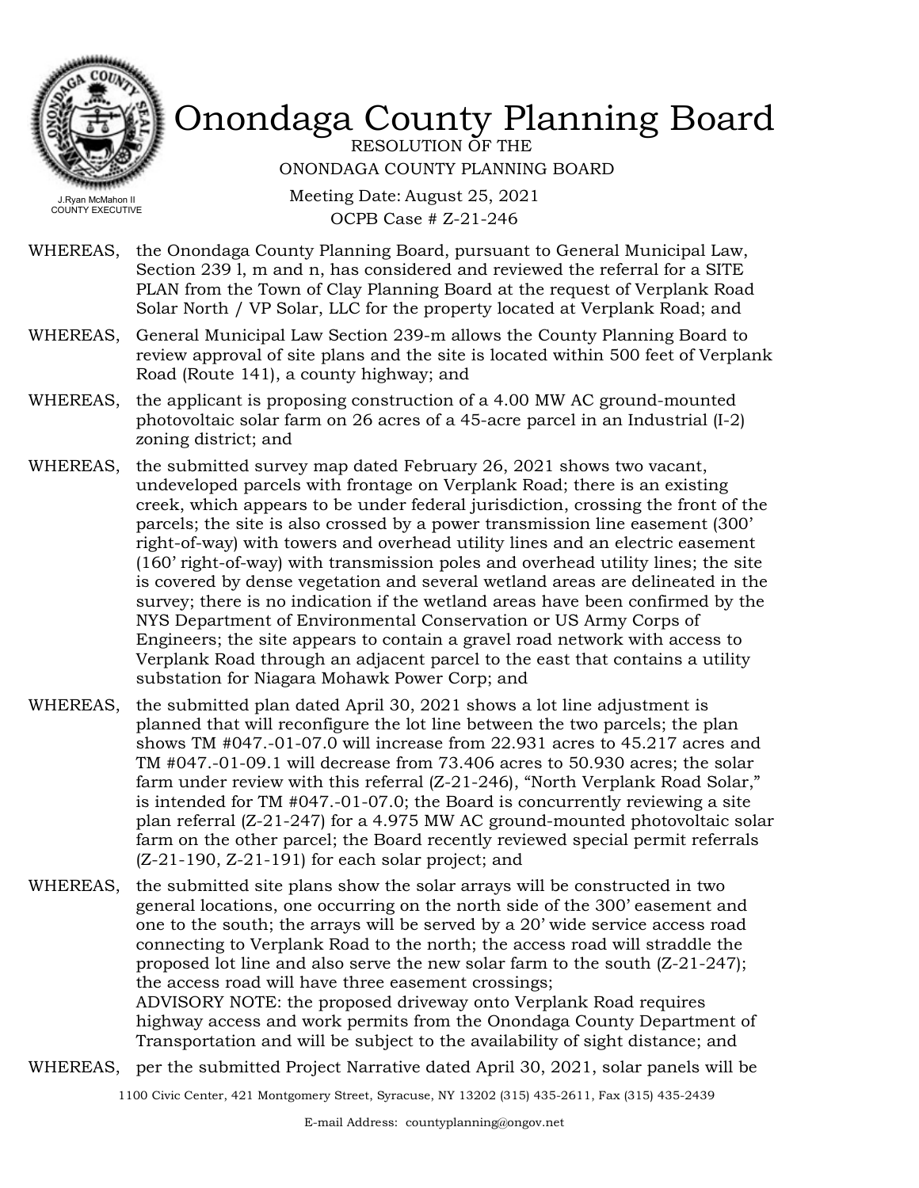# Onondaga County Planning Board

RESOLUTION OF THE
ONONDAGA COUNTY PLANNING BOARD

Meeting Date: August 25, 2021
OCPB Case # Z-21-246

J.Ryan McMahon II
COUNTY EXECUTIVE

WHEREAS, the Onondaga County Planning Board, pursuant to General Municipal Law, Section 239 l, m and n, has considered and reviewed the referral for a SITE PLAN from the Town of Clay Planning Board at the request of Verplank Road Solar North / VP Solar, LLC for the property located at Verplank Road; and

WHEREAS, General Municipal Law Section 239-m allows the County Planning Board to review approval of site plans and the site is located within 500 feet of Verplank Road (Route 141), a county highway; and

WHEREAS, the applicant is proposing construction of a 4.00 MW AC ground-mounted photovoltaic solar farm on 26 acres of a 45-acre parcel in an Industrial (I-2) zoning district; and

WHEREAS, the submitted survey map dated February 26, 2021 shows two vacant, undeveloped parcels with frontage on Verplank Road; there is an existing creek, which appears to be under federal jurisdiction, crossing the front of the parcels; the site is also crossed by a power transmission line easement (300' right-of-way) with towers and overhead utility lines and an electric easement (160' right-of-way) with transmission poles and overhead utility lines; the site is covered by dense vegetation and several wetland areas are delineated in the survey; there is no indication if the wetland areas have been confirmed by the NYS Department of Environmental Conservation or US Army Corps of Engineers; the site appears to contain a gravel road network with access to Verplank Road through an adjacent parcel to the east that contains a utility substation for Niagara Mohawk Power Corp; and

WHEREAS, the submitted plan dated April 30, 2021 shows a lot line adjustment is planned that will reconfigure the lot line between the two parcels; the plan shows TM #047.-01-07.0 will increase from 22.931 acres to 45.217 acres and TM #047.-01-09.1 will decrease from 73.406 acres to 50.930 acres; the solar farm under review with this referral (Z-21-246), "North Verplank Road Solar," is intended for TM #047.-01-07.0; the Board is concurrently reviewing a site plan referral (Z-21-247) for a 4.975 MW AC ground-mounted photovoltaic solar farm on the other parcel; the Board recently reviewed special permit referrals (Z-21-190, Z-21-191) for each solar project; and

WHEREAS, the submitted site plans show the solar arrays will be constructed in two general locations, one occurring on the north side of the 300' easement and one to the south; the arrays will be served by a 20' wide service access road connecting to Verplank Road to the north; the access road will straddle the proposed lot line and also serve the new solar farm to the south (Z-21-247); the access road will have three easement crossings;
ADVISORY NOTE: the proposed driveway onto Verplank Road requires highway access and work permits from the Onondaga County Department of Transportation and will be subject to the availability of sight distance; and

WHEREAS, per the submitted Project Narrative dated April 30, 2021, solar panels will be

1100 Civic Center, 421 Montgomery Street, Syracuse, NY 13202 (315) 435-2611, Fax (315) 435-2439

E-mail Address: countyplanning@ongov.net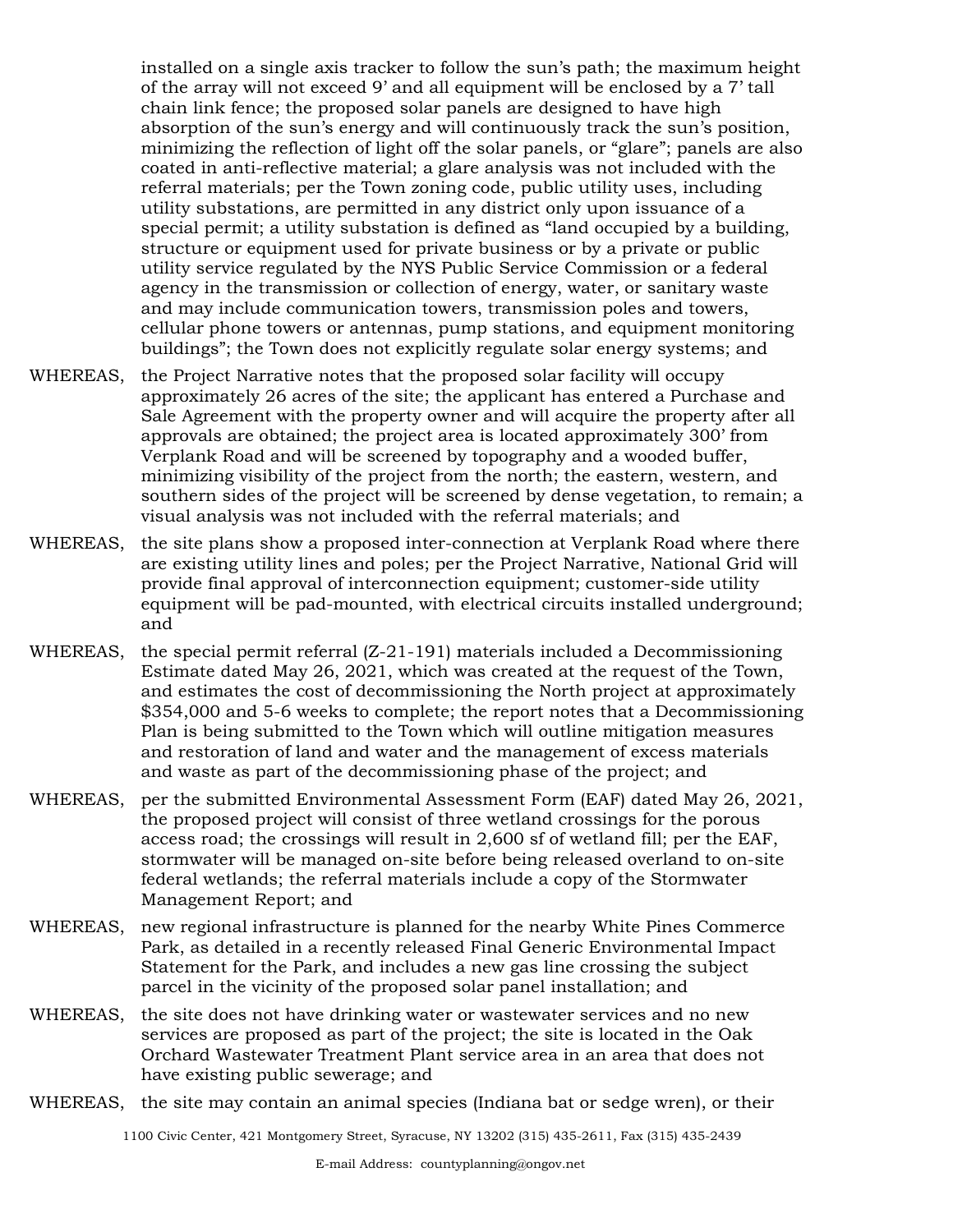installed on a single axis tracker to follow the sun's path; the maximum height of the array will not exceed 9' and all equipment will be enclosed by a 7' tall chain link fence; the proposed solar panels are designed to have high absorption of the sun's energy and will continuously track the sun's position, minimizing the reflection of light off the solar panels, or "glare"; panels are also coated in anti-reflective material; a glare analysis was not included with the referral materials; per the Town zoning code, public utility uses, including utility substations, are permitted in any district only upon issuance of a special permit; a utility substation is defined as "land occupied by a building, structure or equipment used for private business or by a private or public utility service regulated by the NYS Public Service Commission or a federal agency in the transmission or collection of energy, water, or sanitary waste and may include communication towers, transmission poles and towers, cellular phone towers or antennas, pump stations, and equipment monitoring buildings"; the Town does not explicitly regulate solar energy systems; and

WHEREAS, the Project Narrative notes that the proposed solar facility will occupy approximately 26 acres of the site; the applicant has entered a Purchase and Sale Agreement with the property owner and will acquire the property after all approvals are obtained; the project area is located approximately 300' from Verplank Road and will be screened by topography and a wooded buffer, minimizing visibility of the project from the north; the eastern, western, and southern sides of the project will be screened by dense vegetation, to remain; a visual analysis was not included with the referral materials; and

WHEREAS, the site plans show a proposed inter-connection at Verplank Road where there are existing utility lines and poles; per the Project Narrative, National Grid will provide final approval of interconnection equipment; customer-side utility equipment will be pad-mounted, with electrical circuits installed underground; and

WHEREAS, the special permit referral (Z-21-191) materials included a Decommissioning Estimate dated May 26, 2021, which was created at the request of the Town, and estimates the cost of decommissioning the North project at approximately $354,000 and 5-6 weeks to complete; the report notes that a Decommissioning Plan is being submitted to the Town which will outline mitigation measures and restoration of land and water and the management of excess materials and waste as part of the decommissioning phase of the project; and

WHEREAS, per the submitted Environmental Assessment Form (EAF) dated May 26, 2021, the proposed project will consist of three wetland crossings for the porous access road; the crossings will result in 2,600 sf of wetland fill; per the EAF, stormwater will be managed on-site before being released overland to on-site federal wetlands; the referral materials include a copy of the Stormwater Management Report; and

WHEREAS, new regional infrastructure is planned for the nearby White Pines Commerce Park, as detailed in a recently released Final Generic Environmental Impact Statement for the Park, and includes a new gas line crossing the subject parcel in the vicinity of the proposed solar panel installation; and

WHEREAS, the site does not have drinking water or wastewater services and no new services are proposed as part of the project; the site is located in the Oak Orchard Wastewater Treatment Plant service area in an area that does not have existing public sewerage; and

WHEREAS, the site may contain an animal species (Indiana bat or sedge wren), or their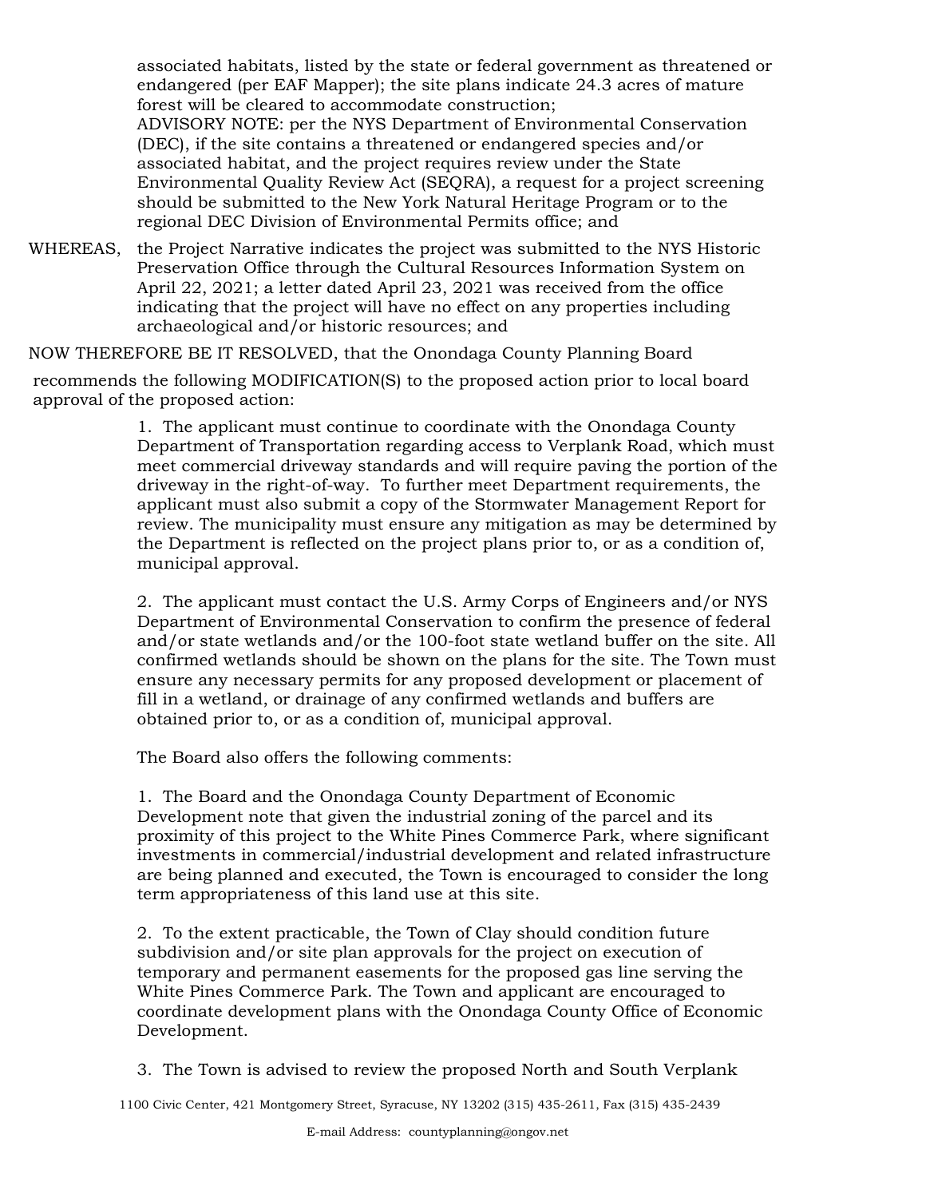associated habitats, listed by the state or federal government as threatened or endangered (per EAF Mapper); the site plans indicate 24.3 acres of mature forest will be cleared to accommodate construction;
ADVISORY NOTE: per the NYS Department of Environmental Conservation (DEC), if the site contains a threatened or endangered species and/or associated habitat, and the project requires review under the State Environmental Quality Review Act (SEQRA), a request for a project screening should be submitted to the New York Natural Heritage Program or to the regional DEC Division of Environmental Permits office; and

WHEREAS, the Project Narrative indicates the project was submitted to the NYS Historic Preservation Office through the Cultural Resources Information System on April 22, 2021; a letter dated April 23, 2021 was received from the office indicating that the project will have no effect on any properties including archaeological and/or historic resources; and

NOW THEREFORE BE IT RESOLVED, that the Onondaga County Planning Board

recommends the following MODIFICATION(S) to the proposed action prior to local board approval of the proposed action:

1. The applicant must continue to coordinate with the Onondaga County Department of Transportation regarding access to Verplank Road, which must meet commercial driveway standards and will require paving the portion of the driveway in the right-of-way. To further meet Department requirements, the applicant must also submit a copy of the Stormwater Management Report for review. The municipality must ensure any mitigation as may be determined by the Department is reflected on the project plans prior to, or as a condition of, municipal approval.

2. The applicant must contact the U.S. Army Corps of Engineers and/or NYS Department of Environmental Conservation to confirm the presence of federal and/or state wetlands and/or the 100-foot state wetland buffer on the site. All confirmed wetlands should be shown on the plans for the site. The Town must ensure any necessary permits for any proposed development or placement of fill in a wetland, or drainage of any confirmed wetlands and buffers are obtained prior to, or as a condition of, municipal approval.

The Board also offers the following comments:

1. The Board and the Onondaga County Department of Economic Development note that given the industrial zoning of the parcel and its proximity of this project to the White Pines Commerce Park, where significant investments in commercial/industrial development and related infrastructure are being planned and executed, the Town is encouraged to consider the long term appropriateness of this land use at this site.

2. To the extent practicable, the Town of Clay should condition future subdivision and/or site plan approvals for the project on execution of temporary and permanent easements for the proposed gas line serving the White Pines Commerce Park. The Town and applicant are encouraged to coordinate development plans with the Onondaga County Office of Economic Development.

3. The Town is advised to review the proposed North and South Verplank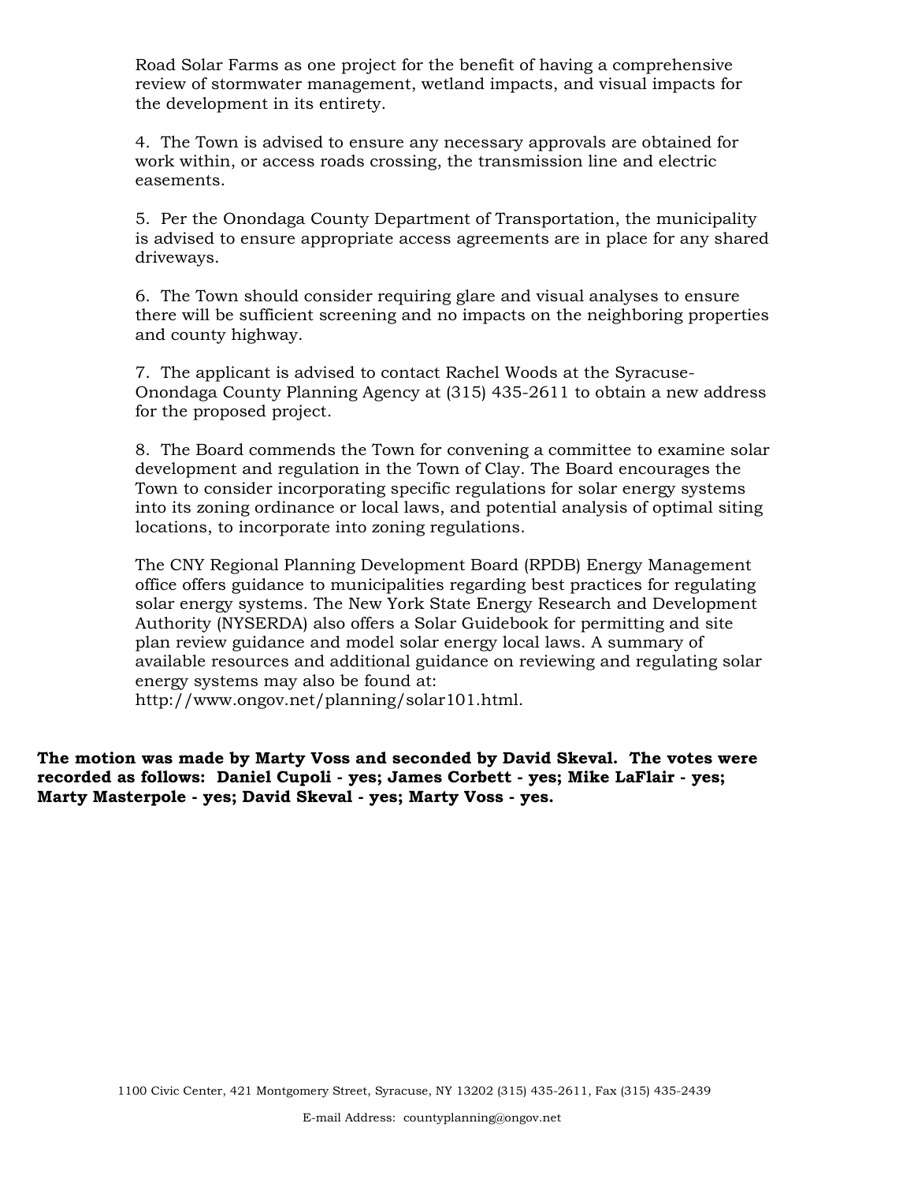Road Solar Farms as one project for the benefit of having a comprehensive review of stormwater management, wetland impacts, and visual impacts for the development in its entirety.

4. The Town is advised to ensure any necessary approvals are obtained for work within, or access roads crossing, the transmission line and electric easements.

5. Per the Onondaga County Department of Transportation, the municipality is advised to ensure appropriate access agreements are in place for any shared driveways.

6. The Town should consider requiring glare and visual analyses to ensure there will be sufficient screening and no impacts on the neighboring properties and county highway.

7. The applicant is advised to contact Rachel Woods at the Syracuse-Onondaga County Planning Agency at (315) 435-2611 to obtain a new address for the proposed project.

8. The Board commends the Town for convening a committee to examine solar development and regulation in the Town of Clay. The Board encourages the Town to consider incorporating specific regulations for solar energy systems into its zoning ordinance or local laws, and potential analysis of optimal siting locations, to incorporate into zoning regulations.

The CNY Regional Planning Development Board (RPDB) Energy Management office offers guidance to municipalities regarding best practices for regulating solar energy systems. The New York State Energy Research and Development Authority (NYSERDA) also offers a Solar Guidebook for permitting and site plan review guidance and model solar energy local laws. A summary of available resources and additional guidance on reviewing and regulating solar energy systems may also be found at: http://www.ongov.net/planning/solar101.html.

**The motion was made by Marty Voss and seconded by David Skeval. The votes were recorded as follows: Daniel Cupoli - yes; James Corbett - yes; Mike LaFlair - yes; Marty Masterpole - yes; David Skeval - yes; Marty Voss - yes.**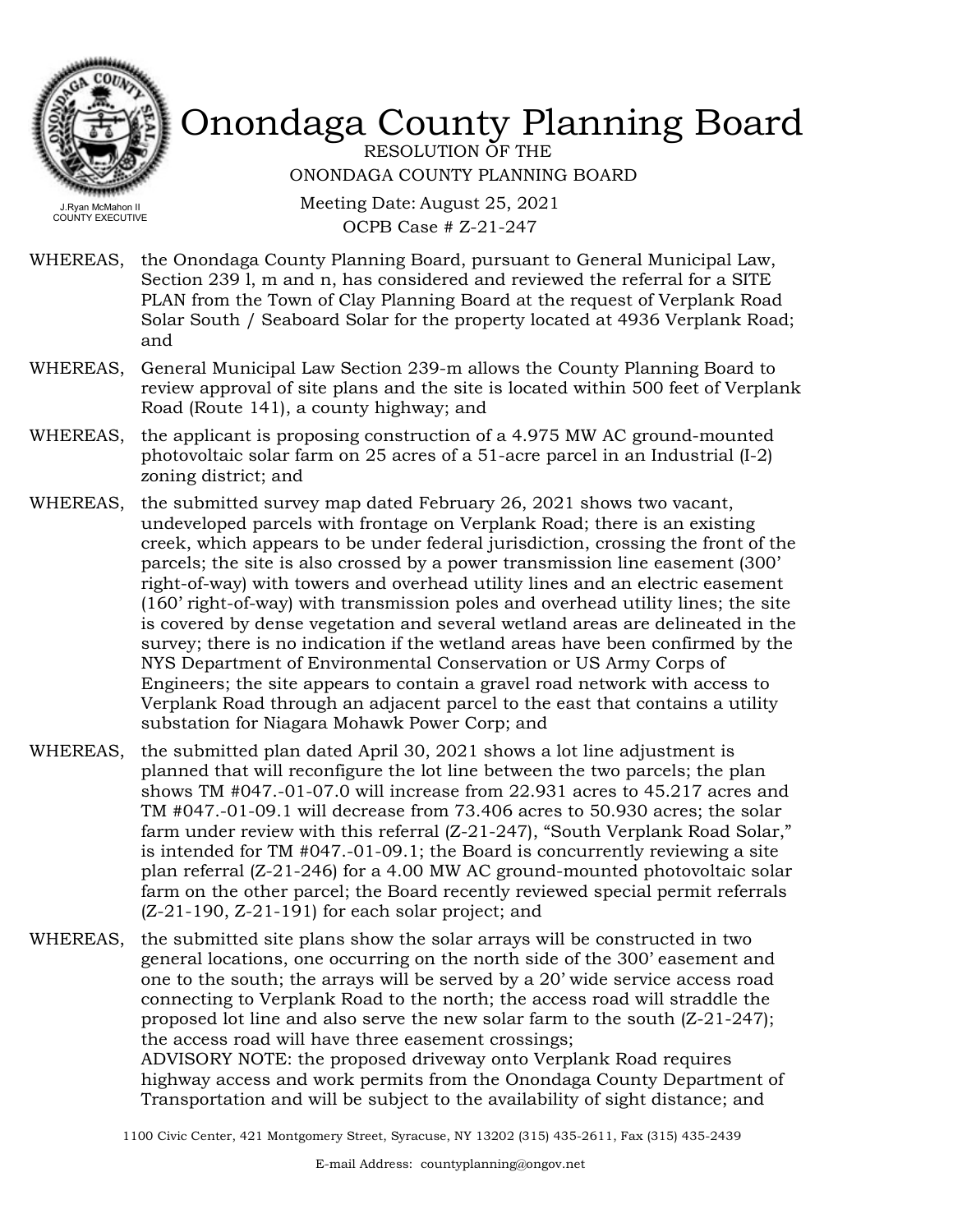# Onondaga County Planning Board

RESOLUTION OF THE
ONONDAGA COUNTY PLANNING BOARD

Meeting Date: August 25, 2021
OCPB Case # Z-21-247

WHEREAS, the Onondaga County Planning Board, pursuant to General Municipal Law, Section 239 l, m and n, has considered and reviewed the referral for a SITE PLAN from the Town of Clay Planning Board at the request of Verplank Road Solar South / Seaboard Solar for the property located at 4936 Verplank Road; and

WHEREAS, General Municipal Law Section 239-m allows the County Planning Board to review approval of site plans and the site is located within 500 feet of Verplank Road (Route 141), a county highway; and

WHEREAS, the applicant is proposing construction of a 4.975 MW AC ground-mounted photovoltaic solar farm on 25 acres of a 51-acre parcel in an Industrial (I-2) zoning district; and

WHEREAS, the submitted survey map dated February 26, 2021 shows two vacant, undeveloped parcels with frontage on Verplank Road; there is an existing creek, which appears to be under federal jurisdiction, crossing the front of the parcels; the site is also crossed by a power transmission line easement (300' right-of-way) with towers and overhead utility lines and an electric easement (160' right-of-way) with transmission poles and overhead utility lines; the site is covered by dense vegetation and several wetland areas are delineated in the survey; there is no indication if the wetland areas have been confirmed by the NYS Department of Environmental Conservation or US Army Corps of Engineers; the site appears to contain a gravel road network with access to Verplank Road through an adjacent parcel to the east that contains a utility substation for Niagara Mohawk Power Corp; and

WHEREAS, the submitted plan dated April 30, 2021 shows a lot line adjustment is planned that will reconfigure the lot line between the two parcels; the plan shows TM #047.-01-07.0 will increase from 22.931 acres to 45.217 acres and TM #047.-01-09.1 will decrease from 73.406 acres to 50.930 acres; the solar farm under review with this referral (Z-21-247), "South Verplank Road Solar," is intended for TM #047.-01-09.1; the Board is concurrently reviewing a site plan referral (Z-21-246) for a 4.00 MW AC ground-mounted photovoltaic solar farm on the other parcel; the Board recently reviewed special permit referrals (Z-21-190, Z-21-191) for each solar project; and

WHEREAS, the submitted site plans show the solar arrays will be constructed in two general locations, one occurring on the north side of the 300' easement and one to the south; the arrays will be served by a 20' wide service access road connecting to Verplank Road to the north; the access road will straddle the proposed lot line and also serve the new solar farm to the south (Z-21-247); the access road will have three easement crossings;
ADVISORY NOTE: the proposed driveway onto Verplank Road requires highway access and work permits from the Onondaga County Department of Transportation and will be subject to the availability of sight distance; and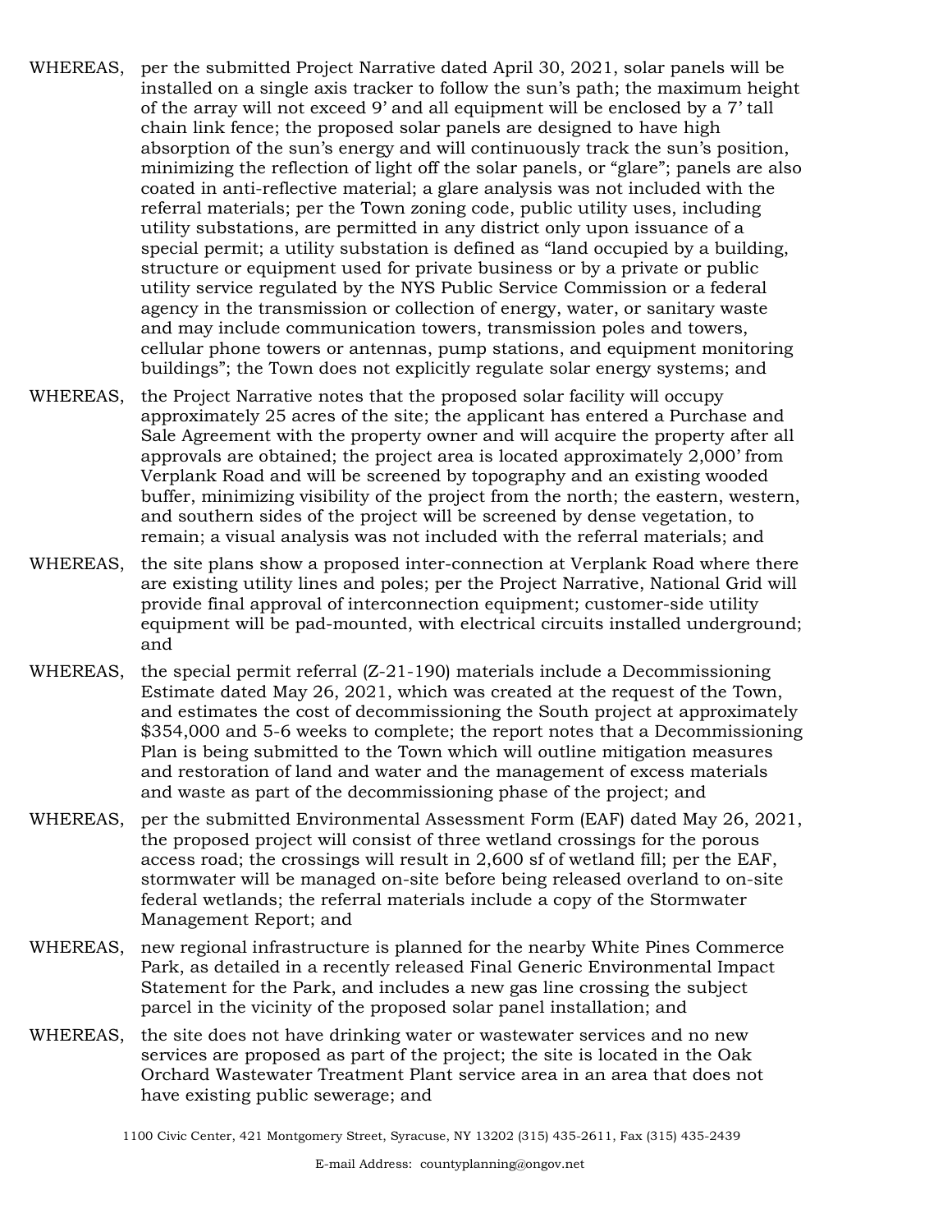WHEREAS, per the submitted Project Narrative dated April 30, 2021, solar panels will be installed on a single axis tracker to follow the sun's path; the maximum height of the array will not exceed 9' and all equipment will be enclosed by a 7' tall chain link fence; the proposed solar panels are designed to have high absorption of the sun's energy and will continuously track the sun's position, minimizing the reflection of light off the solar panels, or "glare"; panels are also coated in anti-reflective material; a glare analysis was not included with the referral materials; per the Town zoning code, public utility uses, including utility substations, are permitted in any district only upon issuance of a special permit; a utility substation is defined as "land occupied by a building, structure or equipment used for private business or by a private or public utility service regulated by the NYS Public Service Commission or a federal agency in the transmission or collection of energy, water, or sanitary waste and may include communication towers, transmission poles and towers, cellular phone towers or antennas, pump stations, and equipment monitoring buildings"; the Town does not explicitly regulate solar energy systems; and

WHEREAS, the Project Narrative notes that the proposed solar facility will occupy approximately 25 acres of the site; the applicant has entered a Purchase and Sale Agreement with the property owner and will acquire the property after all approvals are obtained; the project area is located approximately 2,000' from Verplank Road and will be screened by topography and an existing wooded buffer, minimizing visibility of the project from the north; the eastern, western, and southern sides of the project will be screened by dense vegetation, to remain; a visual analysis was not included with the referral materials; and

WHEREAS, the site plans show a proposed inter-connection at Verplank Road where there are existing utility lines and poles; per the Project Narrative, National Grid will provide final approval of interconnection equipment; customer-side utility equipment will be pad-mounted, with electrical circuits installed underground; and

WHEREAS, the special permit referral (Z-21-190) materials include a Decommissioning Estimate dated May 26, 2021, which was created at the request of the Town, and estimates the cost of decommissioning the South project at approximately $354,000 and 5-6 weeks to complete; the report notes that a Decommissioning Plan is being submitted to the Town which will outline mitigation measures and restoration of land and water and the management of excess materials and waste as part of the decommissioning phase of the project; and

WHEREAS, per the submitted Environmental Assessment Form (EAF) dated May 26, 2021, the proposed project will consist of three wetland crossings for the porous access road; the crossings will result in 2,600 sf of wetland fill; per the EAF, stormwater will be managed on-site before being released overland to on-site federal wetlands; the referral materials include a copy of the Stormwater Management Report; and

WHEREAS, new regional infrastructure is planned for the nearby White Pines Commerce Park, as detailed in a recently released Final Generic Environmental Impact Statement for the Park, and includes a new gas line crossing the subject parcel in the vicinity of the proposed solar panel installation; and

WHEREAS, the site does not have drinking water or wastewater services and no new services are proposed as part of the project; the site is located in the Oak Orchard Wastewater Treatment Plant service area in an area that does not have existing public sewerage; and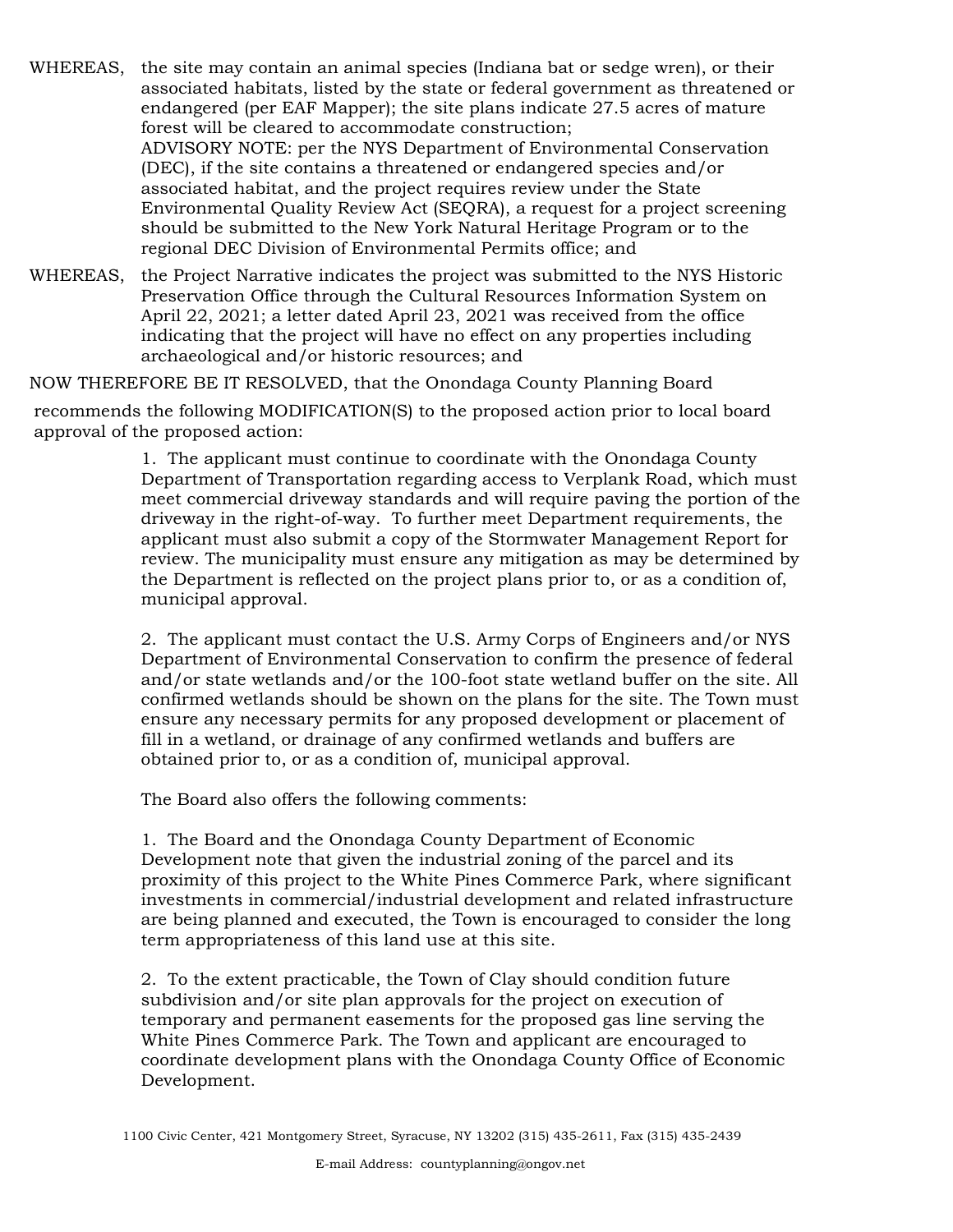WHEREAS, the site may contain an animal species (Indiana bat or sedge wren), or their associated habitats, listed by the state or federal government as threatened or endangered (per EAF Mapper); the site plans indicate 27.5 acres of mature forest will be cleared to accommodate construction;
ADVISORY NOTE: per the NYS Department of Environmental Conservation (DEC), if the site contains a threatened or endangered species and/or associated habitat, and the project requires review under the State Environmental Quality Review Act (SEQRA), a request for a project screening should be submitted to the New York Natural Heritage Program or to the regional DEC Division of Environmental Permits office; and

WHEREAS, the Project Narrative indicates the project was submitted to the NYS Historic Preservation Office through the Cultural Resources Information System on April 22, 2021; a letter dated April 23, 2021 was received from the office indicating that the project will have no effect on any properties including archaeological and/or historic resources; and

NOW THEREFORE BE IT RESOLVED, that the Onondaga County Planning Board recommends the following MODIFICATION(S) to the proposed action prior to local board approval of the proposed action:

1. The applicant must continue to coordinate with the Onondaga County Department of Transportation regarding access to Verplank Road, which must meet commercial driveway standards and will require paving the portion of the driveway in the right-of-way. To further meet Department requirements, the applicant must also submit a copy of the Stormwater Management Report for review. The municipality must ensure any mitigation as may be determined by the Department is reflected on the project plans prior to, or as a condition of, municipal approval.

2. The applicant must contact the U.S. Army Corps of Engineers and/or NYS Department of Environmental Conservation to confirm the presence of federal and/or state wetlands and/or the 100-foot state wetland buffer on the site. All confirmed wetlands should be shown on the plans for the site. The Town must ensure any necessary permits for any proposed development or placement of fill in a wetland, or drainage of any confirmed wetlands and buffers are obtained prior to, or as a condition of, municipal approval.

The Board also offers the following comments:

1. The Board and the Onondaga County Department of Economic Development note that given the industrial zoning of the parcel and its proximity of this project to the White Pines Commerce Park, where significant investments in commercial/industrial development and related infrastructure are being planned and executed, the Town is encouraged to consider the long term appropriateness of this land use at this site.

2. To the extent practicable, the Town of Clay should condition future subdivision and/or site plan approvals for the project on execution of temporary and permanent easements for the proposed gas line serving the White Pines Commerce Park. The Town and applicant are encouraged to coordinate development plans with the Onondaga County Office of Economic Development.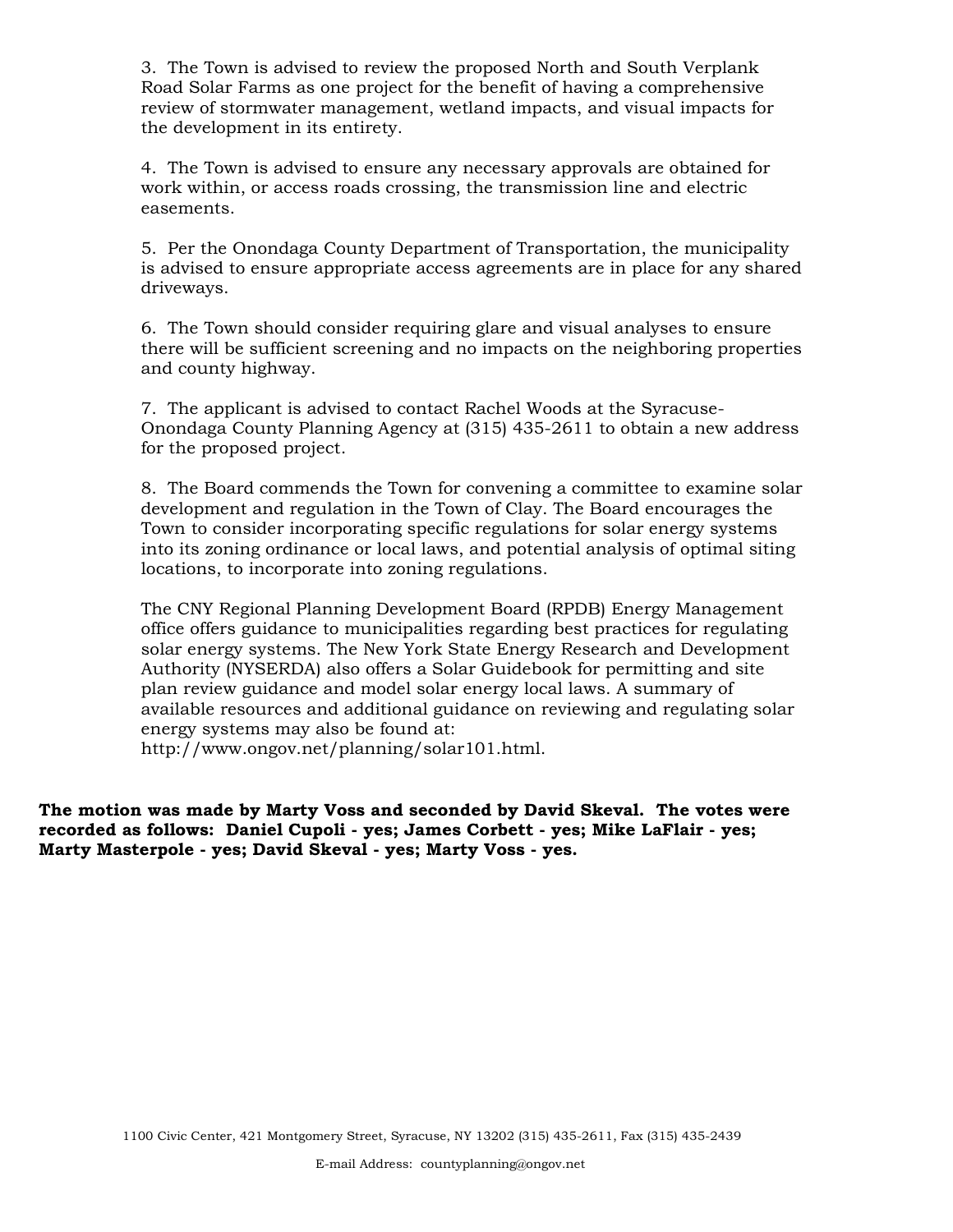3. The Town is advised to review the proposed North and South Verplank Road Solar Farms as one project for the benefit of having a comprehensive review of stormwater management, wetland impacts, and visual impacts for the development in its entirety.

4. The Town is advised to ensure any necessary approvals are obtained for work within, or access roads crossing, the transmission line and electric easements.

5. Per the Onondaga County Department of Transportation, the municipality is advised to ensure appropriate access agreements are in place for any shared driveways.

6. The Town should consider requiring glare and visual analyses to ensure there will be sufficient screening and no impacts on the neighboring properties and county highway.

7. The applicant is advised to contact Rachel Woods at the Syracuse-Onondaga County Planning Agency at (315) 435-2611 to obtain a new address for the proposed project.

8. The Board commends the Town for convening a committee to examine solar development and regulation in the Town of Clay. The Board encourages the Town to consider incorporating specific regulations for solar energy systems into its zoning ordinance or local laws, and potential analysis of optimal siting locations, to incorporate into zoning regulations.

The CNY Regional Planning Development Board (RPDB) Energy Management office offers guidance to municipalities regarding best practices for regulating solar energy systems. The New York State Energy Research and Development Authority (NYSERDA) also offers a Solar Guidebook for permitting and site plan review guidance and model solar energy local laws. A summary of available resources and additional guidance on reviewing and regulating solar energy systems may also be found at: http://www.ongov.net/planning/solar101.html.

**The motion was made by Marty Voss and seconded by David Skeval. The votes were recorded as follows: Daniel Cupoli - yes; James Corbett - yes; Mike LaFlair - yes; Marty Masterpole - yes; David Skeval - yes; Marty Voss - yes.**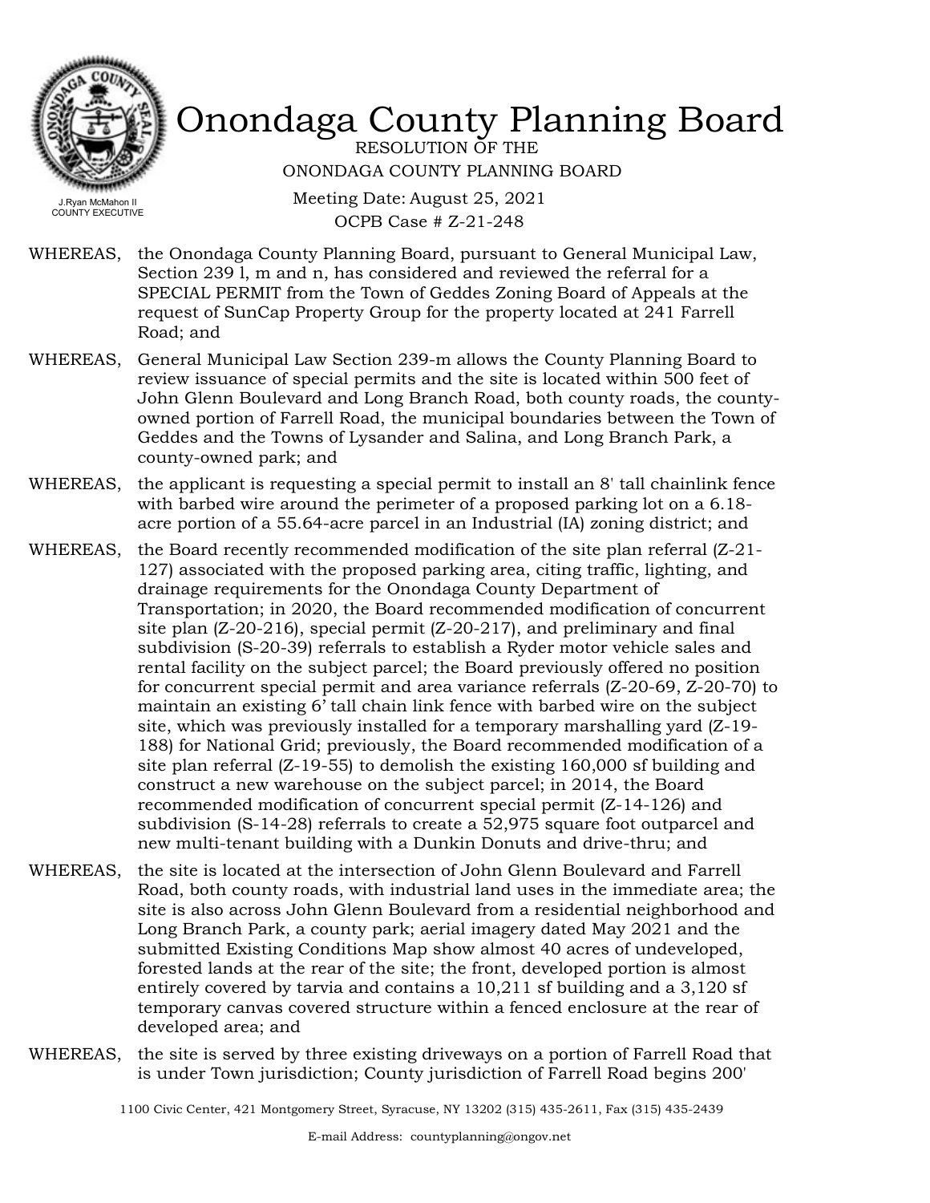# Onondaga County Planning Board

RESOLUTION OF THE
ONONDAGA COUNTY PLANNING BOARD

Meeting Date: August 25, 2021
OCPB Case # Z-21-248

J.Ryan McMahon II
COUNTY EXECUTIVE

WHEREAS, the Onondaga County Planning Board, pursuant to General Municipal Law, Section 239 l, m and n, has considered and reviewed the referral for a SPECIAL PERMIT from the Town of Geddes Zoning Board of Appeals at the request of SunCap Property Group for the property located at 241 Farrell Road; and

WHEREAS, General Municipal Law Section 239-m allows the County Planning Board to review issuance of special permits and the site is located within 500 feet of John Glenn Boulevard and Long Branch Road, both county roads, the county-owned portion of Farrell Road, the municipal boundaries between the Town of Geddes and the Towns of Lysander and Salina, and Long Branch Park, a county-owned park; and

WHEREAS, the applicant is requesting a special permit to install an 8' tall chainlink fence with barbed wire around the perimeter of a proposed parking lot on a 6.18-acre portion of a 55.64-acre parcel in an Industrial (IA) zoning district; and

WHEREAS, the Board recently recommended modification of the site plan referral (Z-21-127) associated with the proposed parking area, citing traffic, lighting, and drainage requirements for the Onondaga County Department of Transportation; in 2020, the Board recommended modification of concurrent site plan (Z-20-216), special permit (Z-20-217), and preliminary and final subdivision (S-20-39) referrals to establish a Ryder motor vehicle sales and rental facility on the subject parcel; the Board previously offered no position for concurrent special permit and area variance referrals (Z-20-69, Z-20-70) to maintain an existing 6' tall chain link fence with barbed wire on the subject site, which was previously installed for a temporary marshalling yard (Z-19-188) for National Grid; previously, the Board recommended modification of a site plan referral (Z-19-55) to demolish the existing 160,000 sf building and construct a new warehouse on the subject parcel; in 2014, the Board recommended modification of concurrent special permit (Z-14-126) and subdivision (S-14-28) referrals to create a 52,975 square foot outparcel and new multi-tenant building with a Dunkin Donuts and drive-thru; and

WHEREAS, the site is located at the intersection of John Glenn Boulevard and Farrell Road, both county roads, with industrial land uses in the immediate area; the site is also across John Glenn Boulevard from a residential neighborhood and Long Branch Park, a county park; aerial imagery dated May 2021 and the submitted Existing Conditions Map show almost 40 acres of undeveloped, forested lands at the rear of the site; the front, developed portion is almost entirely covered by tarvia and contains a 10,211 sf building and a 3,120 sf temporary canvas covered structure within a fenced enclosure at the rear of developed area; and

WHEREAS, the site is served by three existing driveways on a portion of Farrell Road that is under Town jurisdiction; County jurisdiction of Farrell Road begins 200'

1100 Civic Center, 421 Montgomery Street, Syracuse, NY 13202 (315) 435-2611, Fax (315) 435-2439

E-mail Address: countyplanning@ongov.net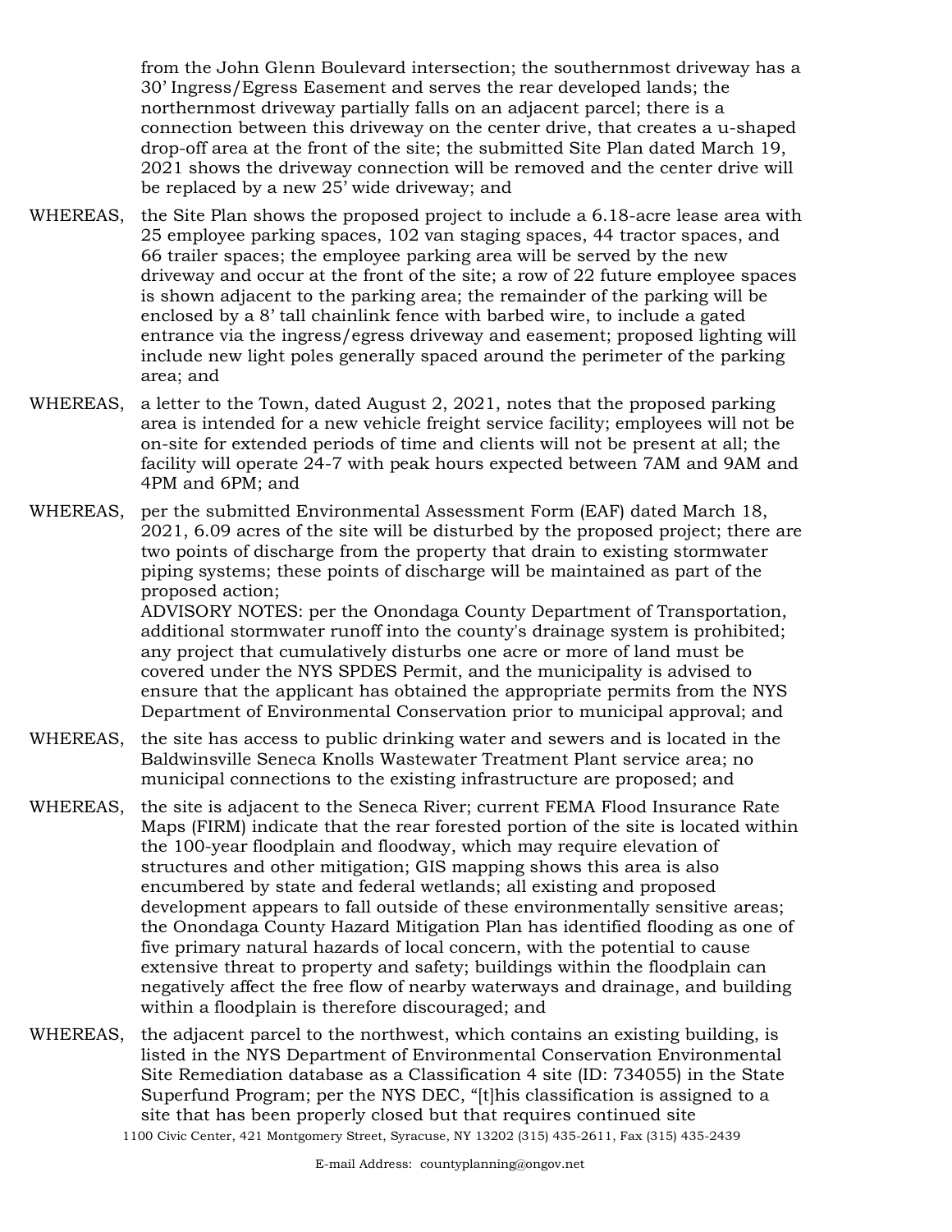from the John Glenn Boulevard intersection; the southernmost driveway has a 30' Ingress/Egress Easement and serves the rear developed lands; the northernmost driveway partially falls on an adjacent parcel; there is a connection between this driveway on the center drive, that creates a u-shaped drop-off area at the front of the site; the submitted Site Plan dated March 19, 2021 shows the driveway connection will be removed and the center drive will be replaced by a new 25' wide driveway; and

WHEREAS, the Site Plan shows the proposed project to include a 6.18-acre lease area with 25 employee parking spaces, 102 van staging spaces, 44 tractor spaces, and 66 trailer spaces; the employee parking area will be served by the new driveway and occur at the front of the site; a row of 22 future employee spaces is shown adjacent to the parking area; the remainder of the parking will be enclosed by a 8' tall chainlink fence with barbed wire, to include a gated entrance via the ingress/egress driveway and easement; proposed lighting will include new light poles generally spaced around the perimeter of the parking area; and

WHEREAS, a letter to the Town, dated August 2, 2021, notes that the proposed parking area is intended for a new vehicle freight service facility; employees will not be on-site for extended periods of time and clients will not be present at all; the facility will operate 24-7 with peak hours expected between 7AM and 9AM and 4PM and 6PM; and

WHEREAS, per the submitted Environmental Assessment Form (EAF) dated March 18, 2021, 6.09 acres of the site will be disturbed by the proposed project; there are two points of discharge from the property that drain to existing stormwater piping systems; these points of discharge will be maintained as part of the proposed action;
ADVISORY NOTES: per the Onondaga County Department of Transportation, additional stormwater runoff into the county's drainage system is prohibited; any project that cumulatively disturbs one acre or more of land must be covered under the NYS SPDES Permit, and the municipality is advised to ensure that the applicant has obtained the appropriate permits from the NYS Department of Environmental Conservation prior to municipal approval; and

WHEREAS, the site has access to public drinking water and sewers and is located in the Baldwinsville Seneca Knolls Wastewater Treatment Plant service area; no municipal connections to the existing infrastructure are proposed; and

WHEREAS, the site is adjacent to the Seneca River; current FEMA Flood Insurance Rate Maps (FIRM) indicate that the rear forested portion of the site is located within the 100-year floodplain and floodway, which may require elevation of structures and other mitigation; GIS mapping shows this area is also encumbered by state and federal wetlands; all existing and proposed development appears to fall outside of these environmentally sensitive areas; the Onondaga County Hazard Mitigation Plan has identified flooding as one of five primary natural hazards of local concern, with the potential to cause extensive threat to property and safety; buildings within the floodplain can negatively affect the free flow of nearby waterways and drainage, and building within a floodplain is therefore discouraged; and

WHEREAS, the adjacent parcel to the northwest, which contains an existing building, is listed in the NYS Department of Environmental Conservation Environmental Site Remediation database as a Classification 4 site (ID: 734055) in the State Superfund Program; per the NYS DEC, "[t]his classification is assigned to a site that has been properly closed but that requires continued site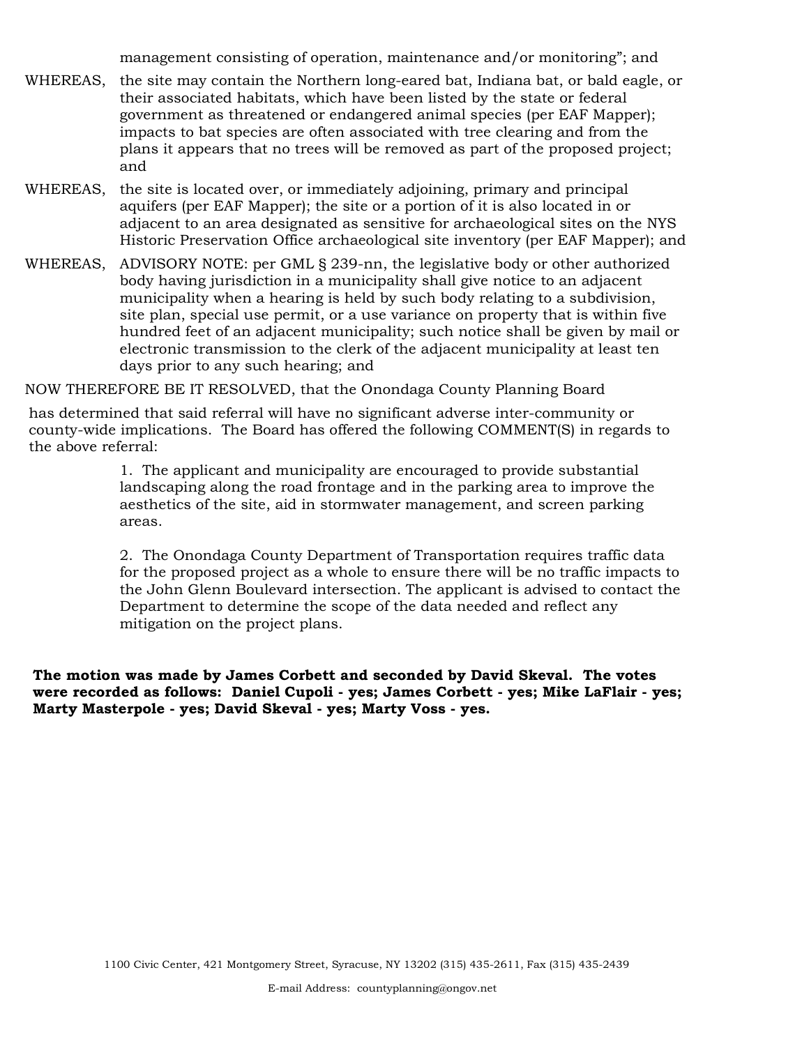management consisting of operation, maintenance and/or monitoring"; and

WHEREAS, the site may contain the Northern long-eared bat, Indiana bat, or bald eagle, or their associated habitats, which have been listed by the state or federal government as threatened or endangered animal species (per EAF Mapper); impacts to bat species are often associated with tree clearing and from the plans it appears that no trees will be removed as part of the proposed project; and

WHEREAS, the site is located over, or immediately adjoining, primary and principal aquifers (per EAF Mapper); the site or a portion of it is also located in or adjacent to an area designated as sensitive for archaeological sites on the NYS Historic Preservation Office archaeological site inventory (per EAF Mapper); and

WHEREAS, ADVISORY NOTE: per GML § 239-nn, the legislative body or other authorized body having jurisdiction in a municipality shall give notice to an adjacent municipality when a hearing is held by such body relating to a subdivision, site plan, special use permit, or a use variance on property that is within five hundred feet of an adjacent municipality; such notice shall be given by mail or electronic transmission to the clerk of the adjacent municipality at least ten days prior to any such hearing; and

NOW THEREFORE BE IT RESOLVED, that the Onondaga County Planning Board

has determined that said referral will have no significant adverse inter-community or county-wide implications. The Board has offered the following COMMENT(S) in regards to the above referral:

1. The applicant and municipality are encouraged to provide substantial landscaping along the road frontage and in the parking area to improve the aesthetics of the site, aid in stormwater management, and screen parking areas.

2. The Onondaga County Department of Transportation requires traffic data for the proposed project as a whole to ensure there will be no traffic impacts to the John Glenn Boulevard intersection. The applicant is advised to contact the Department to determine the scope of the data needed and reflect any mitigation on the project plans.

**The motion was made by James Corbett and seconded by David Skeval. The votes were recorded as follows: Daniel Cupoli - yes; James Corbett - yes; Mike LaFlair - yes; Marty Masterpole - yes; David Skeval - yes; Marty Voss - yes.**

1100 Civic Center, 421 Montgomery Street, Syracuse, NY 13202 (315) 435-2611, Fax (315) 435-2439

E-mail Address: countyplanning@ongov.net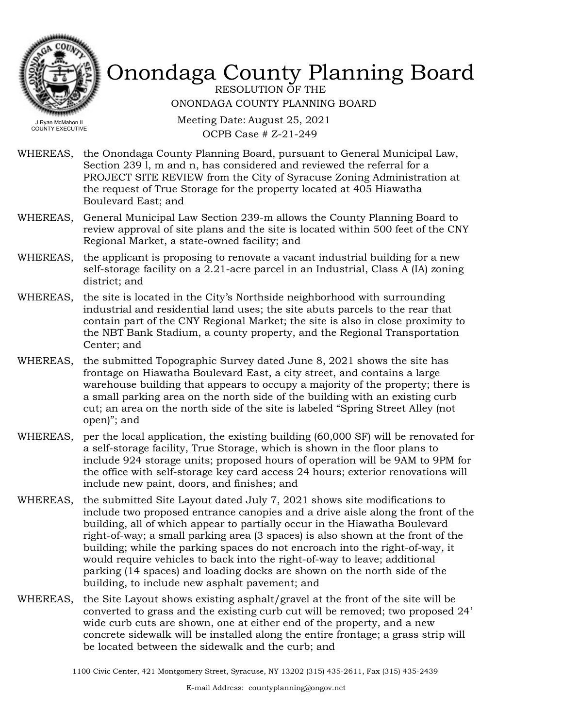# Onondaga County Planning Board

RESOLUTION OF THE
ONONDAGA COUNTY PLANNING BOARD

Meeting Date: August 25, 2021
OCPB Case # Z-21-249

J.Ryan McMahon II
COUNTY EXECUTIVE

WHEREAS, the Onondaga County Planning Board, pursuant to General Municipal Law, Section 239 l, m and n, has considered and reviewed the referral for a PROJECT SITE REVIEW from the City of Syracuse Zoning Administration at the request of True Storage for the property located at 405 Hiawatha Boulevard East; and

WHEREAS, General Municipal Law Section 239-m allows the County Planning Board to review approval of site plans and the site is located within 500 feet of the CNY Regional Market, a state-owned facility; and

WHEREAS, the applicant is proposing to renovate a vacant industrial building for a new self-storage facility on a 2.21-acre parcel in an Industrial, Class A (IA) zoning district; and

WHEREAS, the site is located in the City's Northside neighborhood with surrounding industrial and residential land uses; the site abuts parcels to the rear that contain part of the CNY Regional Market; the site is also in close proximity to the NBT Bank Stadium, a county property, and the Regional Transportation Center; and

WHEREAS, the submitted Topographic Survey dated June 8, 2021 shows the site has frontage on Hiawatha Boulevard East, a city street, and contains a large warehouse building that appears to occupy a majority of the property; there is a small parking area on the north side of the building with an existing curb cut; an area on the north side of the site is labeled "Spring Street Alley (not open)"; and

WHEREAS, per the local application, the existing building (60,000 SF) will be renovated for a self-storage facility, True Storage, which is shown in the floor plans to include 924 storage units; proposed hours of operation will be 9AM to 9PM for the office with self-storage key card access 24 hours; exterior renovations will include new paint, doors, and finishes; and

WHEREAS, the submitted Site Layout dated July 7, 2021 shows site modifications to include two proposed entrance canopies and a drive aisle along the front of the building, all of which appear to partially occur in the Hiawatha Boulevard right-of-way; a small parking area (3 spaces) is also shown at the front of the building; while the parking spaces do not encroach into the right-of-way, it would require vehicles to back into the right-of-way to leave; additional parking (14 spaces) and loading docks are shown on the north side of the building, to include new asphalt pavement; and

WHEREAS, the Site Layout shows existing asphalt/gravel at the front of the site will be converted to grass and the existing curb cut will be removed; two proposed 24' wide curb cuts are shown, one at either end of the property, and a new concrete sidewalk will be installed along the entire frontage; a grass strip will be located between the sidewalk and the curb; and

1100 Civic Center, 421 Montgomery Street, Syracuse, NY 13202 (315) 435-2611, Fax (315) 435-2439

E-mail Address: countyplanning@ongov.net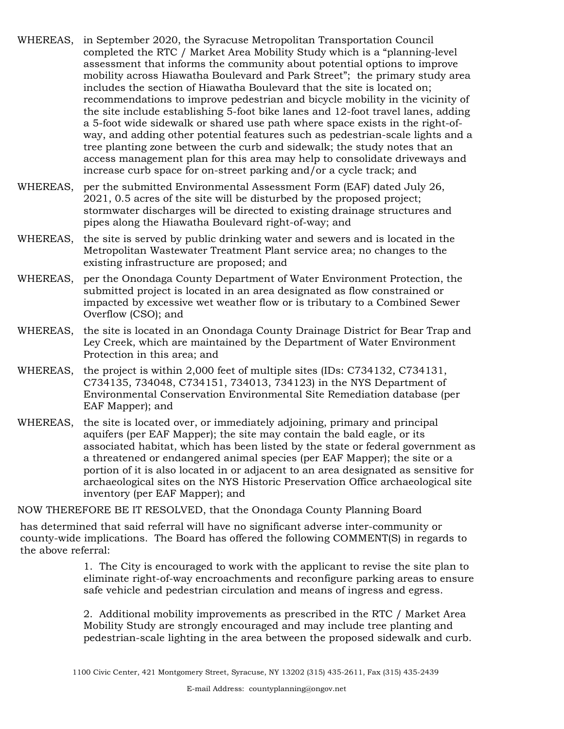WHEREAS, in September 2020, the Syracuse Metropolitan Transportation Council completed the RTC / Market Area Mobility Study which is a "planning-level assessment that informs the community about potential options to improve mobility across Hiawatha Boulevard and Park Street"; the primary study area includes the section of Hiawatha Boulevard that the site is located on; recommendations to improve pedestrian and bicycle mobility in the vicinity of the site include establishing 5-foot bike lanes and 12-foot travel lanes, adding a 5-foot wide sidewalk or shared use path where space exists in the right-of-way, and adding other potential features such as pedestrian-scale lights and a tree planting zone between the curb and sidewalk; the study notes that an access management plan for this area may help to consolidate driveways and increase curb space for on-street parking and/or a cycle track; and

WHEREAS, per the submitted Environmental Assessment Form (EAF) dated July 26, 2021, 0.5 acres of the site will be disturbed by the proposed project; stormwater discharges will be directed to existing drainage structures and pipes along the Hiawatha Boulevard right-of-way; and

WHEREAS, the site is served by public drinking water and sewers and is located in the Metropolitan Wastewater Treatment Plant service area; no changes to the existing infrastructure are proposed; and

WHEREAS, per the Onondaga County Department of Water Environment Protection, the submitted project is located in an area designated as flow constrained or impacted by excessive wet weather flow or is tributary to a Combined Sewer Overflow (CSO); and

WHEREAS, the site is located in an Onondaga County Drainage District for Bear Trap and Ley Creek, which are maintained by the Department of Water Environment Protection in this area; and

WHEREAS, the project is within 2,000 feet of multiple sites (IDs: C734132, C734131, C734135, 734048, C734151, 734013, 734123) in the NYS Department of Environmental Conservation Environmental Site Remediation database (per EAF Mapper); and

WHEREAS, the site is located over, or immediately adjoining, primary and principal aquifers (per EAF Mapper); the site may contain the bald eagle, or its associated habitat, which has been listed by the state or federal government as a threatened or endangered animal species (per EAF Mapper); the site or a portion of it is also located in or adjacent to an area designated as sensitive for archaeological sites on the NYS Historic Preservation Office archaeological site inventory (per EAF Mapper); and

NOW THEREFORE BE IT RESOLVED, that the Onondaga County Planning Board has determined that said referral will have no significant adverse inter-community or county-wide implications. The Board has offered the following COMMENT(S) in regards to the above referral:

1. The City is encouraged to work with the applicant to revise the site plan to eliminate right-of-way encroachments and reconfigure parking areas to ensure safe vehicle and pedestrian circulation and means of ingress and egress.

2. Additional mobility improvements as prescribed in the RTC / Market Area Mobility Study are strongly encouraged and may include tree planting and pedestrian-scale lighting in the area between the proposed sidewalk and curb.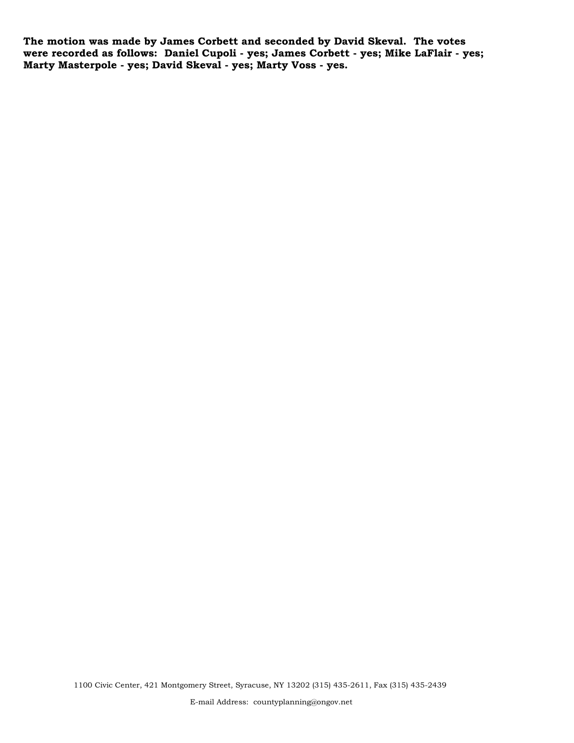**The motion was made by James Corbett and seconded by David Skeval. The votes were recorded as follows: Daniel Cupoli - yes; James Corbett - yes; Mike LaFlair - yes; Marty Masterpole - yes; David Skeval - yes; Marty Voss - yes.**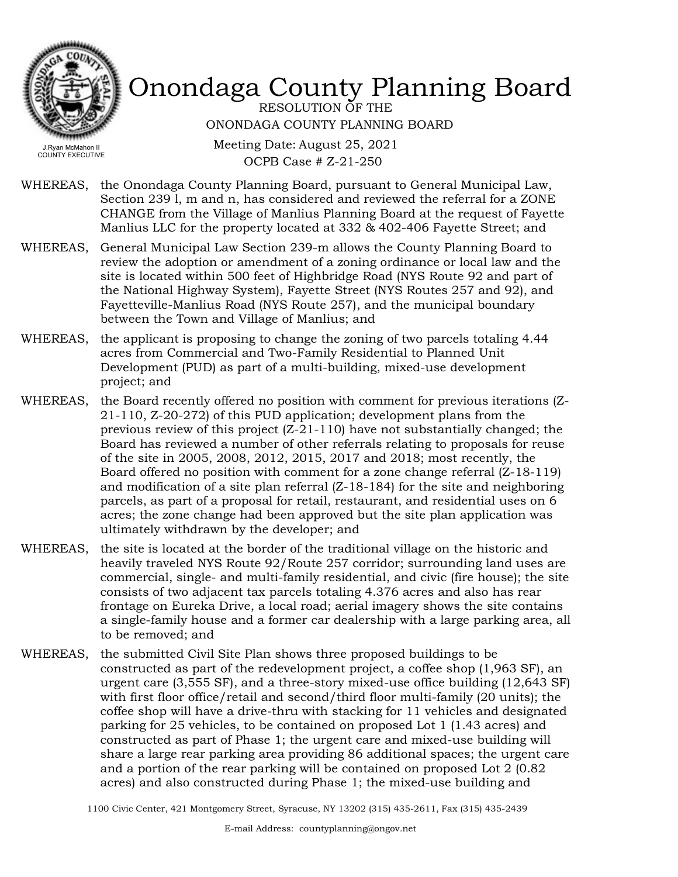# Onondaga County Planning Board

RESOLUTION OF THE
ONONDAGA COUNTY PLANNING BOARD

Meeting Date: August 25, 2021
OCPB Case # Z-21-250

J.Ryan McMahon II
COUNTY EXECUTIVE

WHEREAS, the Onondaga County Planning Board, pursuant to General Municipal Law, Section 239 l, m and n, has considered and reviewed the referral for a ZONE CHANGE from the Village of Manlius Planning Board at the request of Fayette Manlius LLC for the property located at 332 & 402-406 Fayette Street; and

WHEREAS, General Municipal Law Section 239-m allows the County Planning Board to review the adoption or amendment of a zoning ordinance or local law and the site is located within 500 feet of Highbridge Road (NYS Route 92 and part of the National Highway System), Fayette Street (NYS Routes 257 and 92), and Fayetteville-Manlius Road (NYS Route 257), and the municipal boundary between the Town and Village of Manlius; and

WHEREAS, the applicant is proposing to change the zoning of two parcels totaling 4.44 acres from Commercial and Two-Family Residential to Planned Unit Development (PUD) as part of a multi-building, mixed-use development project; and

WHEREAS, the Board recently offered no position with comment for previous iterations (Z-21-110, Z-20-272) of this PUD application; development plans from the previous review of this project (Z-21-110) have not substantially changed; the Board has reviewed a number of other referrals relating to proposals for reuse of the site in 2005, 2008, 2012, 2015, 2017 and 2018; most recently, the Board offered no position with comment for a zone change referral (Z-18-119) and modification of a site plan referral (Z-18-184) for the site and neighboring parcels, as part of a proposal for retail, restaurant, and residential uses on 6 acres; the zone change had been approved but the site plan application was ultimately withdrawn by the developer; and

WHEREAS, the site is located at the border of the traditional village on the historic and heavily traveled NYS Route 92/Route 257 corridor; surrounding land uses are commercial, single- and multi-family residential, and civic (fire house); the site consists of two adjacent tax parcels totaling 4.376 acres and also has rear frontage on Eureka Drive, a local road; aerial imagery shows the site contains a single-family house and a former car dealership with a large parking area, all to be removed; and

WHEREAS, the submitted Civil Site Plan shows three proposed buildings to be constructed as part of the redevelopment project, a coffee shop (1,963 SF), an urgent care (3,555 SF), and a three-story mixed-use office building (12,643 SF) with first floor office/retail and second/third floor multi-family (20 units); the coffee shop will have a drive-thru with stacking for 11 vehicles and designated parking for 25 vehicles, to be contained on proposed Lot 1 (1.43 acres) and constructed as part of Phase 1; the urgent care and mixed-use building will share a large rear parking area providing 86 additional spaces; the urgent care and a portion of the rear parking will be contained on proposed Lot 2 (0.82 acres) and also constructed during Phase 1; the mixed-use building and

1100 Civic Center, 421 Montgomery Street, Syracuse, NY 13202 (315) 435-2611, Fax (315) 435-2439

E-mail Address: countyplanning@ongov.net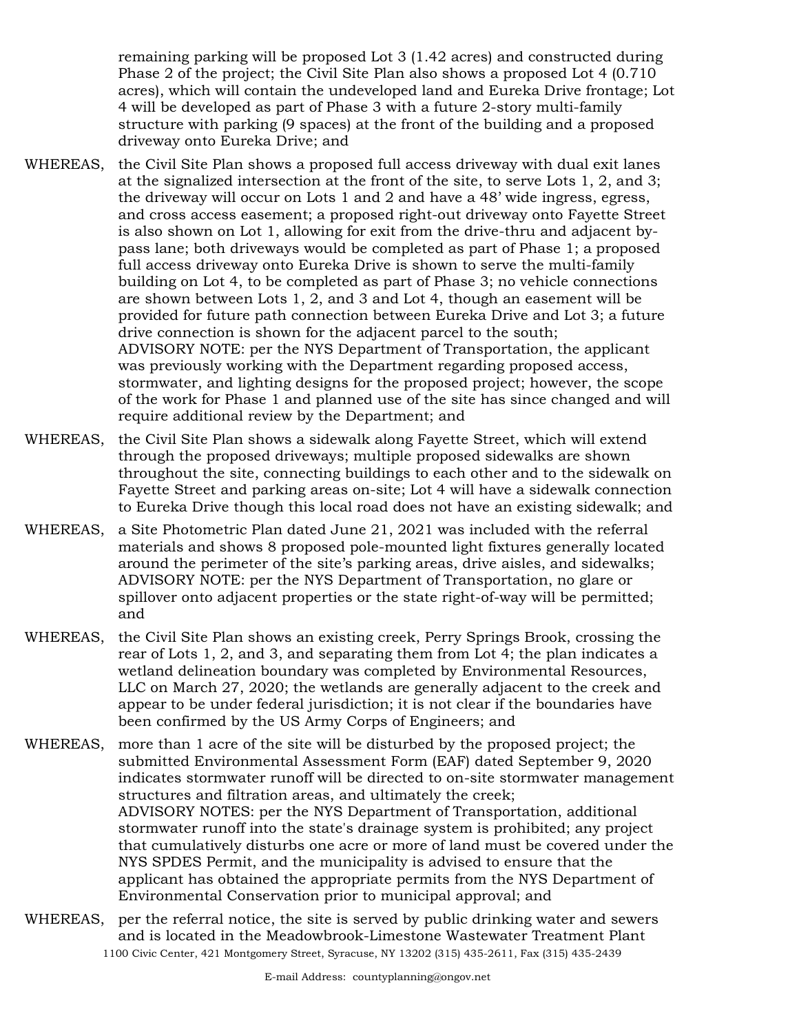remaining parking will be proposed Lot 3 (1.42 acres) and constructed during Phase 2 of the project; the Civil Site Plan also shows a proposed Lot 4 (0.710 acres), which will contain the undeveloped land and Eureka Drive frontage; Lot 4 will be developed as part of Phase 3 with a future 2-story multi-family structure with parking (9 spaces) at the front of the building and a proposed driveway onto Eureka Drive; and

WHEREAS, the Civil Site Plan shows a proposed full access driveway with dual exit lanes at the signalized intersection at the front of the site, to serve Lots 1, 2, and 3; the driveway will occur on Lots 1 and 2 and have a 48' wide ingress, egress, and cross access easement; a proposed right-out driveway onto Fayette Street is also shown on Lot 1, allowing for exit from the drive-thru and adjacent by-pass lane; both driveways would be completed as part of Phase 1; a proposed full access driveway onto Eureka Drive is shown to serve the multi-family building on Lot 4, to be completed as part of Phase 3; no vehicle connections are shown between Lots 1, 2, and 3 and Lot 4, though an easement will be provided for future path connection between Eureka Drive and Lot 3; a future drive connection is shown for the adjacent parcel to the south;
ADVISORY NOTE: per the NYS Department of Transportation, the applicant was previously working with the Department regarding proposed access, stormwater, and lighting designs for the proposed project; however, the scope of the work for Phase 1 and planned use of the site has since changed and will require additional review by the Department; and

WHEREAS, the Civil Site Plan shows a sidewalk along Fayette Street, which will extend through the proposed driveways; multiple proposed sidewalks are shown throughout the site, connecting buildings to each other and to the sidewalk on Fayette Street and parking areas on-site; Lot 4 will have a sidewalk connection to Eureka Drive though this local road does not have an existing sidewalk; and

WHEREAS, a Site Photometric Plan dated June 21, 2021 was included with the referral materials and shows 8 proposed pole-mounted light fixtures generally located around the perimeter of the site's parking areas, drive aisles, and sidewalks;
ADVISORY NOTE: per the NYS Department of Transportation, no glare or spillover onto adjacent properties or the state right-of-way will be permitted; and

WHEREAS, the Civil Site Plan shows an existing creek, Perry Springs Brook, crossing the rear of Lots 1, 2, and 3, and separating them from Lot 4; the plan indicates a wetland delineation boundary was completed by Environmental Resources, LLC on March 27, 2020; the wetlands are generally adjacent to the creek and appear to be under federal jurisdiction; it is not clear if the boundaries have been confirmed by the US Army Corps of Engineers; and

WHEREAS, more than 1 acre of the site will be disturbed by the proposed project; the submitted Environmental Assessment Form (EAF) dated September 9, 2020 indicates stormwater runoff will be directed to on-site stormwater management structures and filtration areas, and ultimately the creek;
ADVISORY NOTES: per the NYS Department of Transportation, additional stormwater runoff into the state's drainage system is prohibited; any project that cumulatively disturbs one acre or more of land must be covered under the NYS SPDES Permit, and the municipality is advised to ensure that the applicant has obtained the appropriate permits from the NYS Department of Environmental Conservation prior to municipal approval; and

WHEREAS, per the referral notice, the site is served by public drinking water and sewers and is located in the Meadowbrook-Limestone Wastewater Treatment Plant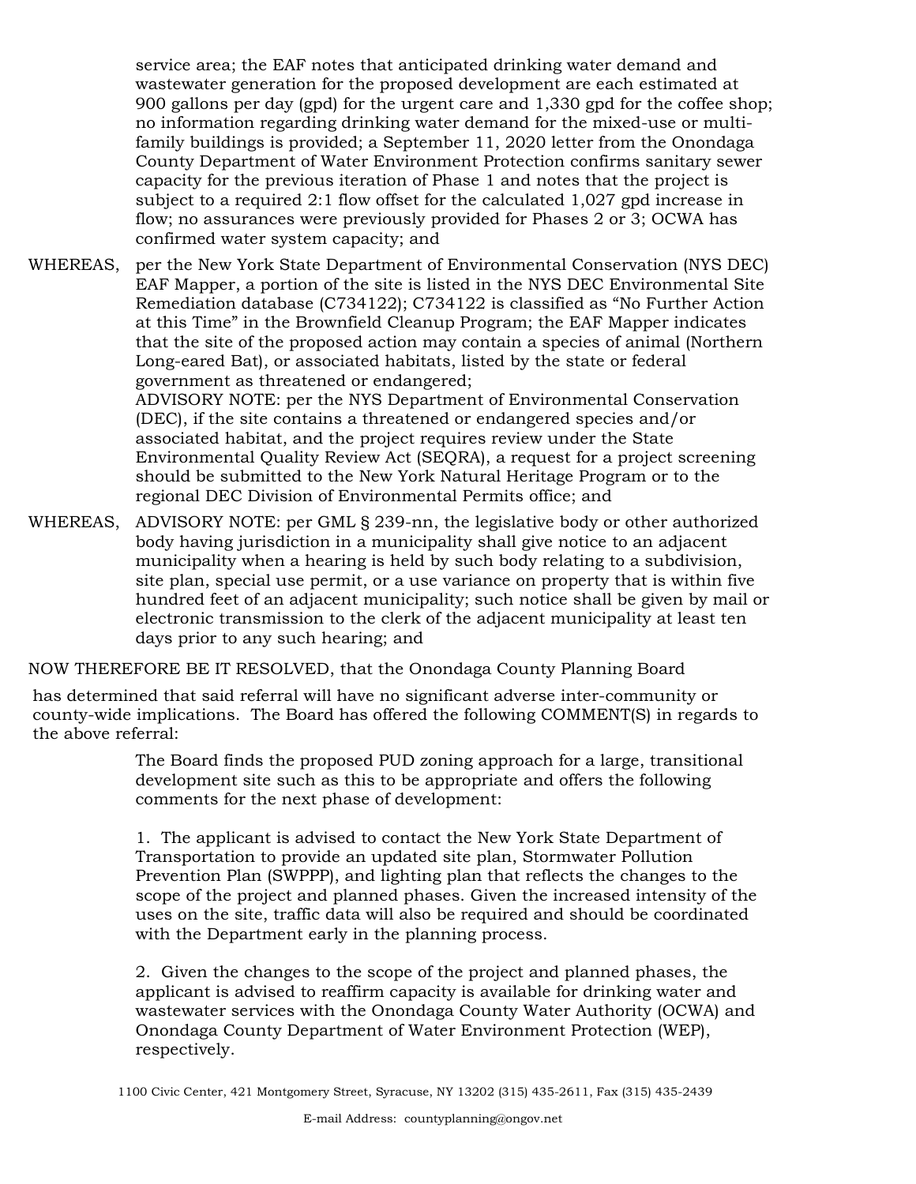service area; the EAF notes that anticipated drinking water demand and wastewater generation for the proposed development are each estimated at 900 gallons per day (gpd) for the urgent care and 1,330 gpd for the coffee shop; no information regarding drinking water demand for the mixed-use or multi-family buildings is provided; a September 11, 2020 letter from the Onondaga County Department of Water Environment Protection confirms sanitary sewer capacity for the previous iteration of Phase 1 and notes that the project is subject to a required 2:1 flow offset for the calculated 1,027 gpd increase in flow; no assurances were previously provided for Phases 2 or 3; OCWA has confirmed water system capacity; and

WHEREAS, per the New York State Department of Environmental Conservation (NYS DEC) EAF Mapper, a portion of the site is listed in the NYS DEC Environmental Site Remediation database (C734122); C734122 is classified as "No Further Action at this Time" in the Brownfield Cleanup Program; the EAF Mapper indicates that the site of the proposed action may contain a species of animal (Northern Long-eared Bat), or associated habitats, listed by the state or federal government as threatened or endangered;
ADVISORY NOTE: per the NYS Department of Environmental Conservation (DEC), if the site contains a threatened or endangered species and/or associated habitat, and the project requires review under the State Environmental Quality Review Act (SEQRA), a request for a project screening should be submitted to the New York Natural Heritage Program or to the regional DEC Division of Environmental Permits office; and

WHEREAS, ADVISORY NOTE: per GML § 239-nn, the legislative body or other authorized body having jurisdiction in a municipality shall give notice to an adjacent municipality when a hearing is held by such body relating to a subdivision, site plan, special use permit, or a use variance on property that is within five hundred feet of an adjacent municipality; such notice shall be given by mail or electronic transmission to the clerk of the adjacent municipality at least ten days prior to any such hearing; and

NOW THEREFORE BE IT RESOLVED, that the Onondaga County Planning Board

has determined that said referral will have no significant adverse inter-community or county-wide implications. The Board has offered the following COMMENT(S) in regards to the above referral:

The Board finds the proposed PUD zoning approach for a large, transitional development site such as this to be appropriate and offers the following comments for the next phase of development:

1. The applicant is advised to contact the New York State Department of Transportation to provide an updated site plan, Stormwater Pollution Prevention Plan (SWPPP), and lighting plan that reflects the changes to the scope of the project and planned phases. Given the increased intensity of the uses on the site, traffic data will also be required and should be coordinated with the Department early in the planning process.

2. Given the changes to the scope of the project and planned phases, the applicant is advised to reaffirm capacity is available for drinking water and wastewater services with the Onondaga County Water Authority (OCWA) and Onondaga County Department of Water Environment Protection (WEP), respectively.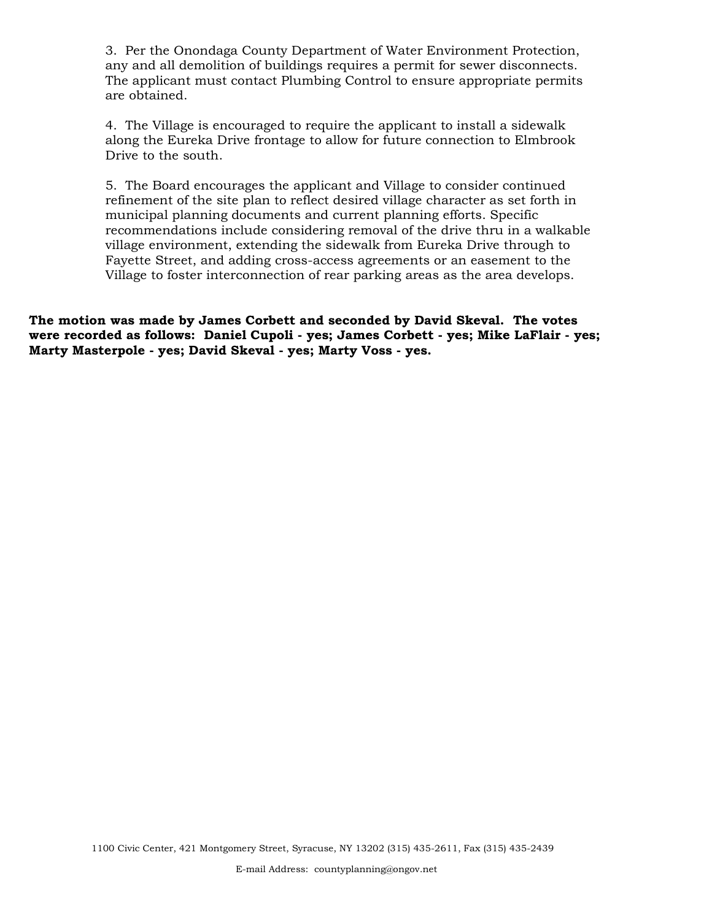3. Per the Onondaga County Department of Water Environment Protection, any and all demolition of buildings requires a permit for sewer disconnects. The applicant must contact Plumbing Control to ensure appropriate permits are obtained.

4. The Village is encouraged to require the applicant to install a sidewalk along the Eureka Drive frontage to allow for future connection to Elmbrook Drive to the south.

5. The Board encourages the applicant and Village to consider continued refinement of the site plan to reflect desired village character as set forth in municipal planning documents and current planning efforts. Specific recommendations include considering removal of the drive thru in a walkable village environment, extending the sidewalk from Eureka Drive through to Fayette Street, and adding cross-access agreements or an easement to the Village to foster interconnection of rear parking areas as the area develops.

**The motion was made by James Corbett and seconded by David Skeval. The votes were recorded as follows: Daniel Cupoli - yes; James Corbett - yes; Mike LaFlair - yes; Marty Masterpole - yes; David Skeval - yes; Marty Voss - yes.**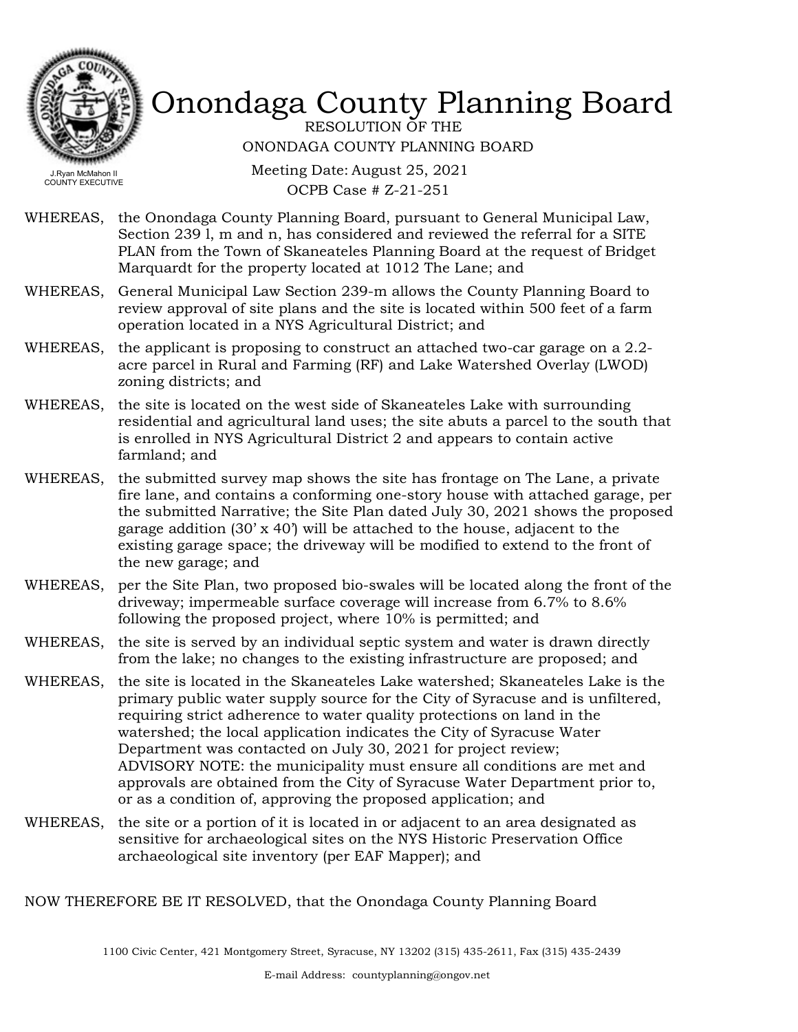# Onondaga County Planning Board

RESOLUTION OF THE
ONONDAGA COUNTY PLANNING BOARD

J.Ryan McMahon II
COUNTY EXECUTIVE

Meeting Date: August 25, 2021
OCPB Case # Z-21-251

WHEREAS, the Onondaga County Planning Board, pursuant to General Municipal Law, Section 239 l, m and n, has considered and reviewed the referral for a SITE PLAN from the Town of Skaneateles Planning Board at the request of Bridget Marquardt for the property located at 1012 The Lane; and

WHEREAS, General Municipal Law Section 239-m allows the County Planning Board to review approval of site plans and the site is located within 500 feet of a farm operation located in a NYS Agricultural District; and

WHEREAS, the applicant is proposing to construct an attached two-car garage on a 2.2-acre parcel in Rural and Farming (RF) and Lake Watershed Overlay (LWOD) zoning districts; and

WHEREAS, the site is located on the west side of Skaneateles Lake with surrounding residential and agricultural land uses; the site abuts a parcel to the south that is enrolled in NYS Agricultural District 2 and appears to contain active farmland; and

WHEREAS, the submitted survey map shows the site has frontage on The Lane, a private fire lane, and contains a conforming one-story house with attached garage, per the submitted Narrative; the Site Plan dated July 30, 2021 shows the proposed garage addition (30' x 40') will be attached to the house, adjacent to the existing garage space; the driveway will be modified to extend to the front of the new garage; and

WHEREAS, per the Site Plan, two proposed bio-swales will be located along the front of the driveway; impermeable surface coverage will increase from 6.7% to 8.6% following the proposed project, where 10% is permitted; and

WHEREAS, the site is served by an individual septic system and water is drawn directly from the lake; no changes to the existing infrastructure are proposed; and

WHEREAS, the site is located in the Skaneateles Lake watershed; Skaneateles Lake is the primary public water supply source for the City of Syracuse and is unfiltered, requiring strict adherence to water quality protections on land in the watershed; the local application indicates the City of Syracuse Water Department was contacted on July 30, 2021 for project review; ADVISORY NOTE: the municipality must ensure all conditions are met and approvals are obtained from the City of Syracuse Water Department prior to, or as a condition of, approving the proposed application; and

WHEREAS, the site or a portion of it is located in or adjacent to an area designated as sensitive for archaeological sites on the NYS Historic Preservation Office archaeological site inventory (per EAF Mapper); and

NOW THEREFORE BE IT RESOLVED, that the Onondaga County Planning Board

1100 Civic Center, 421 Montgomery Street, Syracuse, NY 13202 (315) 435-2611, Fax (315) 435-2439

E-mail Address: countyplanning@ongov.net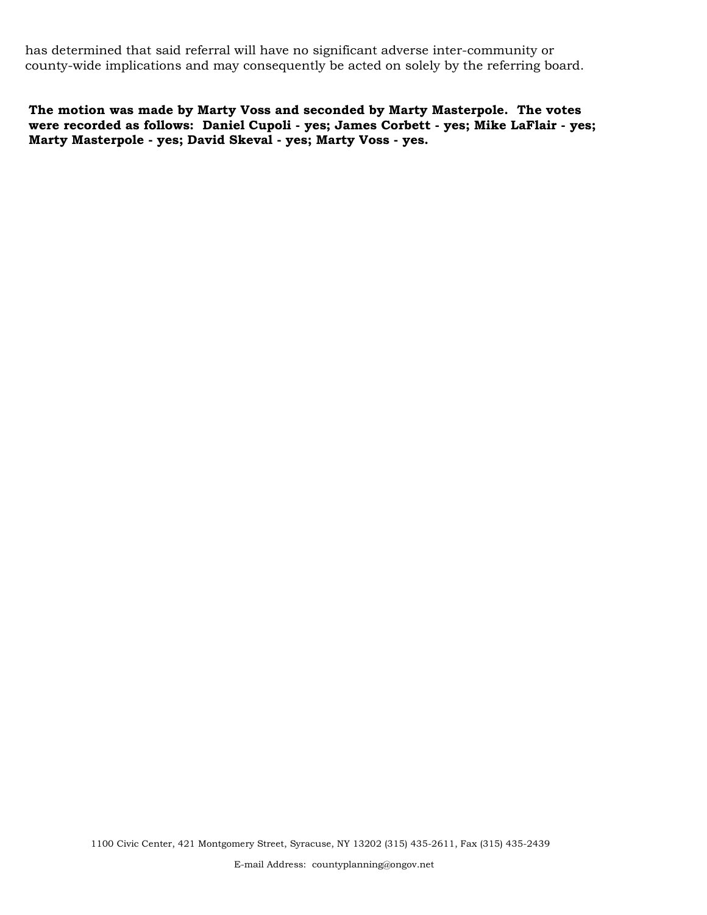has determined that said referral will have no significant adverse inter-community or county-wide implications and may consequently be acted on solely by the referring board.

**The motion was made by Marty Voss and seconded by Marty Masterpole. The votes were recorded as follows: Daniel Cupoli - yes; James Corbett - yes; Mike LaFlair - yes; Marty Masterpole - yes; David Skeval - yes; Marty Voss - yes.**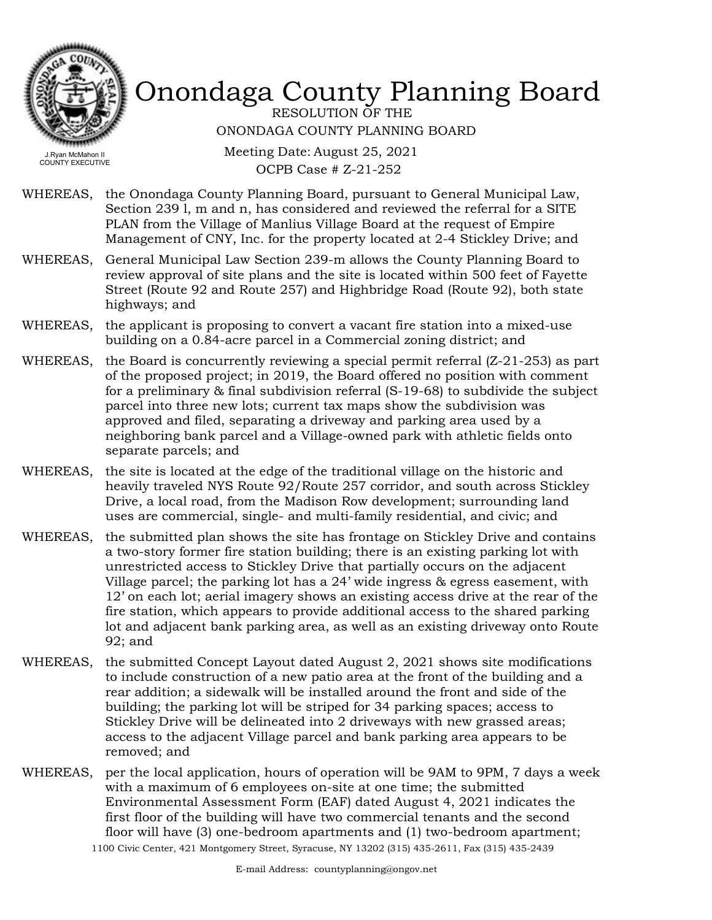# Onondaga County Planning Board

RESOLUTION OF THE
ONONDAGA COUNTY PLANNING BOARD

J.Ryan McMahon II
COUNTY EXECUTIVE

Meeting Date: August 25, 2021
OCPB Case # Z-21-252

WHEREAS, the Onondaga County Planning Board, pursuant to General Municipal Law, Section 239 l, m and n, has considered and reviewed the referral for a SITE PLAN from the Village of Manlius Village Board at the request of Empire Management of CNY, Inc. for the property located at 2-4 Stickley Drive; and

WHEREAS, General Municipal Law Section 239-m allows the County Planning Board to review approval of site plans and the site is located within 500 feet of Fayette Street (Route 92 and Route 257) and Highbridge Road (Route 92), both state highways; and

WHEREAS, the applicant is proposing to convert a vacant fire station into a mixed-use building on a 0.84-acre parcel in a Commercial zoning district; and

WHEREAS, the Board is concurrently reviewing a special permit referral (Z-21-253) as part of the proposed project; in 2019, the Board offered no position with comment for a preliminary & final subdivision referral (S-19-68) to subdivide the subject parcel into three new lots; current tax maps show the subdivision was approved and filed, separating a driveway and parking area used by a neighboring bank parcel and a Village-owned park with athletic fields onto separate parcels; and

WHEREAS, the site is located at the edge of the traditional village on the historic and heavily traveled NYS Route 92/Route 257 corridor, and south across Stickley Drive, a local road, from the Madison Row development; surrounding land uses are commercial, single- and multi-family residential, and civic; and

WHEREAS, the submitted plan shows the site has frontage on Stickley Drive and contains a two-story former fire station building; there is an existing parking lot with unrestricted access to Stickley Drive that partially occurs on the adjacent Village parcel; the parking lot has a 24' wide ingress & egress easement, with 12' on each lot; aerial imagery shows an existing access drive at the rear of the fire station, which appears to provide additional access to the shared parking lot and adjacent bank parking area, as well as an existing driveway onto Route 92; and

WHEREAS, the submitted Concept Layout dated August 2, 2021 shows site modifications to include construction of a new patio area at the front of the building and a rear addition; a sidewalk will be installed around the front and side of the building; the parking lot will be striped for 34 parking spaces; access to Stickley Drive will be delineated into 2 driveways with new grassed areas; access to the adjacent Village parcel and bank parking area appears to be removed; and

WHEREAS, per the local application, hours of operation will be 9AM to 9PM, 7 days a week with a maximum of 6 employees on-site at one time; the submitted Environmental Assessment Form (EAF) dated August 4, 2021 indicates the first floor of the building will have two commercial tenants and the second floor will have (3) one-bedroom apartments and (1) two-bedroom apartment;

1100 Civic Center, 421 Montgomery Street, Syracuse, NY 13202 (315) 435-2611, Fax (315) 435-2439

E-mail Address: countyplanning@ongov.net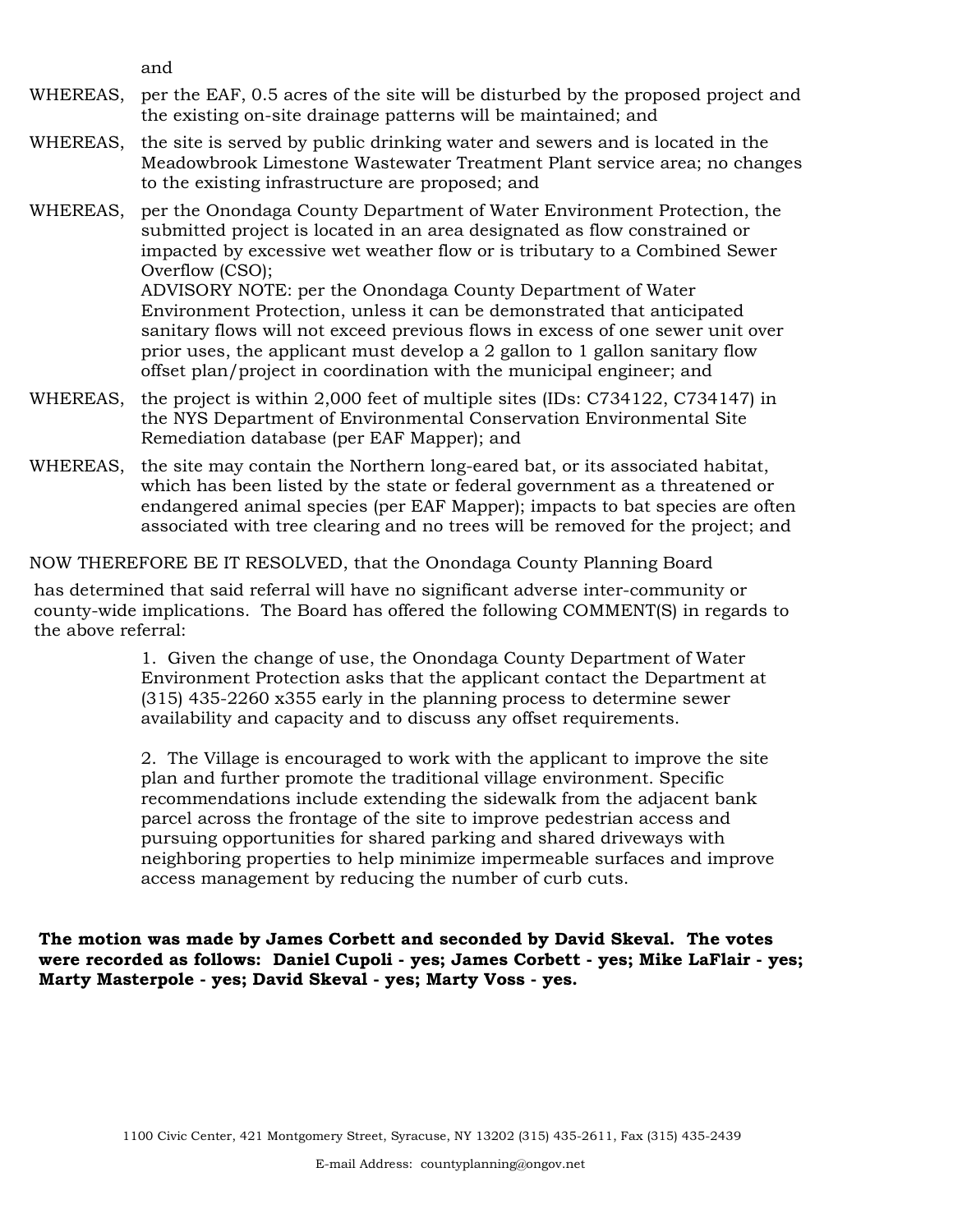and

WHEREAS, per the EAF, 0.5 acres of the site will be disturbed by the proposed project and the existing on-site drainage patterns will be maintained; and

WHEREAS, the site is served by public drinking water and sewers and is located in the Meadowbrook Limestone Wastewater Treatment Plant service area; no changes to the existing infrastructure are proposed; and

WHEREAS, per the Onondaga County Department of Water Environment Protection, the submitted project is located in an area designated as flow constrained or impacted by excessive wet weather flow or is tributary to a Combined Sewer Overflow (CSO);
ADVISORY NOTE: per the Onondaga County Department of Water Environment Protection, unless it can be demonstrated that anticipated sanitary flows will not exceed previous flows in excess of one sewer unit over prior uses, the applicant must develop a 2 gallon to 1 gallon sanitary flow offset plan/project in coordination with the municipal engineer; and

WHEREAS, the project is within 2,000 feet of multiple sites (IDs: C734122, C734147) in the NYS Department of Environmental Conservation Environmental Site Remediation database (per EAF Mapper); and

WHEREAS, the site may contain the Northern long-eared bat, or its associated habitat, which has been listed by the state or federal government as a threatened or endangered animal species (per EAF Mapper); impacts to bat species are often associated with tree clearing and no trees will be removed for the project; and

NOW THEREFORE BE IT RESOLVED, that the Onondaga County Planning Board has determined that said referral will have no significant adverse inter-community or county-wide implications. The Board has offered the following COMMENT(S) in regards to the above referral:

1. Given the change of use, the Onondaga County Department of Water Environment Protection asks that the applicant contact the Department at (315) 435-2260 x355 early in the planning process to determine sewer availability and capacity and to discuss any offset requirements.

2. The Village is encouraged to work with the applicant to improve the site plan and further promote the traditional village environment. Specific recommendations include extending the sidewalk from the adjacent bank parcel across the frontage of the site to improve pedestrian access and pursuing opportunities for shared parking and shared driveways with neighboring properties to help minimize impermeable surfaces and improve access management by reducing the number of curb cuts.

**The motion was made by James Corbett and seconded by David Skeval. The votes were recorded as follows: Daniel Cupoli - yes; James Corbett - yes; Mike LaFlair - yes; Marty Masterpole - yes; David Skeval - yes; Marty Voss - yes.**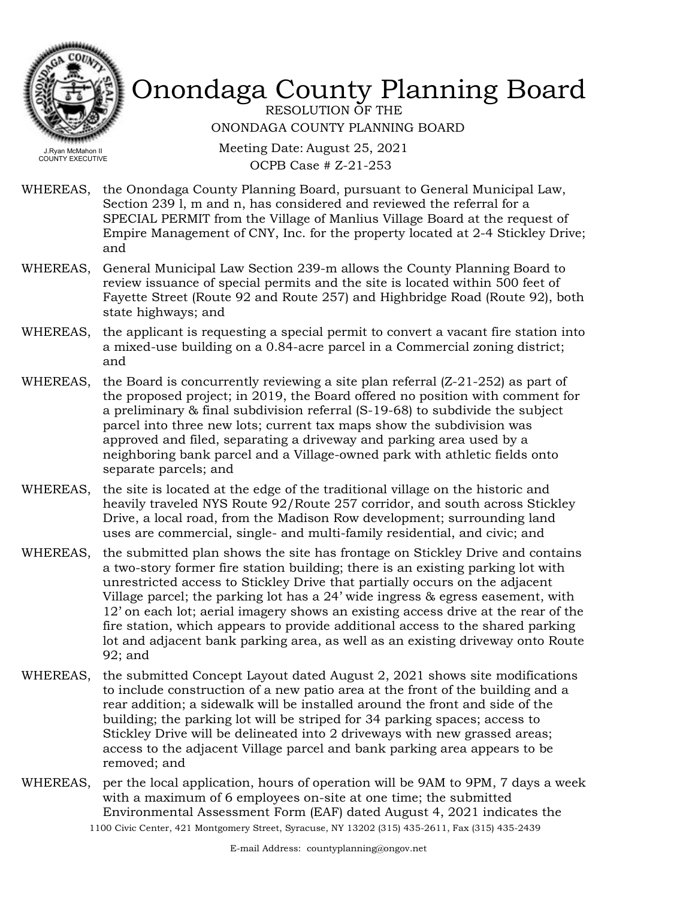# Onondaga County Planning Board

RESOLUTION OF THE
ONONDAGA COUNTY PLANNING BOARD

Meeting Date: August 25, 2021
OCPB Case # Z-21-253

J.Ryan McMahon II
COUNTY EXECUTIVE

WHEREAS, the Onondaga County Planning Board, pursuant to General Municipal Law, Section 239 l, m and n, has considered and reviewed the referral for a SPECIAL PERMIT from the Village of Manlius Village Board at the request of Empire Management of CNY, Inc. for the property located at 2-4 Stickley Drive; and

WHEREAS, General Municipal Law Section 239-m allows the County Planning Board to review issuance of special permits and the site is located within 500 feet of Fayette Street (Route 92 and Route 257) and Highbridge Road (Route 92), both state highways; and

WHEREAS, the applicant is requesting a special permit to convert a vacant fire station into a mixed-use building on a 0.84-acre parcel in a Commercial zoning district; and

WHEREAS, the Board is concurrently reviewing a site plan referral (Z-21-252) as part of the proposed project; in 2019, the Board offered no position with comment for a preliminary & final subdivision referral (S-19-68) to subdivide the subject parcel into three new lots; current tax maps show the subdivision was approved and filed, separating a driveway and parking area used by a neighboring bank parcel and a Village-owned park with athletic fields onto separate parcels; and

WHEREAS, the site is located at the edge of the traditional village on the historic and heavily traveled NYS Route 92/Route 257 corridor, and south across Stickley Drive, a local road, from the Madison Row development; surrounding land uses are commercial, single- and multi-family residential, and civic; and

WHEREAS, the submitted plan shows the site has frontage on Stickley Drive and contains a two-story former fire station building; there is an existing parking lot with unrestricted access to Stickley Drive that partially occurs on the adjacent Village parcel; the parking lot has a 24' wide ingress & egress easement, with 12' on each lot; aerial imagery shows an existing access drive at the rear of the fire station, which appears to provide additional access to the shared parking lot and adjacent bank parking area, as well as an existing driveway onto Route 92; and

WHEREAS, the submitted Concept Layout dated August 2, 2021 shows site modifications to include construction of a new patio area at the front of the building and a rear addition; a sidewalk will be installed around the front and side of the building; the parking lot will be striped for 34 parking spaces; access to Stickley Drive will be delineated into 2 driveways with new grassed areas; access to the adjacent Village parcel and bank parking area appears to be removed; and

WHEREAS, per the local application, hours of operation will be 9AM to 9PM, 7 days a week with a maximum of 6 employees on-site at one time; the submitted Environmental Assessment Form (EAF) dated August 4, 2021 indicates the

1100 Civic Center, 421 Montgomery Street, Syracuse, NY 13202 (315) 435-2611, Fax (315) 435-2439

E-mail Address: countyplanning@ongov.net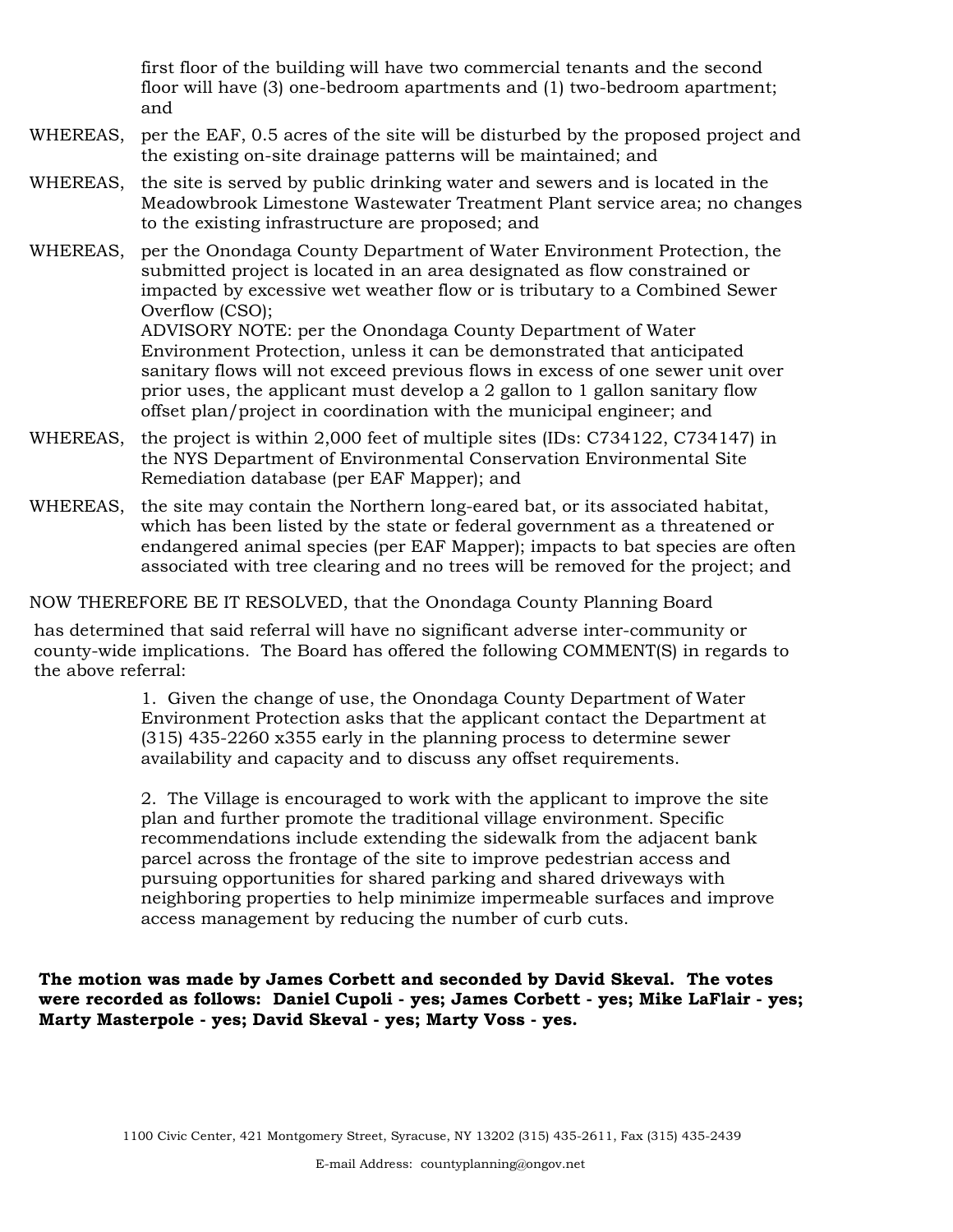first floor of the building will have two commercial tenants and the second floor will have (3) one-bedroom apartments and (1) two-bedroom apartment; and

WHEREAS, per the EAF, 0.5 acres of the site will be disturbed by the proposed project and the existing on-site drainage patterns will be maintained; and

WHEREAS, the site is served by public drinking water and sewers and is located in the Meadowbrook Limestone Wastewater Treatment Plant service area; no changes to the existing infrastructure are proposed; and

WHEREAS, per the Onondaga County Department of Water Environment Protection, the submitted project is located in an area designated as flow constrained or impacted by excessive wet weather flow or is tributary to a Combined Sewer Overflow (CSO);
ADVISORY NOTE: per the Onondaga County Department of Water Environment Protection, unless it can be demonstrated that anticipated sanitary flows will not exceed previous flows in excess of one sewer unit over prior uses, the applicant must develop a 2 gallon to 1 gallon sanitary flow offset plan/project in coordination with the municipal engineer; and

WHEREAS, the project is within 2,000 feet of multiple sites (IDs: C734122, C734147) in the NYS Department of Environmental Conservation Environmental Site Remediation database (per EAF Mapper); and

WHEREAS, the site may contain the Northern long-eared bat, or its associated habitat, which has been listed by the state or federal government as a threatened or endangered animal species (per EAF Mapper); impacts to bat species are often associated with tree clearing and no trees will be removed for the project; and

NOW THEREFORE BE IT RESOLVED, that the Onondaga County Planning Board

has determined that said referral will have no significant adverse inter-community or county-wide implications. The Board has offered the following COMMENT(S) in regards to the above referral:

1. Given the change of use, the Onondaga County Department of Water Environment Protection asks that the applicant contact the Department at (315) 435-2260 x355 early in the planning process to determine sewer availability and capacity and to discuss any offset requirements.

2. The Village is encouraged to work with the applicant to improve the site plan and further promote the traditional village environment. Specific recommendations include extending the sidewalk from the adjacent bank parcel across the frontage of the site to improve pedestrian access and pursuing opportunities for shared parking and shared driveways with neighboring properties to help minimize impermeable surfaces and improve access management by reducing the number of curb cuts.

**The motion was made by James Corbett and seconded by David Skeval. The votes were recorded as follows: Daniel Cupoli - yes; James Corbett - yes; Mike LaFlair - yes; Marty Masterpole - yes; David Skeval - yes; Marty Voss - yes.**

1100 Civic Center, 421 Montgomery Street, Syracuse, NY 13202 (315) 435-2611, Fax (315) 435-2439

E-mail Address: countyplanning@ongov.net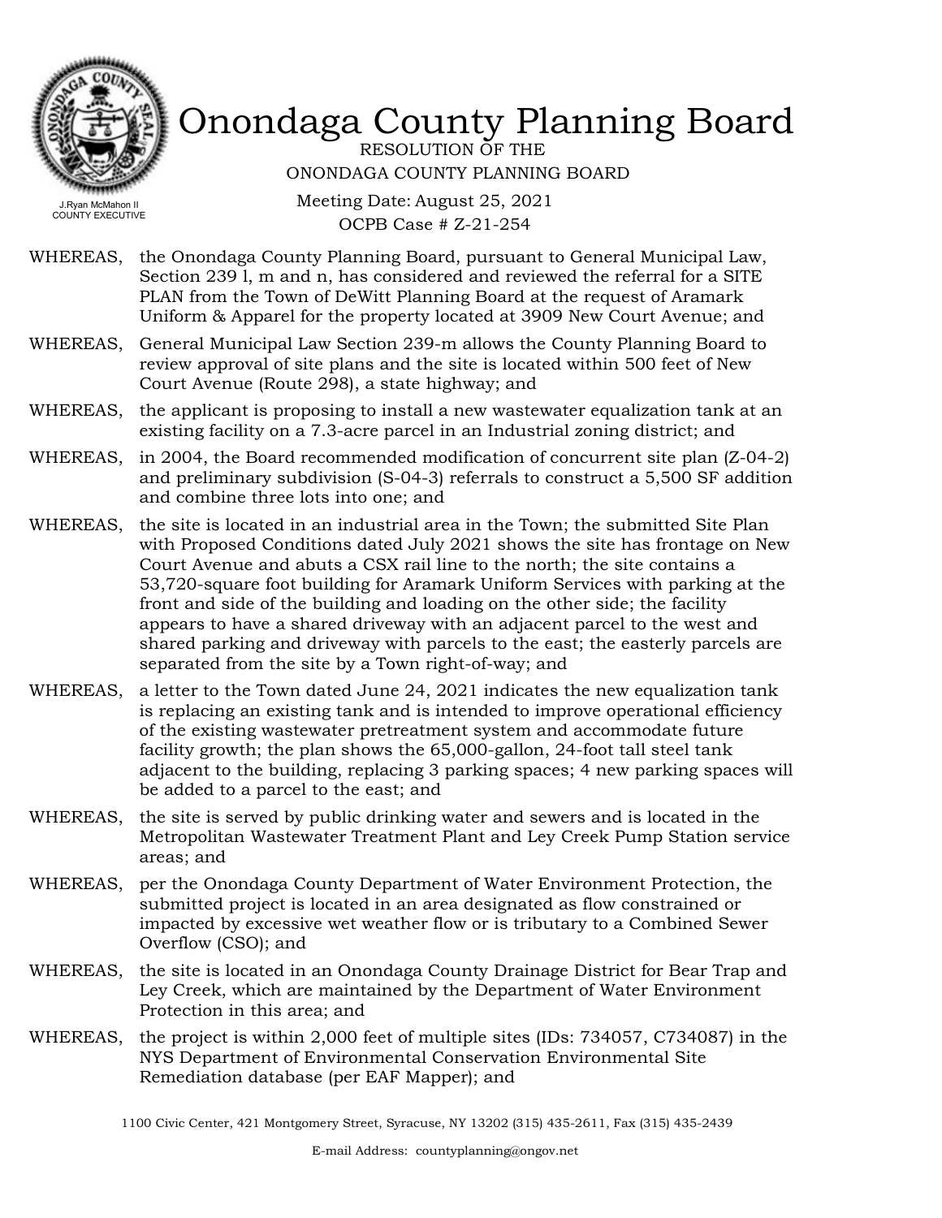# Onondaga County Planning Board

J.Ryan McMahon II
COUNTY EXECUTIVE

RESOLUTION OF THE
ONONDAGA COUNTY PLANNING BOARD

Meeting Date: August 25, 2021
OCPB Case # Z-21-254

WHEREAS, the Onondaga County Planning Board, pursuant to General Municipal Law, Section 239 l, m and n, has considered and reviewed the referral for a SITE PLAN from the Town of DeWitt Planning Board at the request of Aramark Uniform & Apparel for the property located at 3909 New Court Avenue; and

WHEREAS, General Municipal Law Section 239-m allows the County Planning Board to review approval of site plans and the site is located within 500 feet of New Court Avenue (Route 298), a state highway; and

WHEREAS, the applicant is proposing to install a new wastewater equalization tank at an existing facility on a 7.3-acre parcel in an Industrial zoning district; and

WHEREAS, in 2004, the Board recommended modification of concurrent site plan (Z-04-2) and preliminary subdivision (S-04-3) referrals to construct a 5,500 SF addition and combine three lots into one; and

WHEREAS, the site is located in an industrial area in the Town; the submitted Site Plan with Proposed Conditions dated July 2021 shows the site has frontage on New Court Avenue and abuts a CSX rail line to the north; the site contains a 53,720-square foot building for Aramark Uniform Services with parking at the front and side of the building and loading on the other side; the facility appears to have a shared driveway with an adjacent parcel to the west and shared parking and driveway with parcels to the east; the easterly parcels are separated from the site by a Town right-of-way; and

WHEREAS, a letter to the Town dated June 24, 2021 indicates the new equalization tank is replacing an existing tank and is intended to improve operational efficiency of the existing wastewater pretreatment system and accommodate future facility growth; the plan shows the 65,000-gallon, 24-foot tall steel tank adjacent to the building, replacing 3 parking spaces; 4 new parking spaces will be added to a parcel to the east; and

WHEREAS, the site is served by public drinking water and sewers and is located in the Metropolitan Wastewater Treatment Plant and Ley Creek Pump Station service areas; and

WHEREAS, per the Onondaga County Department of Water Environment Protection, the submitted project is located in an area designated as flow constrained or impacted by excessive wet weather flow or is tributary to a Combined Sewer Overflow (CSO); and

WHEREAS, the site is located in an Onondaga County Drainage District for Bear Trap and Ley Creek, which are maintained by the Department of Water Environment Protection in this area; and

WHEREAS, the project is within 2,000 feet of multiple sites (IDs: 734057, C734087) in the NYS Department of Environmental Conservation Environmental Site Remediation database (per EAF Mapper); and

1100 Civic Center, 421 Montgomery Street, Syracuse, NY 13202 (315) 435-2611, Fax (315) 435-2439

E-mail Address: countyplanning@ongov.net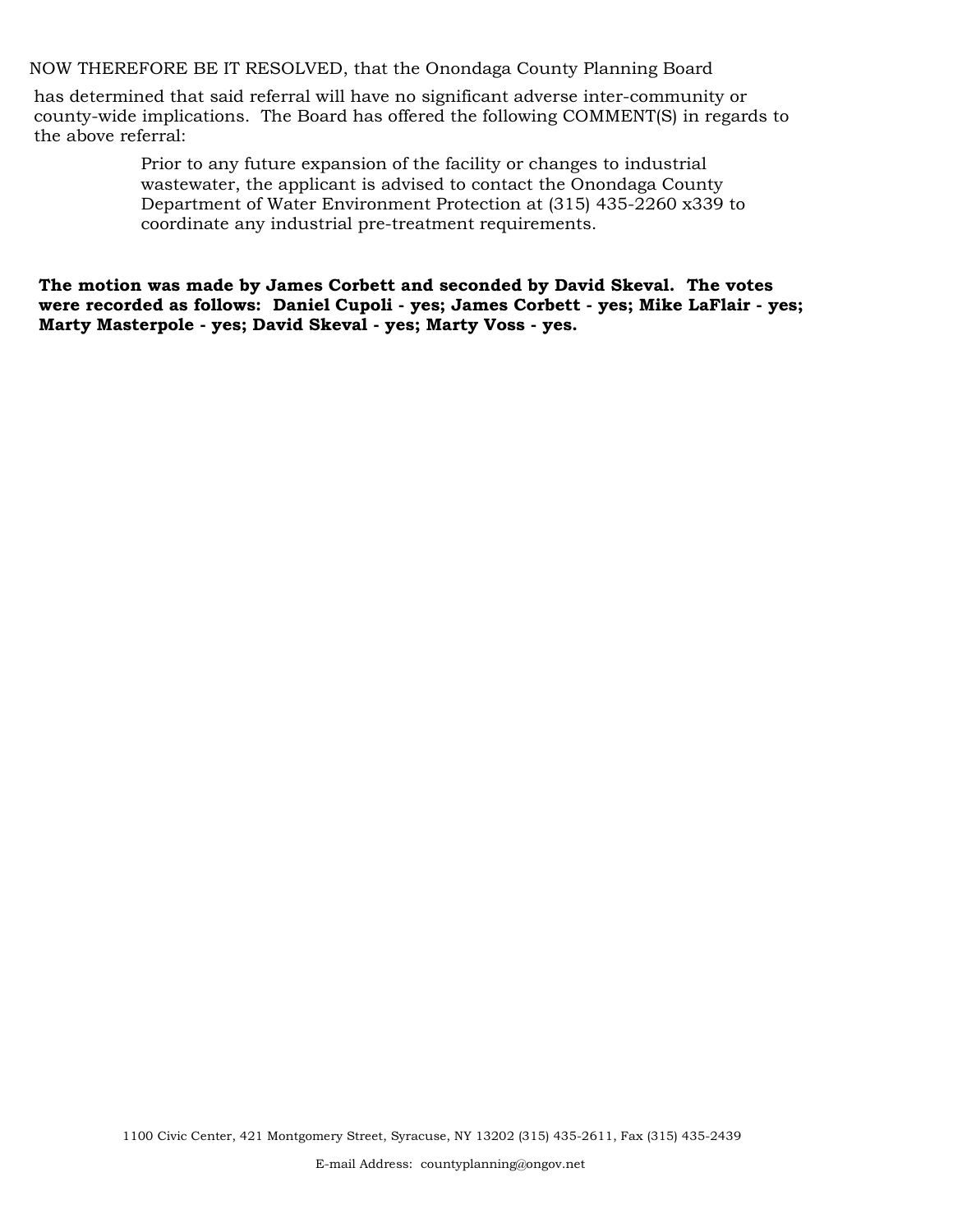NOW THEREFORE BE IT RESOLVED, that the Onondaga County Planning Board has determined that said referral will have no significant adverse inter-community or county-wide implications. The Board has offered the following COMMENT(S) in regards to the above referral:

> Prior to any future expansion of the facility or changes to industrial wastewater, the applicant is advised to contact the Onondaga County Department of Water Environment Protection at (315) 435-2260 x339 to coordinate any industrial pre-treatment requirements.

**The motion was made by James Corbett and seconded by David Skeval. The votes were recorded as follows: Daniel Cupoli - yes; James Corbett - yes; Mike LaFlair - yes; Marty Masterpole - yes; David Skeval - yes; Marty Voss - yes.**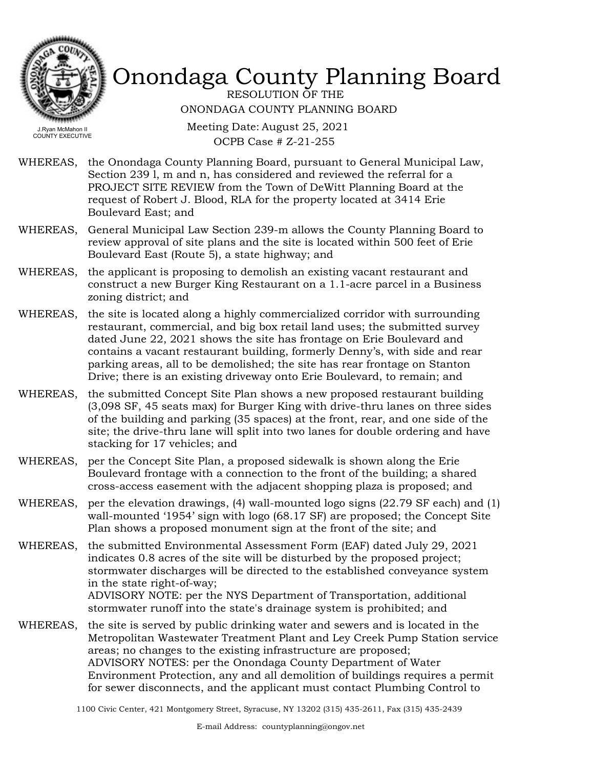# Onondaga County Planning Board

RESOLUTION OF THE
ONONDAGA COUNTY PLANNING BOARD

J.Ryan McMahon II
COUNTY EXECUTIVE

Meeting Date: August 25, 2021
OCPB Case # Z-21-255

WHEREAS, the Onondaga County Planning Board, pursuant to General Municipal Law, Section 239 l, m and n, has considered and reviewed the referral for a PROJECT SITE REVIEW from the Town of DeWitt Planning Board at the request of Robert J. Blood, RLA for the property located at 3414 Erie Boulevard East; and

WHEREAS, General Municipal Law Section 239-m allows the County Planning Board to review approval of site plans and the site is located within 500 feet of Erie Boulevard East (Route 5), a state highway; and

WHEREAS, the applicant is proposing to demolish an existing vacant restaurant and construct a new Burger King Restaurant on a 1.1-acre parcel in a Business zoning district; and

WHEREAS, the site is located along a highly commercialized corridor with surrounding restaurant, commercial, and big box retail land uses; the submitted survey dated June 22, 2021 shows the site has frontage on Erie Boulevard and contains a vacant restaurant building, formerly Denny's, with side and rear parking areas, all to be demolished; the site has rear frontage on Stanton Drive; there is an existing driveway onto Erie Boulevard, to remain; and

WHEREAS, the submitted Concept Site Plan shows a new proposed restaurant building (3,098 SF, 45 seats max) for Burger King with drive-thru lanes on three sides of the building and parking (35 spaces) at the front, rear, and one side of the site; the drive-thru lane will split into two lanes for double ordering and have stacking for 17 vehicles; and

WHEREAS, per the Concept Site Plan, a proposed sidewalk is shown along the Erie Boulevard frontage with a connection to the front of the building; a shared cross-access easement with the adjacent shopping plaza is proposed; and

WHEREAS, per the elevation drawings, (4) wall-mounted logo signs (22.79 SF each) and (1) wall-mounted '1954' sign with logo (68.17 SF) are proposed; the Concept Site Plan shows a proposed monument sign at the front of the site; and

WHEREAS, the submitted Environmental Assessment Form (EAF) dated July 29, 2021 indicates 0.8 acres of the site will be disturbed by the proposed project; stormwater discharges will be directed to the established conveyance system in the state right-of-way;
ADVISORY NOTE: per the NYS Department of Transportation, additional stormwater runoff into the state's drainage system is prohibited; and

WHEREAS, the site is served by public drinking water and sewers and is located in the Metropolitan Wastewater Treatment Plant and Ley Creek Pump Station service areas; no changes to the existing infrastructure are proposed;
ADVISORY NOTES: per the Onondaga County Department of Water Environment Protection, any and all demolition of buildings requires a permit for sewer disconnects, and the applicant must contact Plumbing Control to

1100 Civic Center, 421 Montgomery Street, Syracuse, NY 13202 (315) 435-2611, Fax (315) 435-2439

E-mail Address: countyplanning@ongov.net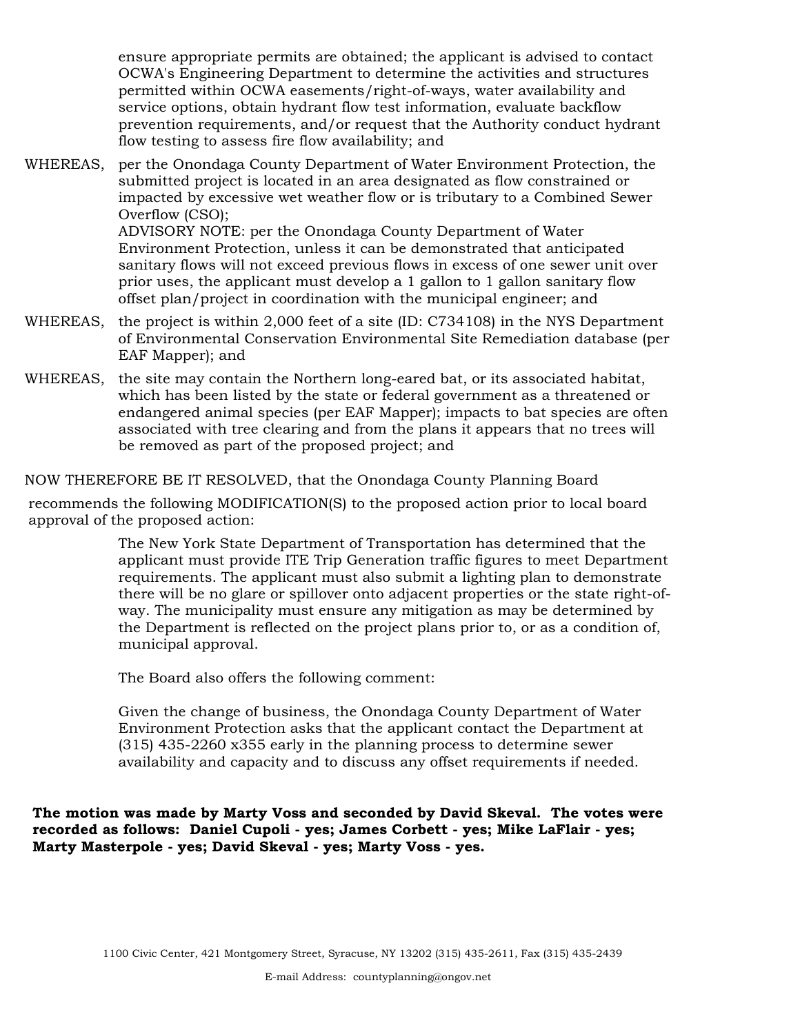ensure appropriate permits are obtained; the applicant is advised to contact OCWA's Engineering Department to determine the activities and structures permitted within OCWA easements/right-of-ways, water availability and service options, obtain hydrant flow test information, evaluate backflow prevention requirements, and/or request that the Authority conduct hydrant flow testing to assess fire flow availability; and

WHEREAS, per the Onondaga County Department of Water Environment Protection, the submitted project is located in an area designated as flow constrained or impacted by excessive wet weather flow or is tributary to a Combined Sewer Overflow (CSO);
ADVISORY NOTE: per the Onondaga County Department of Water Environment Protection, unless it can be demonstrated that anticipated sanitary flows will not exceed previous flows in excess of one sewer unit over prior uses, the applicant must develop a 1 gallon to 1 gallon sanitary flow offset plan/project in coordination with the municipal engineer; and

WHEREAS, the project is within 2,000 feet of a site (ID: C734108) in the NYS Department of Environmental Conservation Environmental Site Remediation database (per EAF Mapper); and

WHEREAS, the site may contain the Northern long-eared bat, or its associated habitat, which has been listed by the state or federal government as a threatened or endangered animal species (per EAF Mapper); impacts to bat species are often associated with tree clearing and from the plans it appears that no trees will be removed as part of the proposed project; and

NOW THEREFORE BE IT RESOLVED, that the Onondaga County Planning Board recommends the following MODIFICATION(S) to the proposed action prior to local board approval of the proposed action:

The New York State Department of Transportation has determined that the applicant must provide ITE Trip Generation traffic figures to meet Department requirements. The applicant must also submit a lighting plan to demonstrate there will be no glare or spillover onto adjacent properties or the state right-of-way. The municipality must ensure any mitigation as may be determined by the Department is reflected on the project plans prior to, or as a condition of, municipal approval.

The Board also offers the following comment:

Given the change of business, the Onondaga County Department of Water Environment Protection asks that the applicant contact the Department at (315) 435-2260 x355 early in the planning process to determine sewer availability and capacity and to discuss any offset requirements if needed.

**The motion was made by Marty Voss and seconded by David Skeval. The votes were recorded as follows: Daniel Cupoli - yes; James Corbett - yes; Mike LaFlair - yes; Marty Masterpole - yes; David Skeval - yes; Marty Voss - yes.**

1100 Civic Center, 421 Montgomery Street, Syracuse, NY 13202 (315) 435-2611, Fax (315) 435-2439

E-mail Address: countyplanning@ongov.net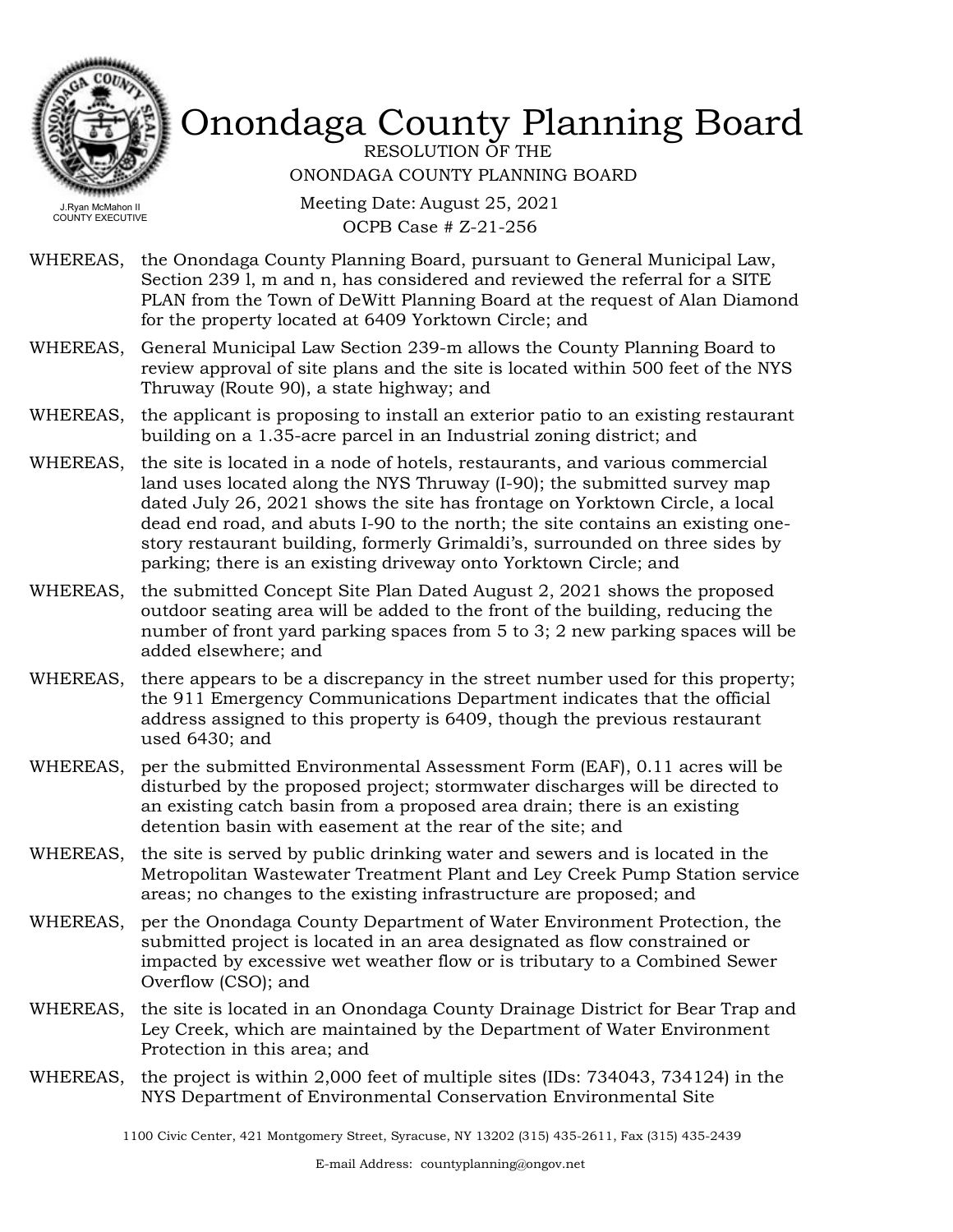# Onondaga County Planning Board

RESOLUTION OF THE
ONONDAGA COUNTY PLANNING BOARD

Meeting Date: August 25, 2021
OCPB Case # Z-21-256

J.Ryan McMahon II
COUNTY EXECUTIVE

WHEREAS, the Onondaga County Planning Board, pursuant to General Municipal Law, Section 239 l, m and n, has considered and reviewed the referral for a SITE PLAN from the Town of DeWitt Planning Board at the request of Alan Diamond for the property located at 6409 Yorktown Circle; and

WHEREAS, General Municipal Law Section 239-m allows the County Planning Board to review approval of site plans and the site is located within 500 feet of the NYS Thruway (Route 90), a state highway; and

WHEREAS, the applicant is proposing to install an exterior patio to an existing restaurant building on a 1.35-acre parcel in an Industrial zoning district; and

WHEREAS, the site is located in a node of hotels, restaurants, and various commercial land uses located along the NYS Thruway (I-90); the submitted survey map dated July 26, 2021 shows the site has frontage on Yorktown Circle, a local dead end road, and abuts I-90 to the north; the site contains an existing one-story restaurant building, formerly Grimaldi's, surrounded on three sides by parking; there is an existing driveway onto Yorktown Circle; and

WHEREAS, the submitted Concept Site Plan Dated August 2, 2021 shows the proposed outdoor seating area will be added to the front of the building, reducing the number of front yard parking spaces from 5 to 3; 2 new parking spaces will be added elsewhere; and

WHEREAS, there appears to be a discrepancy in the street number used for this property; the 911 Emergency Communications Department indicates that the official address assigned to this property is 6409, though the previous restaurant used 6430; and

WHEREAS, per the submitted Environmental Assessment Form (EAF), 0.11 acres will be disturbed by the proposed project; stormwater discharges will be directed to an existing catch basin from a proposed area drain; there is an existing detention basin with easement at the rear of the site; and

WHEREAS, the site is served by public drinking water and sewers and is located in the Metropolitan Wastewater Treatment Plant and Ley Creek Pump Station service areas; no changes to the existing infrastructure are proposed; and

WHEREAS, per the Onondaga County Department of Water Environment Protection, the submitted project is located in an area designated as flow constrained or impacted by excessive wet weather flow or is tributary to a Combined Sewer Overflow (CSO); and

WHEREAS, the site is located in an Onondaga County Drainage District for Bear Trap and Ley Creek, which are maintained by the Department of Water Environment Protection in this area; and

WHEREAS, the project is within 2,000 feet of multiple sites (IDs: 734043, 734124) in the NYS Department of Environmental Conservation Environmental Site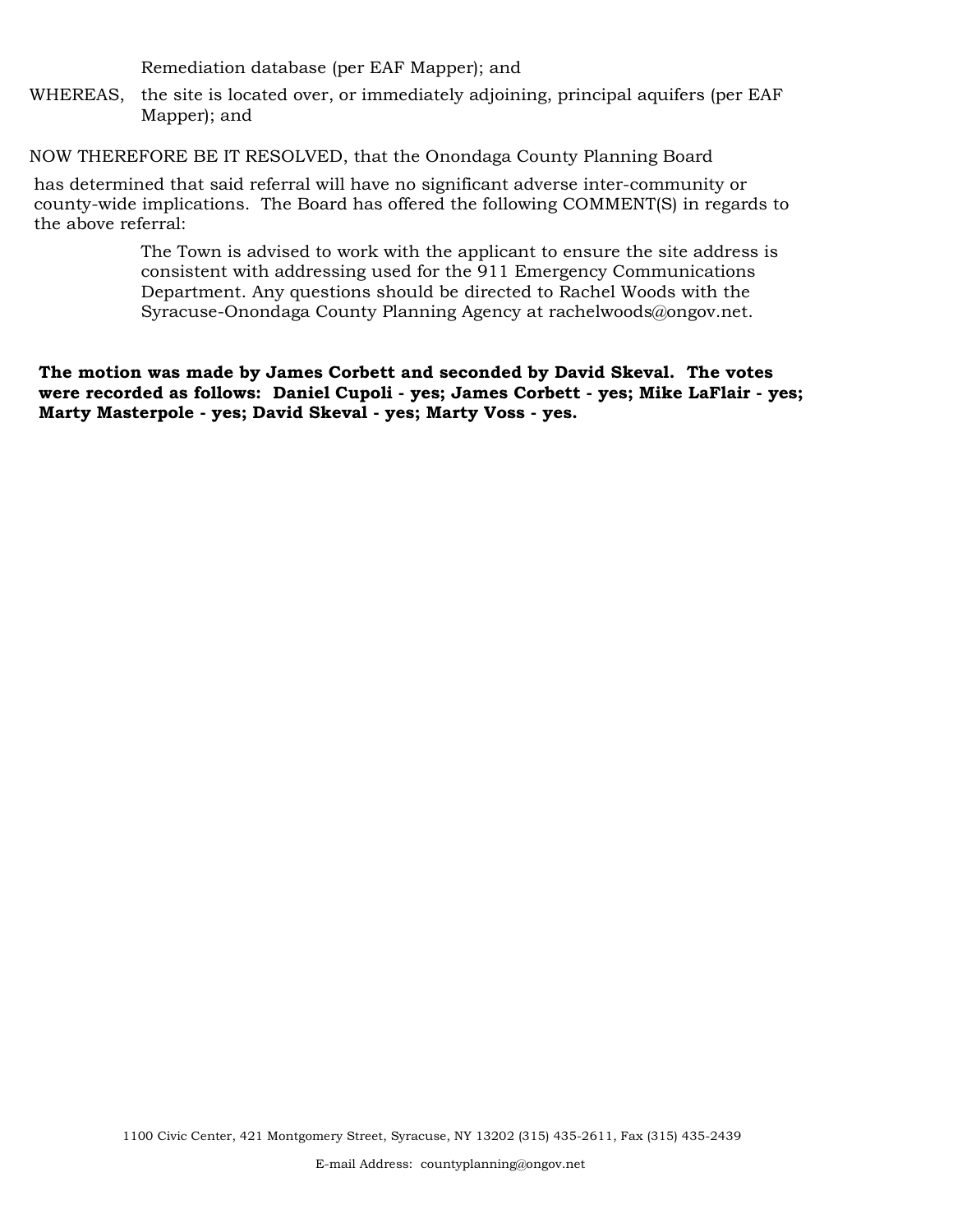Remediation database (per EAF Mapper); and

WHEREAS, the site is located over, or immediately adjoining, principal aquifers (per EAF Mapper); and

NOW THEREFORE BE IT RESOLVED, that the Onondaga County Planning Board has determined that said referral will have no significant adverse inter-community or county-wide implications. The Board has offered the following COMMENT(S) in regards to the above referral:

The Town is advised to work with the applicant to ensure the site address is consistent with addressing used for the 911 Emergency Communications Department. Any questions should be directed to Rachel Woods with the Syracuse-Onondaga County Planning Agency at rachelwoods@ongov.net.

**The motion was made by James Corbett and seconded by David Skeval. The votes were recorded as follows: Daniel Cupoli - yes; James Corbett - yes; Mike LaFlair - yes; Marty Masterpole - yes; David Skeval - yes; Marty Voss - yes.**

1100 Civic Center, 421 Montgomery Street, Syracuse, NY 13202 (315) 435-2611, Fax (315) 435-2439

E-mail Address: countyplanning@ongov.net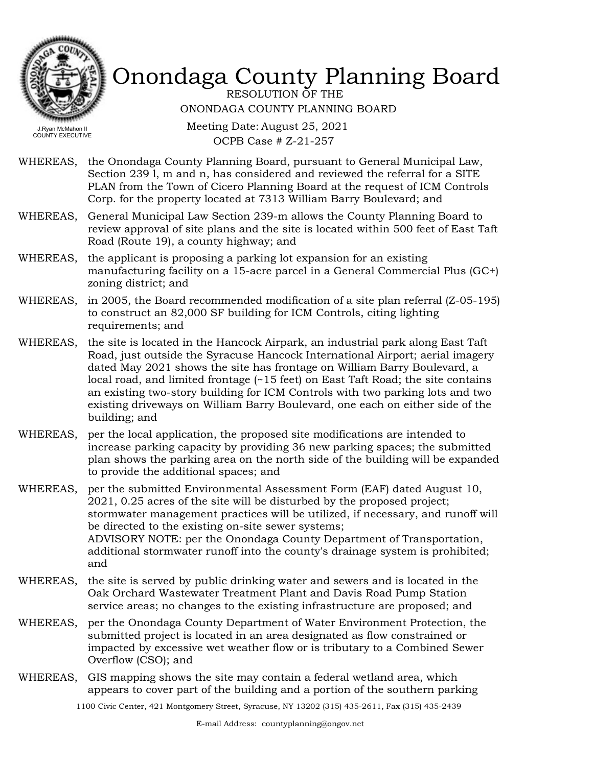# Onondaga County Planning Board

RESOLUTION OF THE
ONONDAGA COUNTY PLANNING BOARD

Meeting Date: August 25, 2021
OCPB Case # Z-21-257

J.Ryan McMahon II
COUNTY EXECUTIVE

WHEREAS, the Onondaga County Planning Board, pursuant to General Municipal Law, Section 239 l, m and n, has considered and reviewed the referral for a SITE PLAN from the Town of Cicero Planning Board at the request of ICM Controls Corp. for the property located at 7313 William Barry Boulevard; and

WHEREAS, General Municipal Law Section 239-m allows the County Planning Board to review approval of site plans and the site is located within 500 feet of East Taft Road (Route 19), a county highway; and

WHEREAS, the applicant is proposing a parking lot expansion for an existing manufacturing facility on a 15-acre parcel in a General Commercial Plus (GC+) zoning district; and

WHEREAS, in 2005, the Board recommended modification of a site plan referral (Z-05-195) to construct an 82,000 SF building for ICM Controls, citing lighting requirements; and

WHEREAS, the site is located in the Hancock Airpark, an industrial park along East Taft Road, just outside the Syracuse Hancock International Airport; aerial imagery dated May 2021 shows the site has frontage on William Barry Boulevard, a local road, and limited frontage (~15 feet) on East Taft Road; the site contains an existing two-story building for ICM Controls with two parking lots and two existing driveways on William Barry Boulevard, one each on either side of the building; and

WHEREAS, per the local application, the proposed site modifications are intended to increase parking capacity by providing 36 new parking spaces; the submitted plan shows the parking area on the north side of the building will be expanded to provide the additional spaces; and

WHEREAS, per the submitted Environmental Assessment Form (EAF) dated August 10, 2021, 0.25 acres of the site will be disturbed by the proposed project; stormwater management practices will be utilized, if necessary, and runoff will be directed to the existing on-site sewer systems;
ADVISORY NOTE: per the Onondaga County Department of Transportation, additional stormwater runoff into the county's drainage system is prohibited; and

WHEREAS, the site is served by public drinking water and sewers and is located in the Oak Orchard Wastewater Treatment Plant and Davis Road Pump Station service areas; no changes to the existing infrastructure are proposed; and

WHEREAS, per the Onondaga County Department of Water Environment Protection, the submitted project is located in an area designated as flow constrained or impacted by excessive wet weather flow or is tributary to a Combined Sewer Overflow (CSO); and

WHEREAS, GIS mapping shows the site may contain a federal wetland area, which appears to cover part of the building and a portion of the southern parking

1100 Civic Center, 421 Montgomery Street, Syracuse, NY 13202 (315) 435-2611, Fax (315) 435-2439

E-mail Address: countyplanning@ongov.net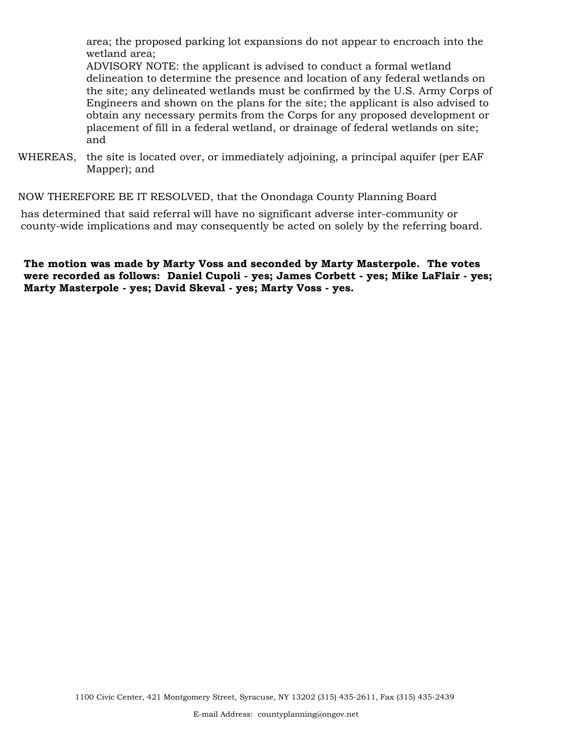area; the proposed parking lot expansions do not appear to encroach into the wetland area;

ADVISORY NOTE: the applicant is advised to conduct a formal wetland delineation to determine the presence and location of any federal wetlands on the site; any delineated wetlands must be confirmed by the U.S. Army Corps of Engineers and shown on the plans for the site; the applicant is also advised to obtain any necessary permits from the Corps for any proposed development or placement of fill in a federal wetland, or drainage of federal wetlands on site; and

WHEREAS, the site is located over, or immediately adjoining, a principal aquifer (per EAF Mapper); and

NOW THEREFORE BE IT RESOLVED, that the Onondaga County Planning Board

has determined that said referral will have no significant adverse inter-community or county-wide implications and may consequently be acted on solely by the referring board.

**The motion was made by Marty Voss and seconded by Marty Masterpole. The votes were recorded as follows: Daniel Cupoli - yes; James Corbett - yes; Mike LaFlair - yes; Marty Masterpole - yes; David Skeval - yes; Marty Voss - yes.**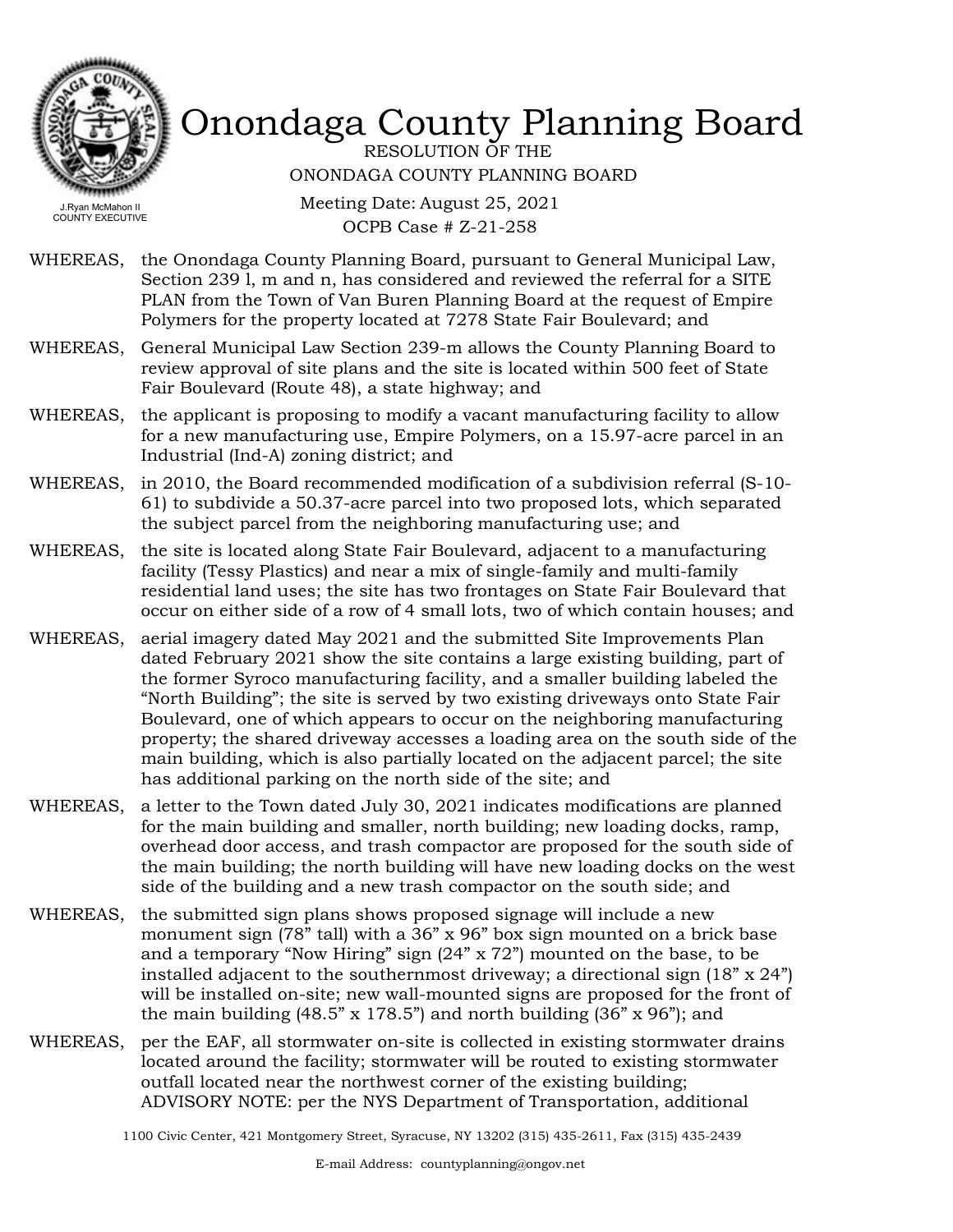# Onondaga County Planning Board

RESOLUTION OF THE
ONONDAGA COUNTY PLANNING BOARD

Meeting Date: August 25, 2021
OCPB Case # Z-21-258

J.Ryan McMahon II
COUNTY EXECUTIVE

WHEREAS, the Onondaga County Planning Board, pursuant to General Municipal Law, Section 239 l, m and n, has considered and reviewed the referral for a SITE PLAN from the Town of Van Buren Planning Board at the request of Empire Polymers for the property located at 7278 State Fair Boulevard; and

WHEREAS, General Municipal Law Section 239-m allows the County Planning Board to review approval of site plans and the site is located within 500 feet of State Fair Boulevard (Route 48), a state highway; and

WHEREAS, the applicant is proposing to modify a vacant manufacturing facility to allow for a new manufacturing use, Empire Polymers, on a 15.97-acre parcel in an Industrial (Ind-A) zoning district; and

WHEREAS, in 2010, the Board recommended modification of a subdivision referral (S-10-61) to subdivide a 50.37-acre parcel into two proposed lots, which separated the subject parcel from the neighboring manufacturing use; and

WHEREAS, the site is located along State Fair Boulevard, adjacent to a manufacturing facility (Tessy Plastics) and near a mix of single-family and multi-family residential land uses; the site has two frontages on State Fair Boulevard that occur on either side of a row of 4 small lots, two of which contain houses; and

WHEREAS, aerial imagery dated May 2021 and the submitted Site Improvements Plan dated February 2021 show the site contains a large existing building, part of the former Syroco manufacturing facility, and a smaller building labeled the "North Building"; the site is served by two existing driveways onto State Fair Boulevard, one of which appears to occur on the neighboring manufacturing property; the shared driveway accesses a loading area on the south side of the main building, which is also partially located on the adjacent parcel; the site has additional parking on the north side of the site; and

WHEREAS, a letter to the Town dated July 30, 2021 indicates modifications are planned for the main building and smaller, north building; new loading docks, ramp, overhead door access, and trash compactor are proposed for the south side of the main building; the north building will have new loading docks on the west side of the building and a new trash compactor on the south side; and

WHEREAS, the submitted sign plans shows proposed signage will include a new monument sign (78" tall) with a 36" x 96" box sign mounted on a brick base and a temporary "Now Hiring" sign (24" x 72") mounted on the base, to be installed adjacent to the southernmost driveway; a directional sign (18" x 24") will be installed on-site; new wall-mounted signs are proposed for the front of the main building (48.5" x 178.5") and north building (36" x 96"); and

WHEREAS, per the EAF, all stormwater on-site is collected in existing stormwater drains located around the facility; stormwater will be routed to existing stormwater outfall located near the northwest corner of the existing building; ADVISORY NOTE: per the NYS Department of Transportation, additional

1100 Civic Center, 421 Montgomery Street, Syracuse, NY 13202 (315) 435-2611, Fax (315) 435-2439

E-mail Address: countyplanning@ongov.net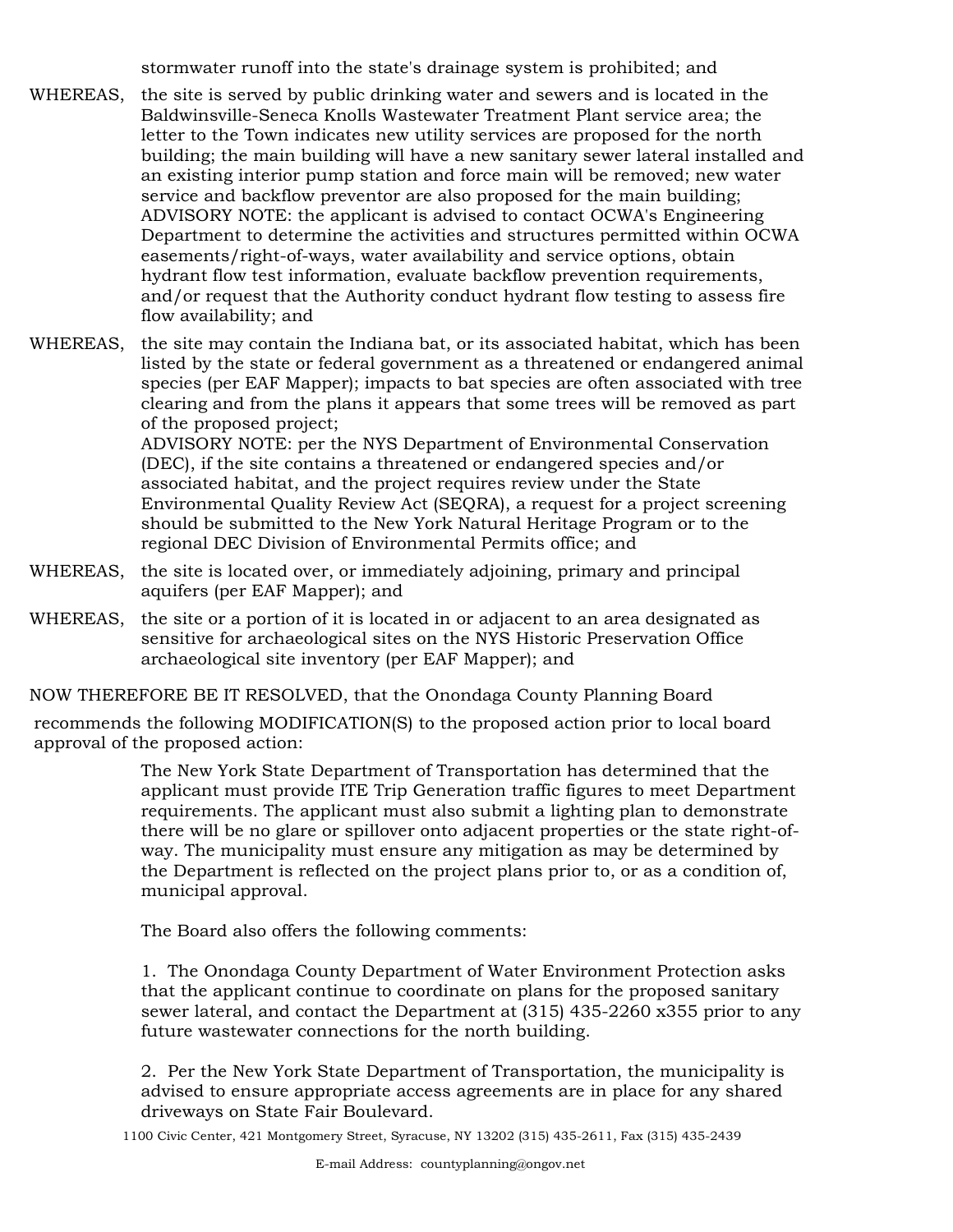stormwater runoff into the state's drainage system is prohibited; and

WHEREAS, the site is served by public drinking water and sewers and is located in the Baldwinsville-Seneca Knolls Wastewater Treatment Plant service area; the letter to the Town indicates new utility services are proposed for the north building; the main building will have a new sanitary sewer lateral installed and an existing interior pump station and force main will be removed; new water service and backflow preventor are also proposed for the main building; ADVISORY NOTE: the applicant is advised to contact OCWA's Engineering Department to determine the activities and structures permitted within OCWA easements/right-of-ways, water availability and service options, obtain hydrant flow test information, evaluate backflow prevention requirements, and/or request that the Authority conduct hydrant flow testing to assess fire flow availability; and

WHEREAS, the site may contain the Indiana bat, or its associated habitat, which has been listed by the state or federal government as a threatened or endangered animal species (per EAF Mapper); impacts to bat species are often associated with tree clearing and from the plans it appears that some trees will be removed as part of the proposed project;
ADVISORY NOTE: per the NYS Department of Environmental Conservation (DEC), if the site contains a threatened or endangered species and/or associated habitat, and the project requires review under the State Environmental Quality Review Act (SEQRA), a request for a project screening should be submitted to the New York Natural Heritage Program or to the regional DEC Division of Environmental Permits office; and

WHEREAS, the site is located over, or immediately adjoining, primary and principal aquifers (per EAF Mapper); and

WHEREAS, the site or a portion of it is located in or adjacent to an area designated as sensitive for archaeological sites on the NYS Historic Preservation Office archaeological site inventory (per EAF Mapper); and

NOW THEREFORE BE IT RESOLVED, that the Onondaga County Planning Board

recommends the following MODIFICATION(S) to the proposed action prior to local board approval of the proposed action:

The New York State Department of Transportation has determined that the applicant must provide ITE Trip Generation traffic figures to meet Department requirements. The applicant must also submit a lighting plan to demonstrate there will be no glare or spillover onto adjacent properties or the state right-of-way. The municipality must ensure any mitigation as may be determined by the Department is reflected on the project plans prior to, or as a condition of, municipal approval.

The Board also offers the following comments:

1. The Onondaga County Department of Water Environment Protection asks that the applicant continue to coordinate on plans for the proposed sanitary sewer lateral, and contact the Department at (315) 435-2260 x355 prior to any future wastewater connections for the north building.

2. Per the New York State Department of Transportation, the municipality is advised to ensure appropriate access agreements are in place for any shared driveways on State Fair Boulevard.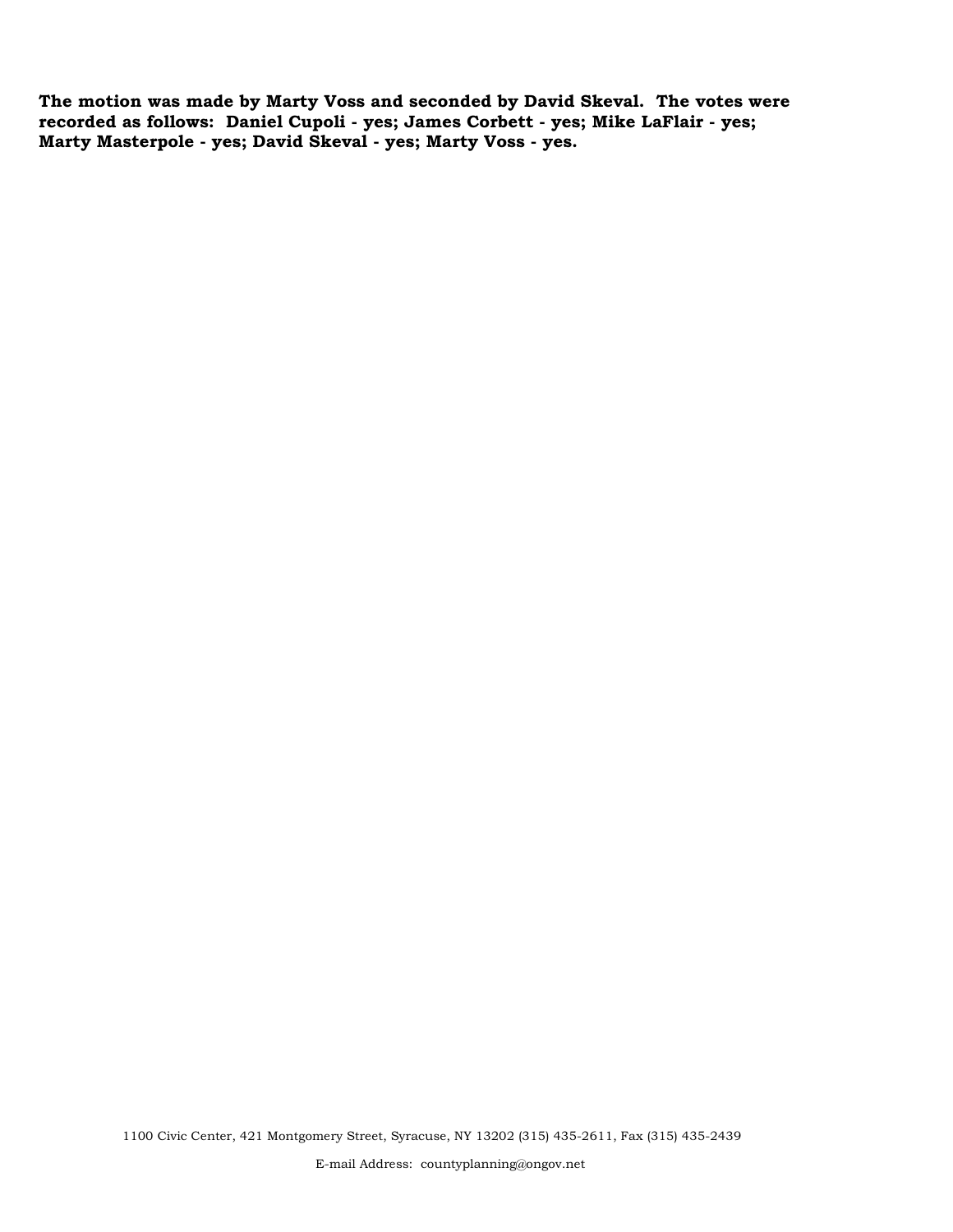**The motion was made by Marty Voss and seconded by David Skeval. The votes were recorded as follows: Daniel Cupoli - yes; James Corbett - yes; Mike LaFlair - yes; Marty Masterpole - yes; David Skeval - yes; Marty Voss - yes.**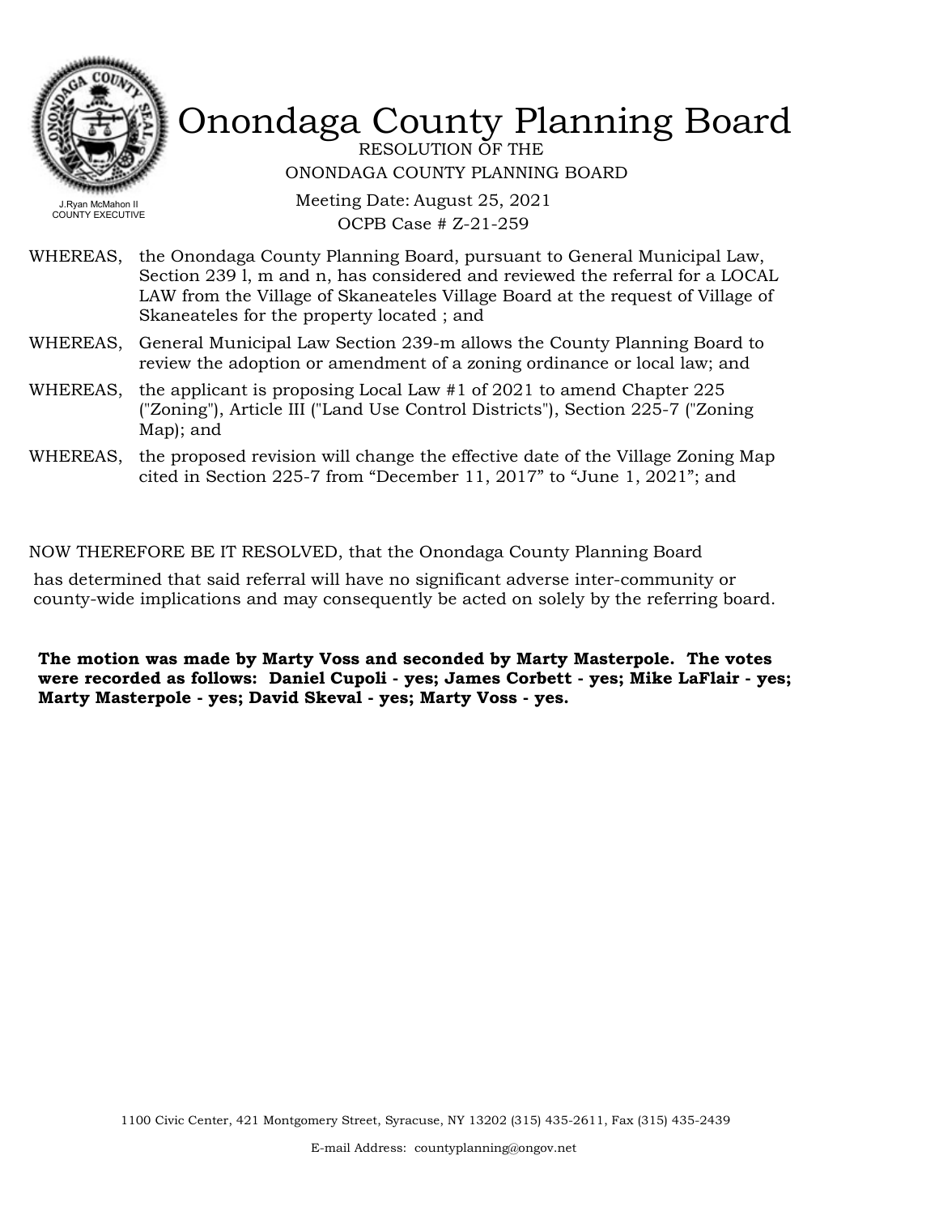# Onondaga County Planning Board

J.Ryan McMahon II
COUNTY EXECUTIVE

RESOLUTION OF THE
ONONDAGA COUNTY PLANNING BOARD

Meeting Date: August 25, 2021
OCPB Case # Z-21-259

WHEREAS, the Onondaga County Planning Board, pursuant to General Municipal Law, Section 239 l, m and n, has considered and reviewed the referral for a LOCAL LAW from the Village of Skaneateles Village Board at the request of Village of Skaneateles for the property located ; and

WHEREAS, General Municipal Law Section 239-m allows the County Planning Board to review the adoption or amendment of a zoning ordinance or local law; and

WHEREAS, the applicant is proposing Local Law #1 of 2021 to amend Chapter 225 ("Zoning"), Article III ("Land Use Control Districts"), Section 225-7 ("Zoning Map); and

WHEREAS, the proposed revision will change the effective date of the Village Zoning Map cited in Section 225-7 from "December 11, 2017" to "June 1, 2021"; and

NOW THEREFORE BE IT RESOLVED, that the Onondaga County Planning Board has determined that said referral will have no significant adverse inter-community or county-wide implications and may consequently be acted on solely by the referring board.

**The motion was made by Marty Voss and seconded by Marty Masterpole. The votes were recorded as follows: Daniel Cupoli - yes; James Corbett - yes; Mike LaFlair - yes; Marty Masterpole - yes; David Skeval - yes; Marty Voss - yes.**

1100 Civic Center, 421 Montgomery Street, Syracuse, NY 13202 (315) 435-2611, Fax (315) 435-2439

E-mail Address: countyplanning@ongov.net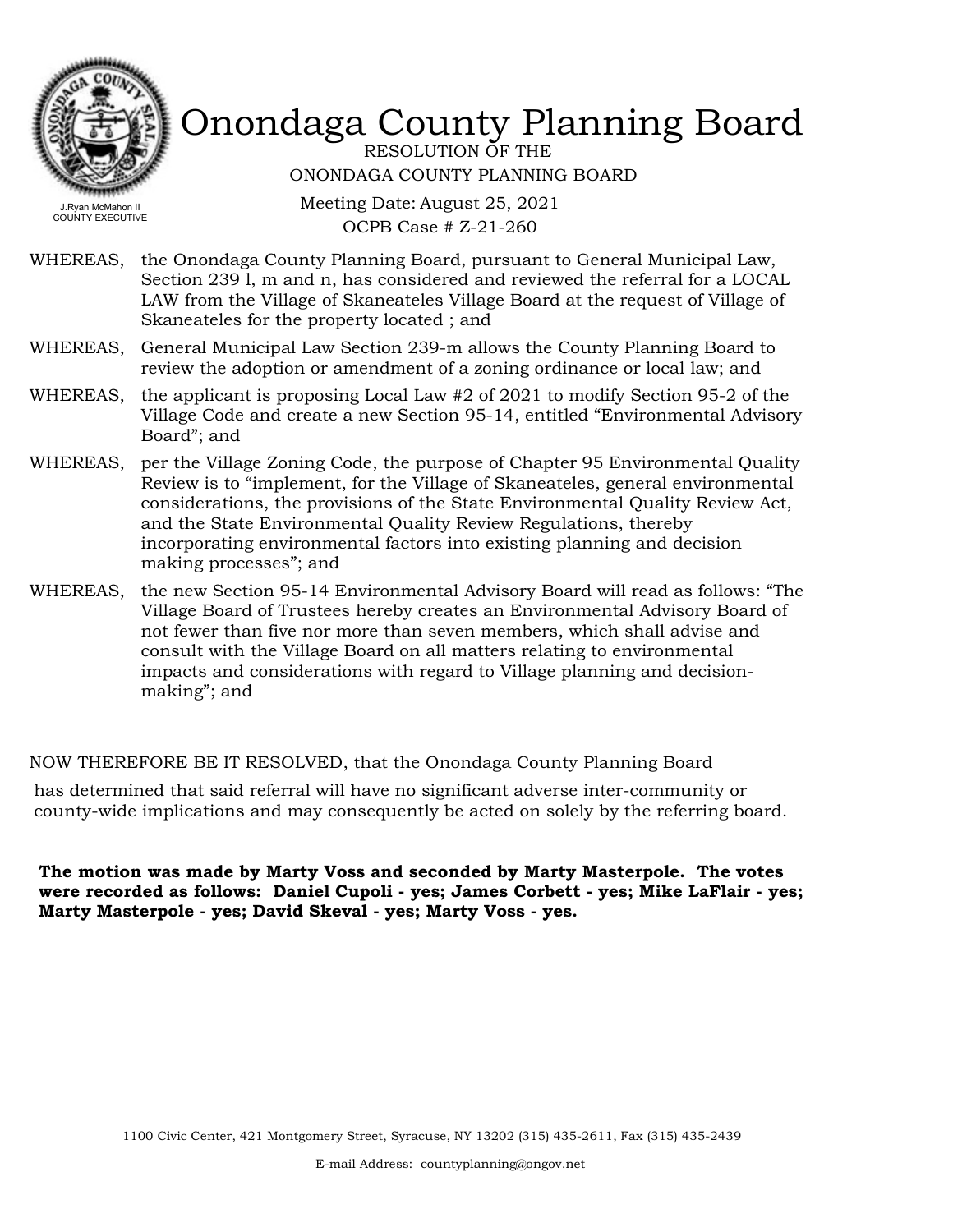# Onondaga County Planning Board

J.Ryan McMahon II
COUNTY EXECUTIVE

RESOLUTION OF THE
ONONDAGA COUNTY PLANNING BOARD

Meeting Date: August 25, 2021
OCPB Case # Z-21-260

WHEREAS, the Onondaga County Planning Board, pursuant to General Municipal Law, Section 239 l, m and n, has considered and reviewed the referral for a LOCAL LAW from the Village of Skaneateles Village Board at the request of Village of Skaneateles for the property located ; and

WHEREAS, General Municipal Law Section 239-m allows the County Planning Board to review the adoption or amendment of a zoning ordinance or local law; and

WHEREAS, the applicant is proposing Local Law #2 of 2021 to modify Section 95-2 of the Village Code and create a new Section 95-14, entitled "Environmental Advisory Board"; and

WHEREAS, per the Village Zoning Code, the purpose of Chapter 95 Environmental Quality Review is to "implement, for the Village of Skaneateles, general environmental considerations, the provisions of the State Environmental Quality Review Act, and the State Environmental Quality Review Regulations, thereby incorporating environmental factors into existing planning and decision making processes"; and

WHEREAS, the new Section 95-14 Environmental Advisory Board will read as follows: "The Village Board of Trustees hereby creates an Environmental Advisory Board of not fewer than five nor more than seven members, which shall advise and consult with the Village Board on all matters relating to environmental impacts and considerations with regard to Village planning and decision-making"; and

NOW THEREFORE BE IT RESOLVED, that the Onondaga County Planning Board has determined that said referral will have no significant adverse inter-community or county-wide implications and may consequently be acted on solely by the referring board.

**The motion was made by Marty Voss and seconded by Marty Masterpole. The votes were recorded as follows: Daniel Cupoli - yes; James Corbett - yes; Mike LaFlair - yes; Marty Masterpole - yes; David Skeval - yes; Marty Voss - yes.**

1100 Civic Center, 421 Montgomery Street, Syracuse, NY 13202 (315) 435-2611, Fax (315) 435-2439

E-mail Address: countyplanning@ongov.net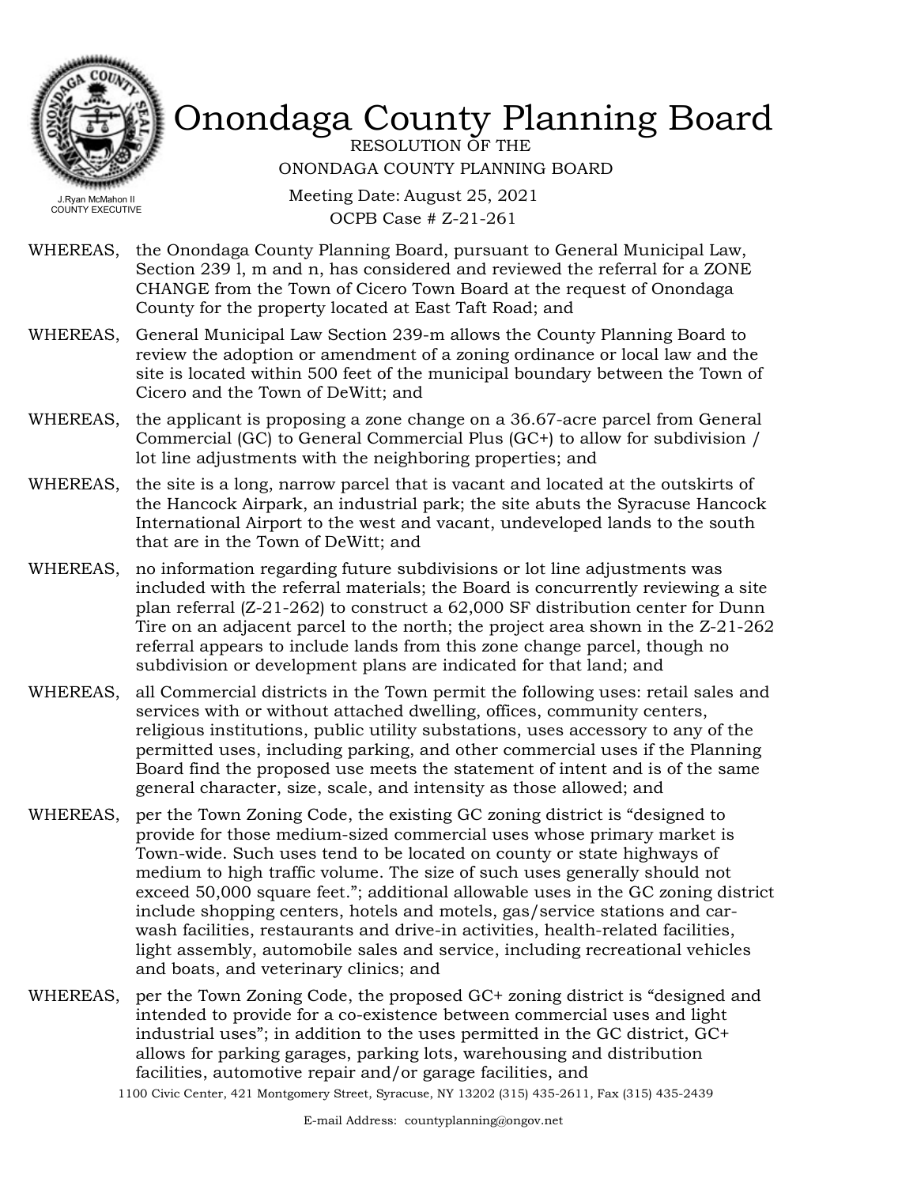# Onondaga County Planning Board

RESOLUTION OF THE
ONONDAGA COUNTY PLANNING BOARD

Meeting Date: August 25, 2021
OCPB Case # Z-21-261

J.Ryan McMahon II
COUNTY EXECUTIVE

WHEREAS, the Onondaga County Planning Board, pursuant to General Municipal Law, Section 239 l, m and n, has considered and reviewed the referral for a ZONE CHANGE from the Town of Cicero Town Board at the request of Onondaga County for the property located at East Taft Road; and

WHEREAS, General Municipal Law Section 239-m allows the County Planning Board to review the adoption or amendment of a zoning ordinance or local law and the site is located within 500 feet of the municipal boundary between the Town of Cicero and the Town of DeWitt; and

WHEREAS, the applicant is proposing a zone change on a 36.67-acre parcel from General Commercial (GC) to General Commercial Plus (GC+) to allow for subdivision / lot line adjustments with the neighboring properties; and

WHEREAS, the site is a long, narrow parcel that is vacant and located at the outskirts of the Hancock Airpark, an industrial park; the site abuts the Syracuse Hancock International Airport to the west and vacant, undeveloped lands to the south that are in the Town of DeWitt; and

WHEREAS, no information regarding future subdivisions or lot line adjustments was included with the referral materials; the Board is concurrently reviewing a site plan referral (Z-21-262) to construct a 62,000 SF distribution center for Dunn Tire on an adjacent parcel to the north; the project area shown in the Z-21-262 referral appears to include lands from this zone change parcel, though no subdivision or development plans are indicated for that land; and

WHEREAS, all Commercial districts in the Town permit the following uses: retail sales and services with or without attached dwelling, offices, community centers, religious institutions, public utility substations, uses accessory to any of the permitted uses, including parking, and other commercial uses if the Planning Board find the proposed use meets the statement of intent and is of the same general character, size, scale, and intensity as those allowed; and

WHEREAS, per the Town Zoning Code, the existing GC zoning district is "designed to provide for those medium-sized commercial uses whose primary market is Town-wide. Such uses tend to be located on county or state highways of medium to high traffic volume. The size of such uses generally should not exceed 50,000 square feet."; additional allowable uses in the GC zoning district include shopping centers, hotels and motels, gas/service stations and car-wash facilities, restaurants and drive-in activities, health-related facilities, light assembly, automobile sales and service, including recreational vehicles and boats, and veterinary clinics; and

WHEREAS, per the Town Zoning Code, the proposed GC+ zoning district is "designed and intended to provide for a co-existence between commercial uses and light industrial uses"; in addition to the uses permitted in the GC district, GC+ allows for parking garages, parking lots, warehousing and distribution facilities, automotive repair and/or garage facilities, and

1100 Civic Center, 421 Montgomery Street, Syracuse, NY 13202 (315) 435-2611, Fax (315) 435-2439

E-mail Address: countyplanning@ongov.net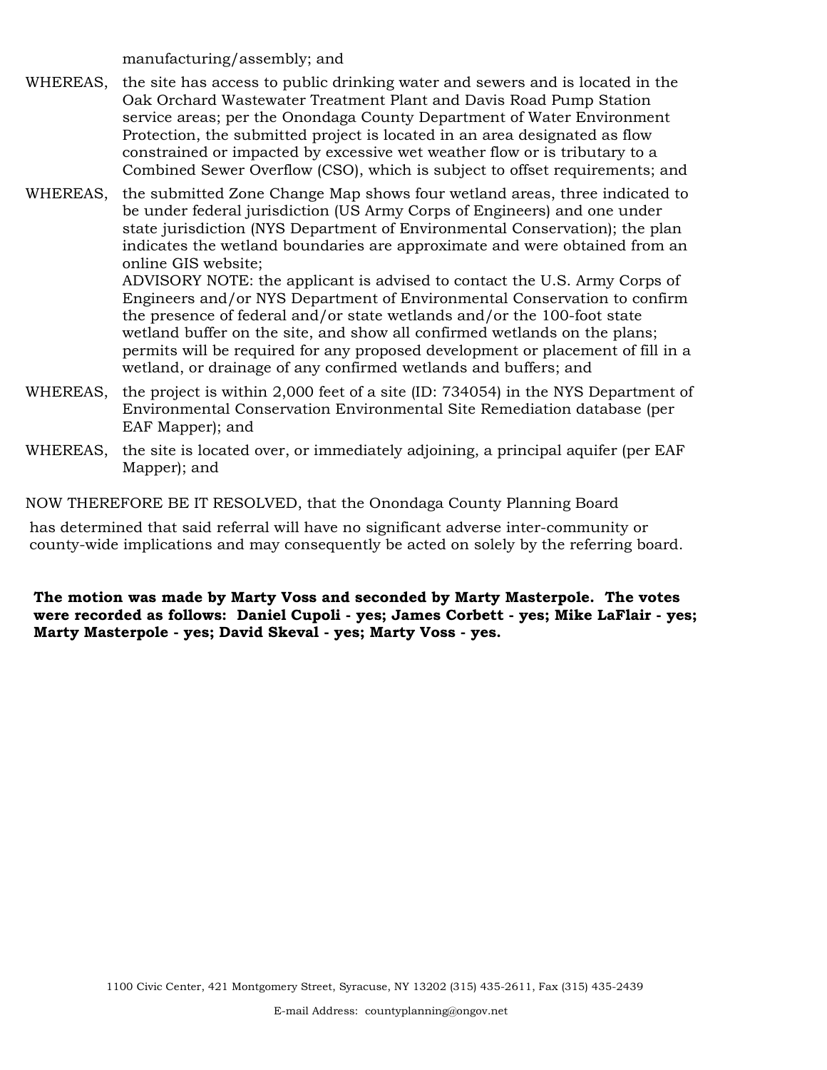manufacturing/assembly; and

WHEREAS, the site has access to public drinking water and sewers and is located in the Oak Orchard Wastewater Treatment Plant and Davis Road Pump Station service areas; per the Onondaga County Department of Water Environment Protection, the submitted project is located in an area designated as flow constrained or impacted by excessive wet weather flow or is tributary to a Combined Sewer Overflow (CSO), which is subject to offset requirements; and

WHEREAS, the submitted Zone Change Map shows four wetland areas, three indicated to be under federal jurisdiction (US Army Corps of Engineers) and one under state jurisdiction (NYS Department of Environmental Conservation); the plan indicates the wetland boundaries are approximate and were obtained from an online GIS website;
ADVISORY NOTE: the applicant is advised to contact the U.S. Army Corps of Engineers and/or NYS Department of Environmental Conservation to confirm the presence of federal and/or state wetlands and/or the 100-foot state wetland buffer on the site, and show all confirmed wetlands on the plans; permits will be required for any proposed development or placement of fill in a wetland, or drainage of any confirmed wetlands and buffers; and

WHEREAS, the project is within 2,000 feet of a site (ID: 734054) in the NYS Department of Environmental Conservation Environmental Site Remediation database (per EAF Mapper); and

WHEREAS, the site is located over, or immediately adjoining, a principal aquifer (per EAF Mapper); and

NOW THEREFORE BE IT RESOLVED, that the Onondaga County Planning Board

has determined that said referral will have no significant adverse inter-community or county-wide implications and may consequently be acted on solely by the referring board.

**The motion was made by Marty Voss and seconded by Marty Masterpole. The votes were recorded as follows: Daniel Cupoli - yes; James Corbett - yes; Mike LaFlair - yes; Marty Masterpole - yes; David Skeval - yes; Marty Voss - yes.**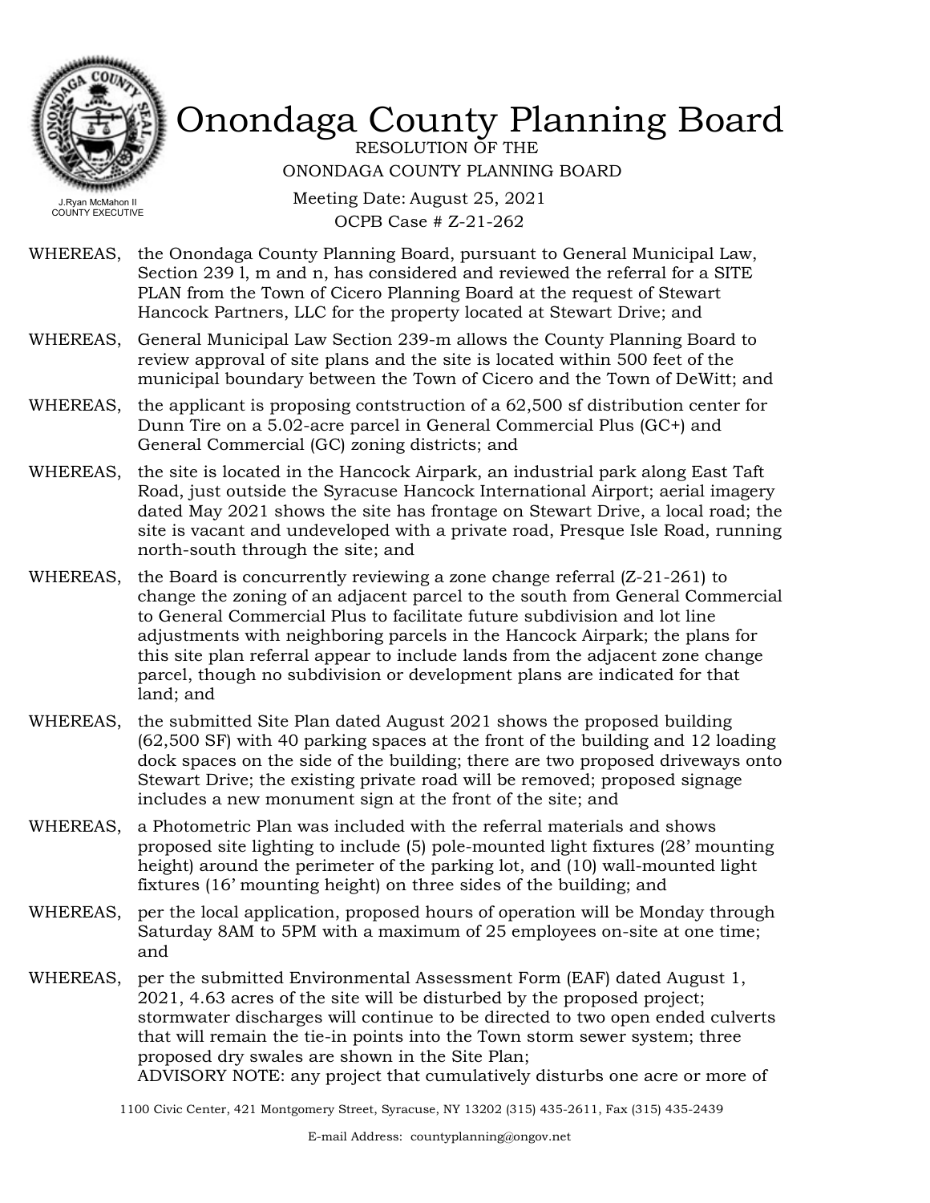# Onondaga County Planning Board

RESOLUTION OF THE
ONONDAGA COUNTY PLANNING BOARD

J.Ryan McMahon II
COUNTY EXECUTIVE

Meeting Date: August 25, 2021
OCPB Case # Z-21-262

WHEREAS, the Onondaga County Planning Board, pursuant to General Municipal Law, Section 239 l, m and n, has considered and reviewed the referral for a SITE PLAN from the Town of Cicero Planning Board at the request of Stewart Hancock Partners, LLC for the property located at Stewart Drive; and

WHEREAS, General Municipal Law Section 239-m allows the County Planning Board to review approval of site plans and the site is located within 500 feet of the municipal boundary between the Town of Cicero and the Town of DeWitt; and

WHEREAS, the applicant is proposing contstruction of a 62,500 sf distribution center for Dunn Tire on a 5.02-acre parcel in General Commercial Plus (GC+) and General Commercial (GC) zoning districts; and

WHEREAS, the site is located in the Hancock Airpark, an industrial park along East Taft Road, just outside the Syracuse Hancock International Airport; aerial imagery dated May 2021 shows the site has frontage on Stewart Drive, a local road; the site is vacant and undeveloped with a private road, Presque Isle Road, running north-south through the site; and

WHEREAS, the Board is concurrently reviewing a zone change referral (Z-21-261) to change the zoning of an adjacent parcel to the south from General Commercial to General Commercial Plus to facilitate future subdivision and lot line adjustments with neighboring parcels in the Hancock Airpark; the plans for this site plan referral appear to include lands from the adjacent zone change parcel, though no subdivision or development plans are indicated for that land; and

WHEREAS, the submitted Site Plan dated August 2021 shows the proposed building (62,500 SF) with 40 parking spaces at the front of the building and 12 loading dock spaces on the side of the building; there are two proposed driveways onto Stewart Drive; the existing private road will be removed; proposed signage includes a new monument sign at the front of the site; and

WHEREAS, a Photometric Plan was included with the referral materials and shows proposed site lighting to include (5) pole-mounted light fixtures (28' mounting height) around the perimeter of the parking lot, and (10) wall-mounted light fixtures (16' mounting height) on three sides of the building; and

WHEREAS, per the local application, proposed hours of operation will be Monday through Saturday 8AM to 5PM with a maximum of 25 employees on-site at one time; and

WHEREAS, per the submitted Environmental Assessment Form (EAF) dated August 1, 2021, 4.63 acres of the site will be disturbed by the proposed project; stormwater discharges will continue to be directed to two open ended culverts that will remain the tie-in points into the Town storm sewer system; three proposed dry swales are shown in the Site Plan;
ADVISORY NOTE: any project that cumulatively disturbs one acre or more of

1100 Civic Center, 421 Montgomery Street, Syracuse, NY 13202 (315) 435-2611, Fax (315) 435-2439

E-mail Address: countyplanning@ongov.net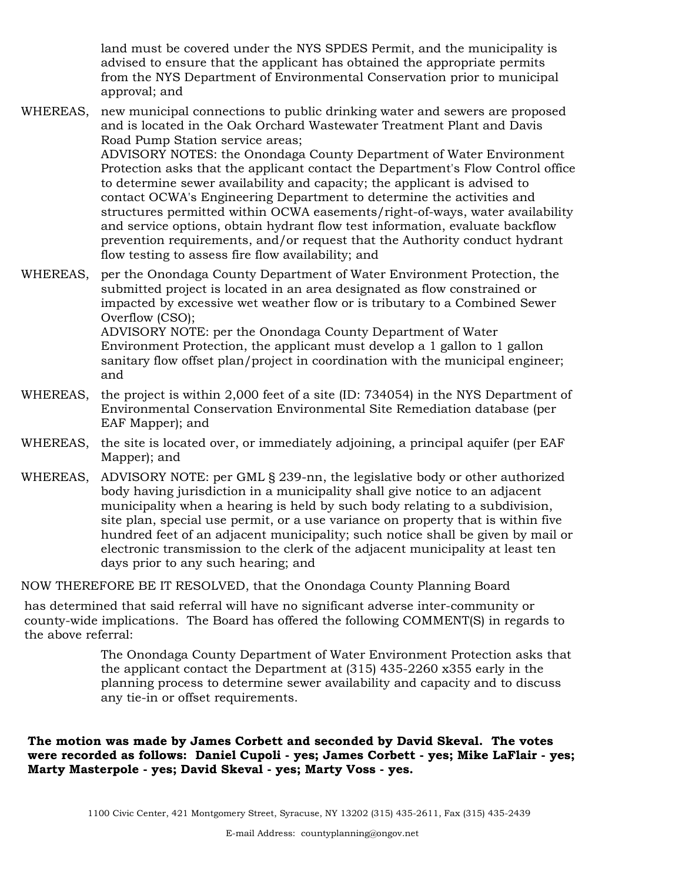land must be covered under the NYS SPDES Permit, and the municipality is advised to ensure that the applicant has obtained the appropriate permits from the NYS Department of Environmental Conservation prior to municipal approval; and

WHEREAS, new municipal connections to public drinking water and sewers are proposed and is located in the Oak Orchard Wastewater Treatment Plant and Davis Road Pump Station service areas;
ADVISORY NOTES: the Onondaga County Department of Water Environment Protection asks that the applicant contact the Department's Flow Control office to determine sewer availability and capacity; the applicant is advised to contact OCWA's Engineering Department to determine the activities and structures permitted within OCWA easements/right-of-ways, water availability and service options, obtain hydrant flow test information, evaluate backflow prevention requirements, and/or request that the Authority conduct hydrant flow testing to assess fire flow availability; and

WHEREAS, per the Onondaga County Department of Water Environment Protection, the submitted project is located in an area designated as flow constrained or impacted by excessive wet weather flow or is tributary to a Combined Sewer Overflow (CSO);
ADVISORY NOTE: per the Onondaga County Department of Water Environment Protection, the applicant must develop a 1 gallon to 1 gallon sanitary flow offset plan/project in coordination with the municipal engineer; and

WHEREAS, the project is within 2,000 feet of a site (ID: 734054) in the NYS Department of Environmental Conservation Environmental Site Remediation database (per EAF Mapper); and

WHEREAS, the site is located over, or immediately adjoining, a principal aquifer (per EAF Mapper); and

WHEREAS, ADVISORY NOTE: per GML § 239-nn, the legislative body or other authorized body having jurisdiction in a municipality shall give notice to an adjacent municipality when a hearing is held by such body relating to a subdivision, site plan, special use permit, or a use variance on property that is within five hundred feet of an adjacent municipality; such notice shall be given by mail or electronic transmission to the clerk of the adjacent municipality at least ten days prior to any such hearing; and

NOW THEREFORE BE IT RESOLVED, that the Onondaga County Planning Board

has determined that said referral will have no significant adverse inter-community or county-wide implications. The Board has offered the following COMMENT(S) in regards to the above referral:

The Onondaga County Department of Water Environment Protection asks that the applicant contact the Department at (315) 435-2260 x355 early in the planning process to determine sewer availability and capacity and to discuss any tie-in or offset requirements.

**The motion was made by James Corbett and seconded by David Skeval. The votes were recorded as follows: Daniel Cupoli - yes; James Corbett - yes; Mike LaFlair - yes; Marty Masterpole - yes; David Skeval - yes; Marty Voss - yes.**

1100 Civic Center, 421 Montgomery Street, Syracuse, NY 13202 (315) 435-2611, Fax (315) 435-2439

E-mail Address: countyplanning@ongov.net